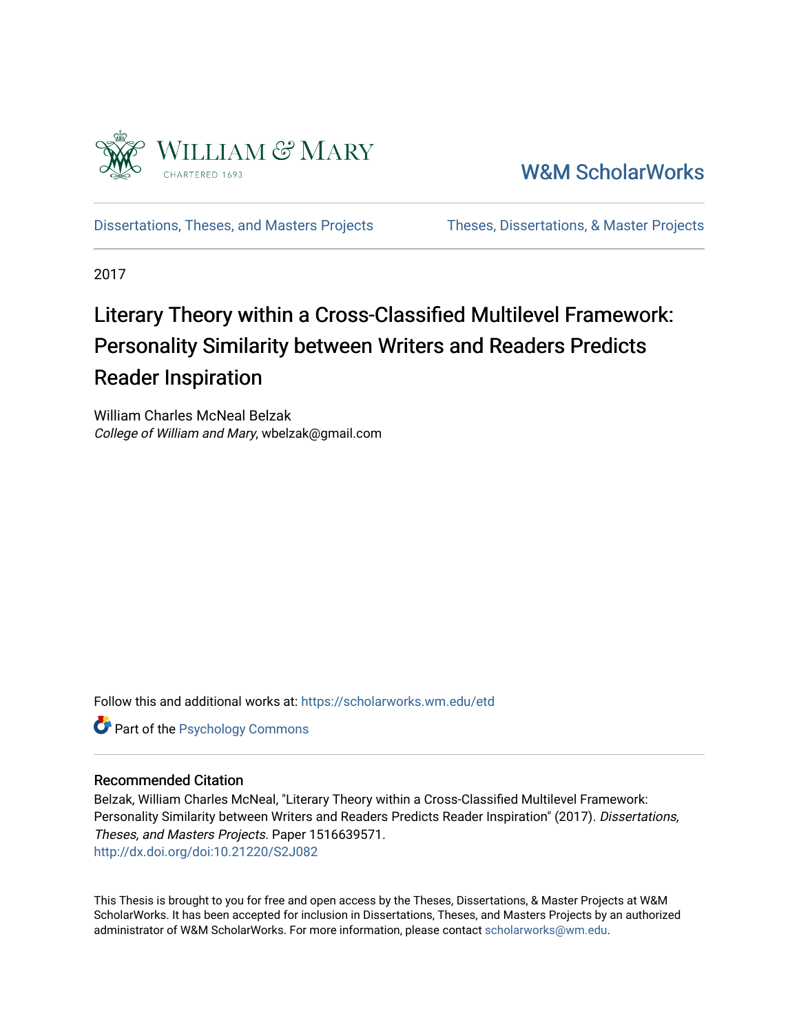William & Mary
CHARTERED 1693

W&M ScholarWorks

Dissertations, Theses, and Masters Projects | Theses, Dissertations, & Master Projects

2017

# Literary Theory within a Cross-Classified Multilevel Framework: Personality Similarity between Writers and Readers Predicts Reader Inspiration

William Charles McNeal Belzak
*College of William and Mary*, wbelzak@gmail.com

Follow this and additional works at: https://scholarworks.wm.edu/etd

Part of the Psychology Commons

## Recommended Citation

Belzak, William Charles McNeal, "Literary Theory within a Cross-Classified Multilevel Framework: Personality Similarity between Writers and Readers Predicts Reader Inspiration" (2017). *Dissertations, Theses, and Masters Projects.* Paper 1516639571.
http://dx.doi.org/doi:10.21220/S2J082

This Thesis is brought to you for free and open access by the Theses, Dissertations, & Master Projects at W&M ScholarWorks. It has been accepted for inclusion in Dissertations, Theses, and Masters Projects by an authorized administrator of W&M ScholarWorks. For more information, please contact scholarworks@wm.edu.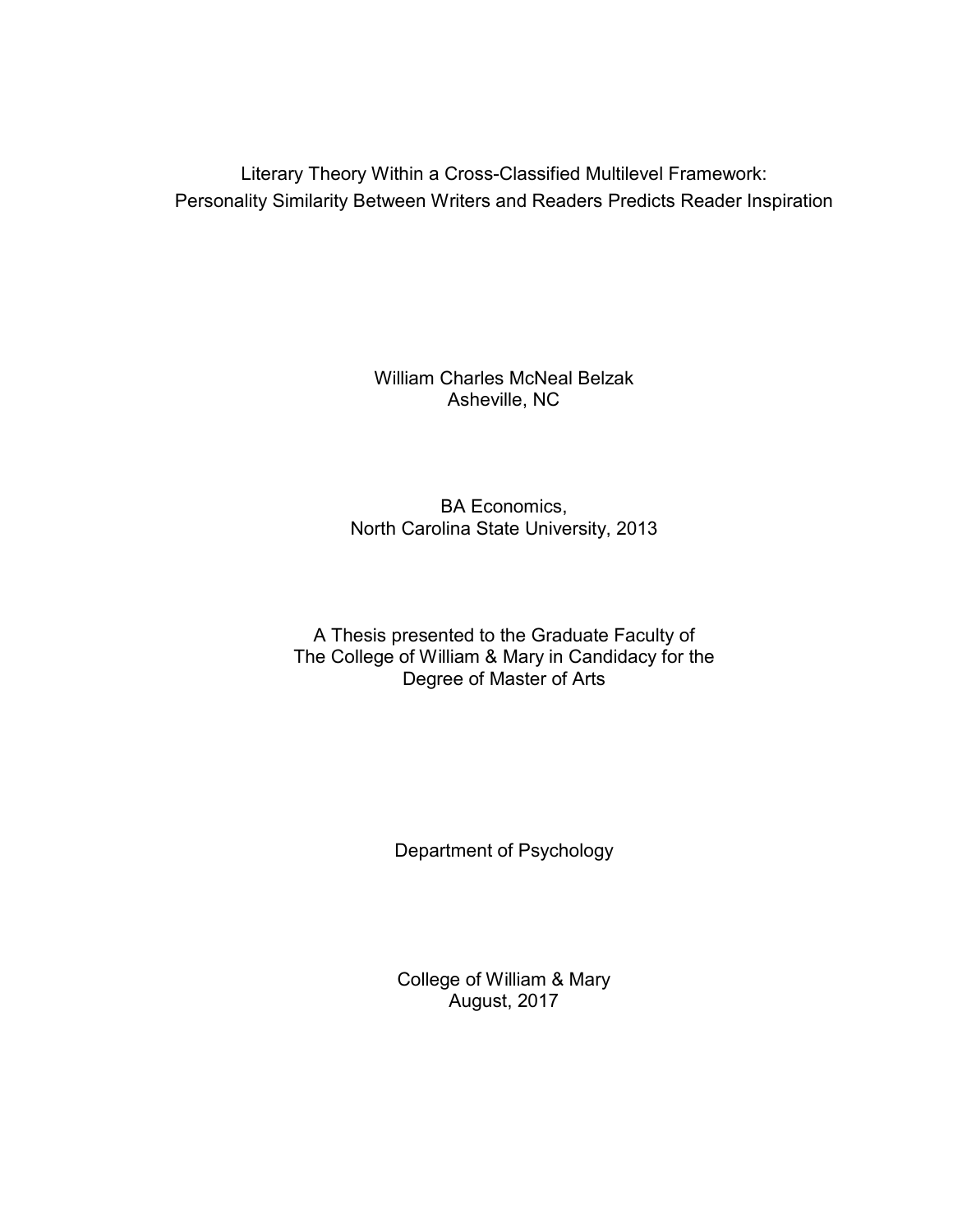Literary Theory Within a Cross-Classified Multilevel Framework:
Personality Similarity Between Writers and Readers Predicts Reader Inspiration

William Charles McNeal Belzak
Asheville, NC

BA Economics,
North Carolina State University, 2013

A Thesis presented to the Graduate Faculty of
The College of William & Mary in Candidacy for the
Degree of Master of Arts

Department of Psychology

College of William & Mary
August, 2017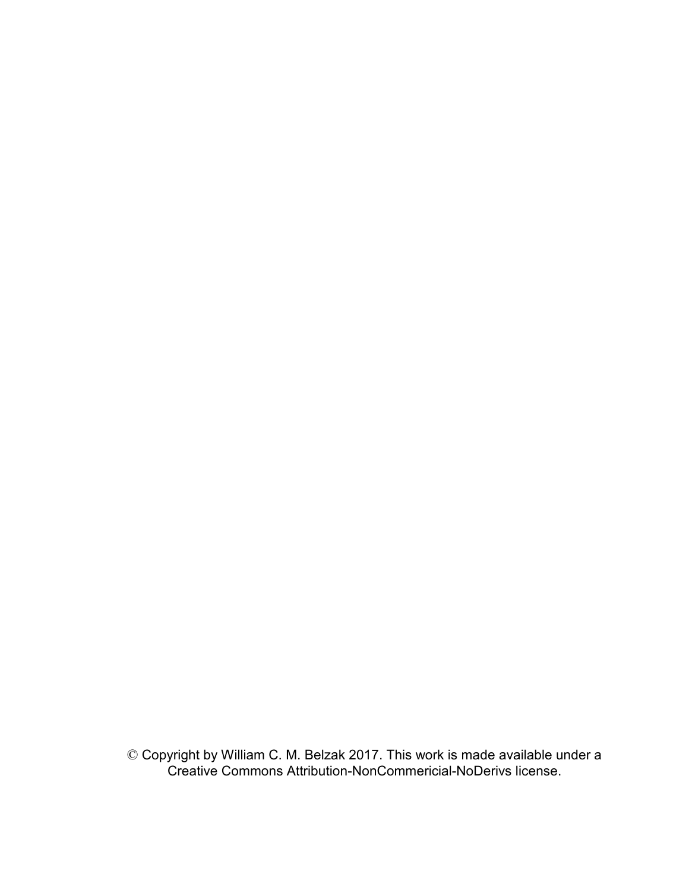© Copyright by William C. M. Belzak 2017. This work is made available under a Creative Commons Attribution-NonCommericial-NoDerivs license.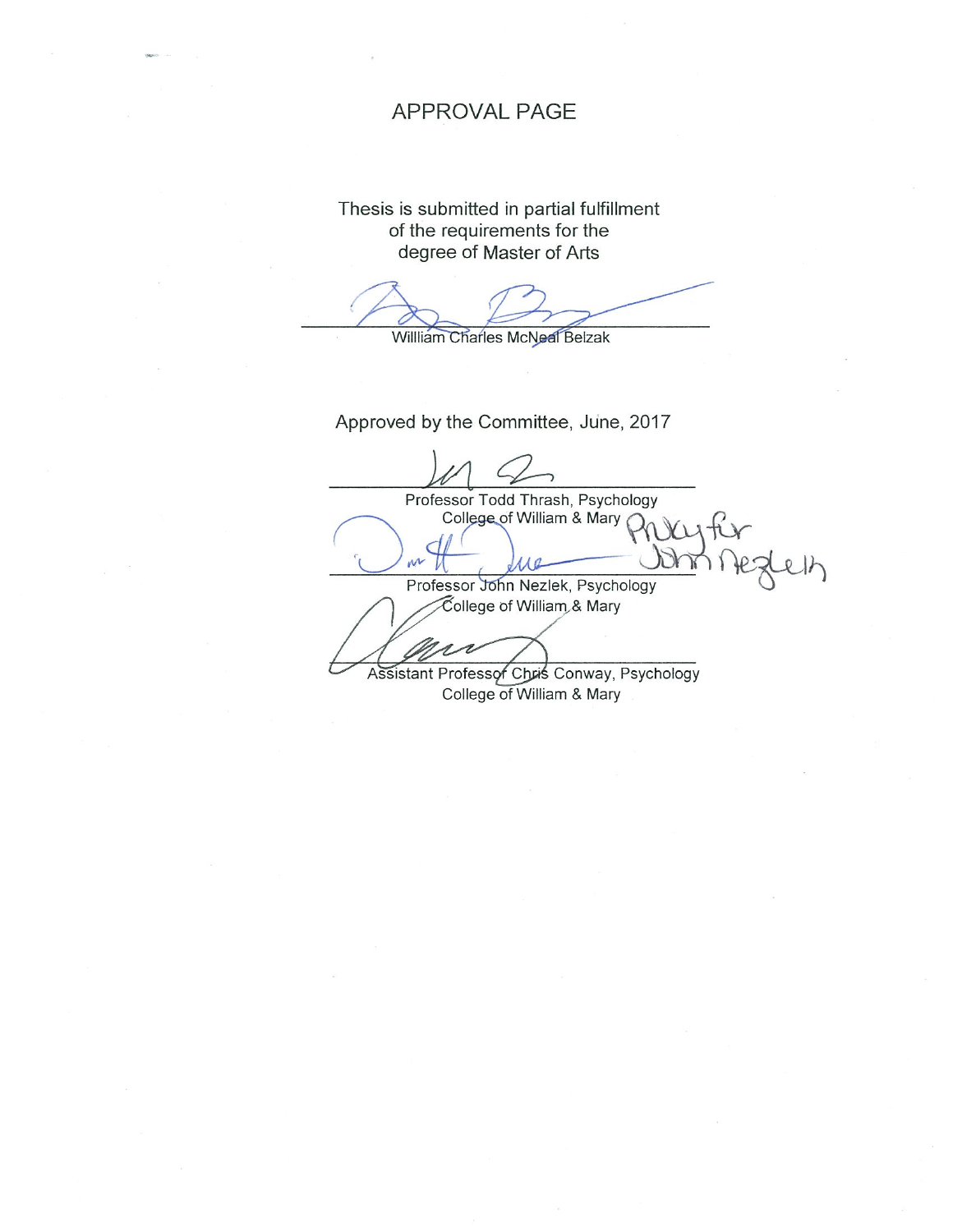# APPROVAL PAGE

Thesis is submitted in partial fulfillment
of the requirements for the
degree of Master of Arts

William Charles McNeal Belzak

Approved by the Committee, June, 2017

Professor Todd Thrash, Psychology
College of William & Mary

Proxy for
John Nezlek

Professor John Nezlek, Psychology
College of William & Mary

Assistant Professor Chris Conway, Psychology
College of William & Mary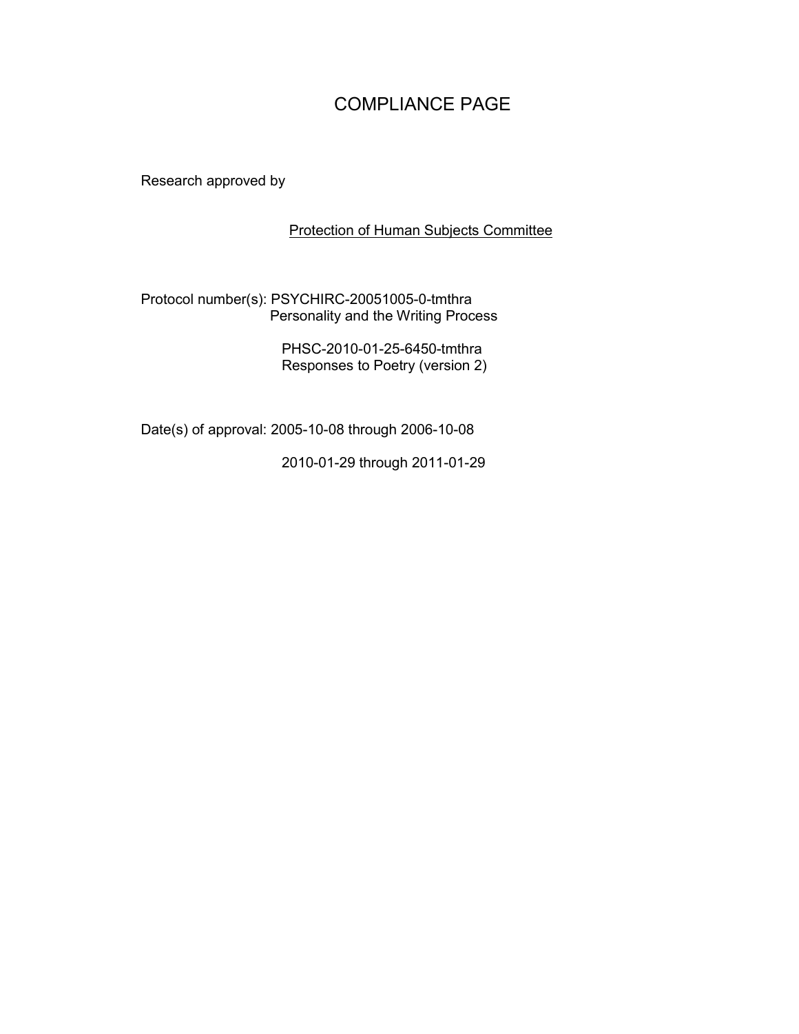# COMPLIANCE PAGE

Research approved by

<u>Protection of Human Subjects Committee</u>

Protocol number(s): PSYCHIRC-20051005-0-tmthra
Personality and the Writing Process

PHSC-2010-01-25-6450-tmthra
Responses to Poetry (version 2)

Date(s) of approval: 2005-10-08 through 2006-10-08

2010-01-29 through 2011-01-29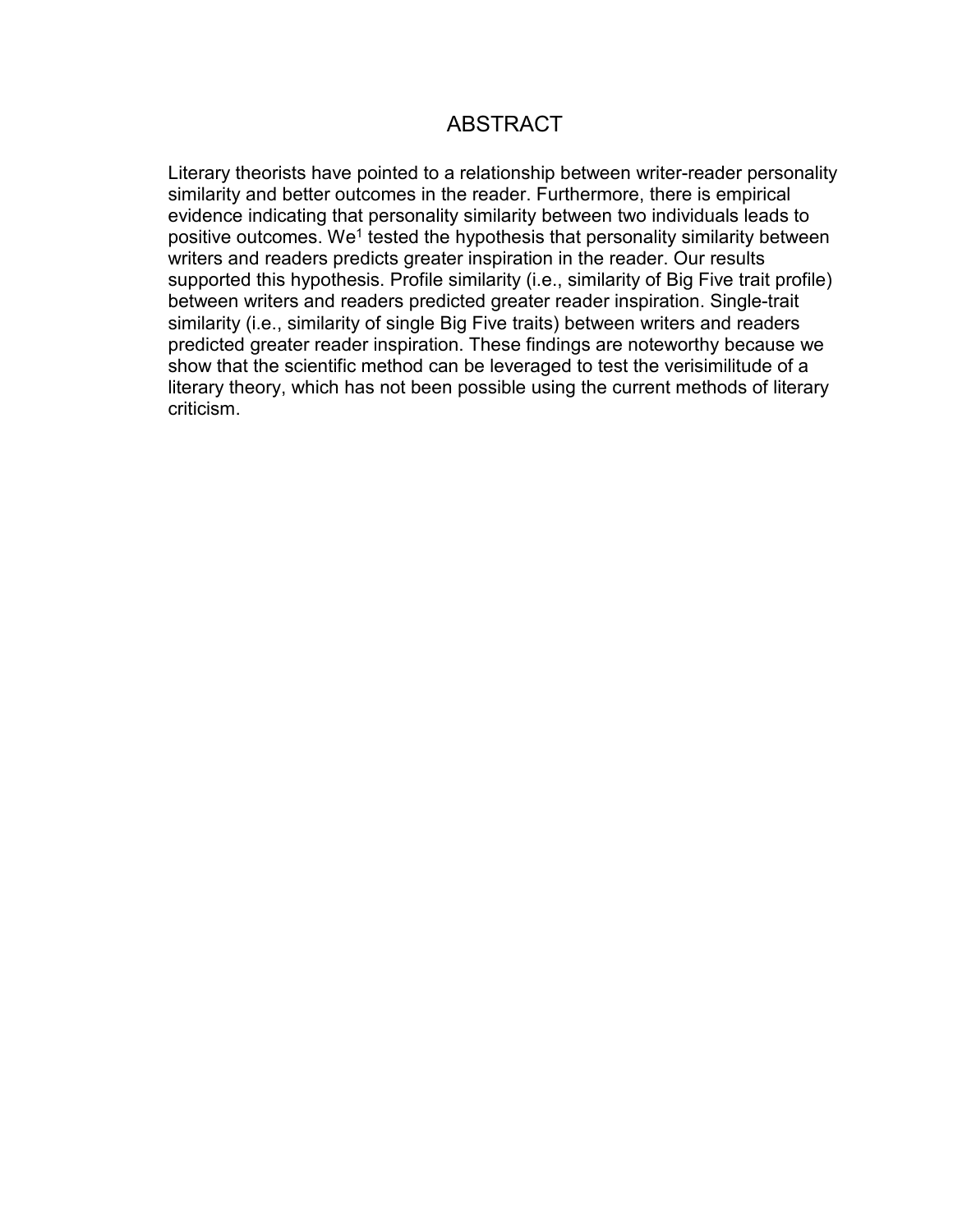# ABSTRACT

Literary theorists have pointed to a relationship between writer-reader personality similarity and better outcomes in the reader. Furthermore, there is empirical evidence indicating that personality similarity between two individuals leads to positive outcomes. We[1] tested the hypothesis that personality similarity between writers and readers predicts greater inspiration in the reader. Our results supported this hypothesis. Profile similarity (i.e., similarity of Big Five trait profile) between writers and readers predicted greater reader inspiration. Single-trait similarity (i.e., similarity of single Big Five traits) between writers and readers predicted greater reader inspiration. These findings are noteworthy because we show that the scientific method can be leveraged to test the verisimilitude of a literary theory, which has not been possible using the current methods of literary criticism.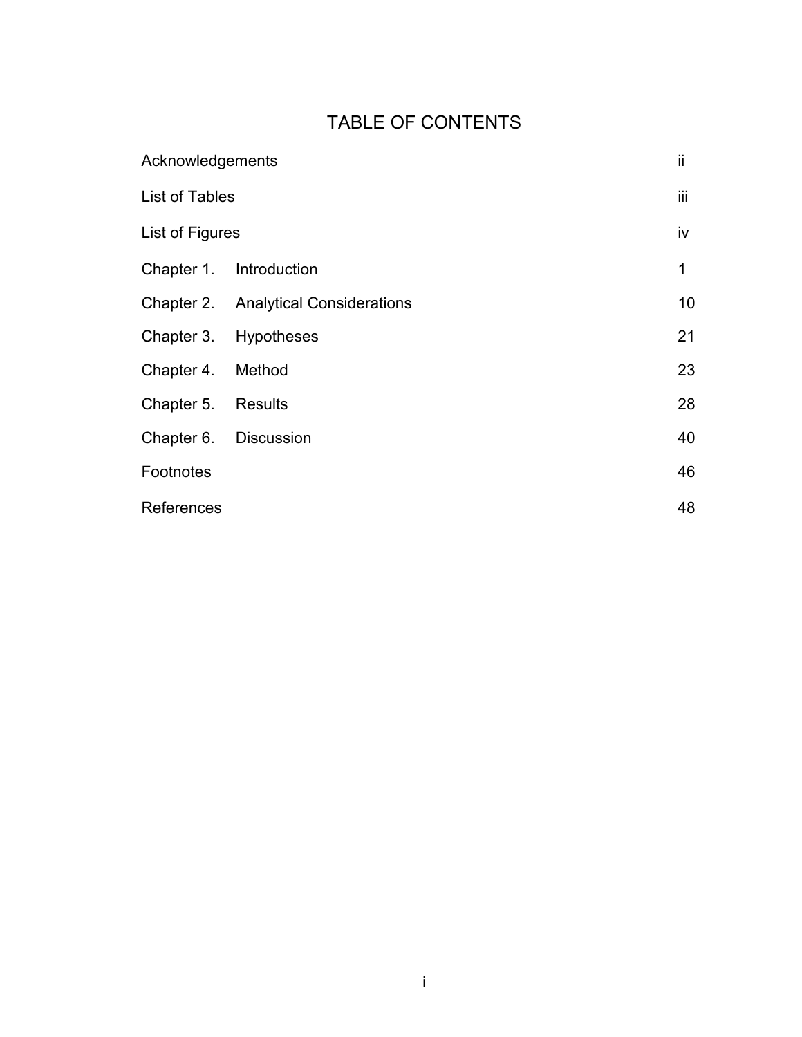# TABLE OF CONTENTS

| | | |
|---|---|---|
| Acknowledgements | | ii |
| List of Tables | | iii |
| List of Figures | | iv |
| Chapter 1. | Introduction | 1 |
| Chapter 2. | Analytical Considerations | 10 |
| Chapter 3. | Hypotheses | 21 |
| Chapter 4. | Method | 23 |
| Chapter 5. | Results | 28 |
| Chapter 6. | Discussion | 40 |
| Footnotes | | 46 |
| References | | 48 |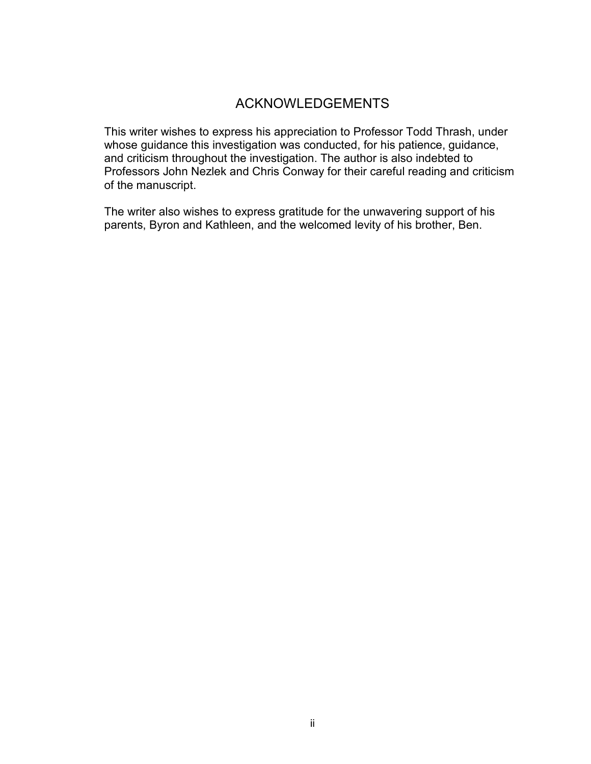# ACKNOWLEDGEMENTS

This writer wishes to express his appreciation to Professor Todd Thrash, under whose guidance this investigation was conducted, for his patience, guidance, and criticism throughout the investigation. The author is also indebted to Professors John Nezlek and Chris Conway for their careful reading and criticism of the manuscript.

The writer also wishes to express gratitude for the unwavering support of his parents, Byron and Kathleen, and the welcomed levity of his brother, Ben.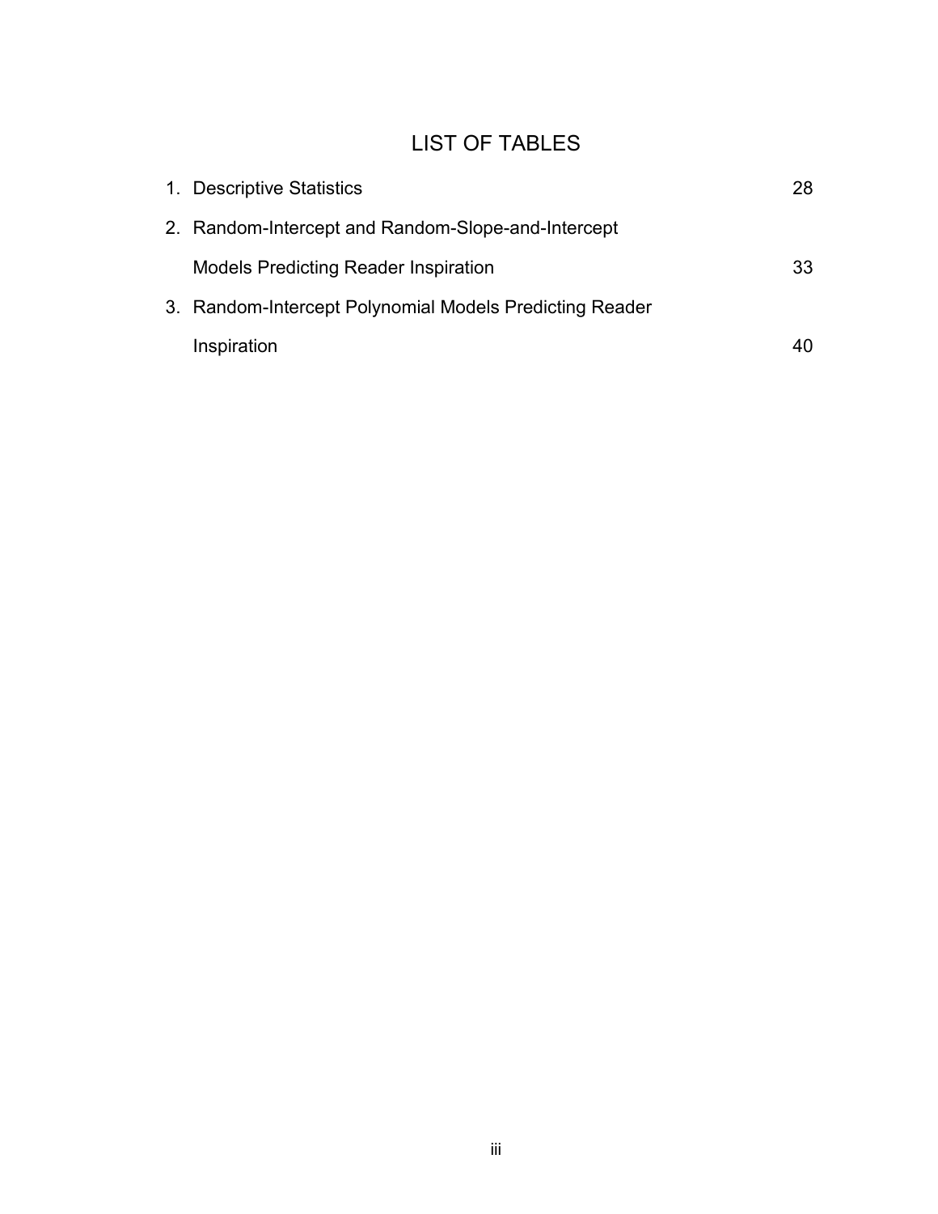# LIST OF TABLES

1. Descriptive Statistics 28
2. Random-Intercept and Random-Slope-and-Intercept Models Predicting Reader Inspiration 33
3. Random-Intercept Polynomial Models Predicting Reader Inspiration 40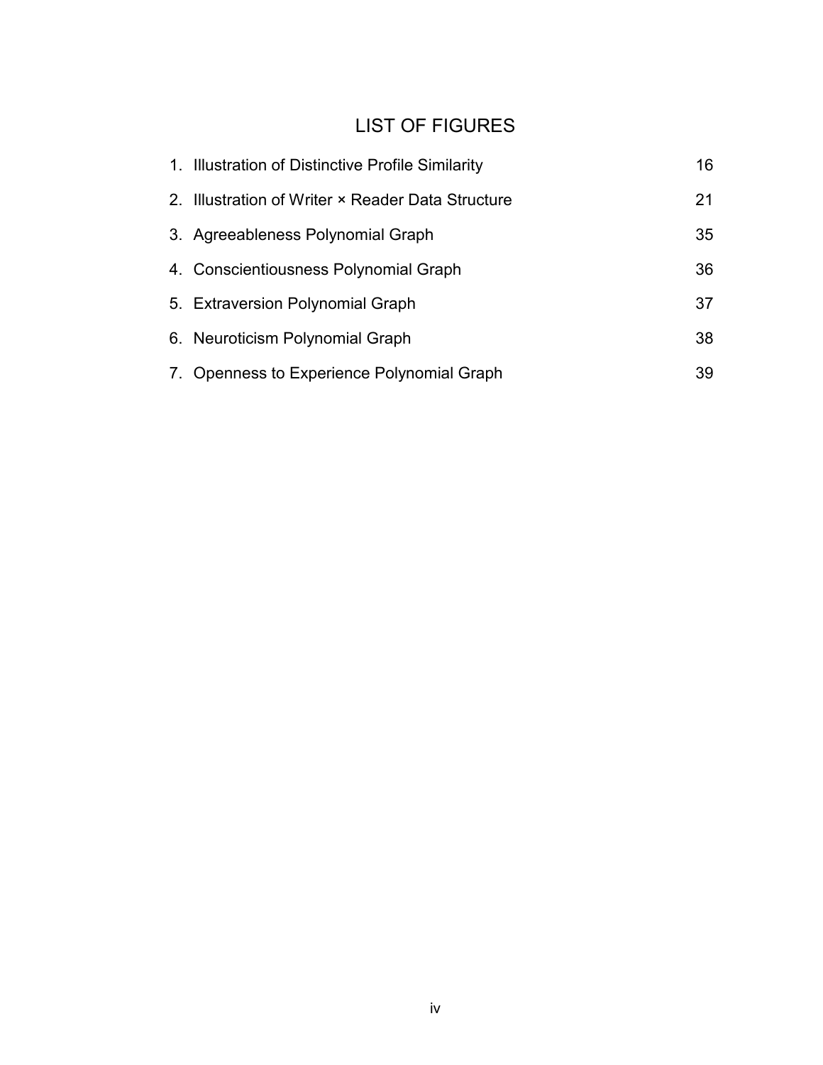# LIST OF FIGURES

1. Illustration of Distinctive Profile Similarity 16
2. Illustration of Writer × Reader Data Structure 21
3. Agreeableness Polynomial Graph 35
4. Conscientiousness Polynomial Graph 36
5. Extraversion Polynomial Graph 37
6. Neuroticism Polynomial Graph 38
7. Openness to Experience Polynomial Graph 39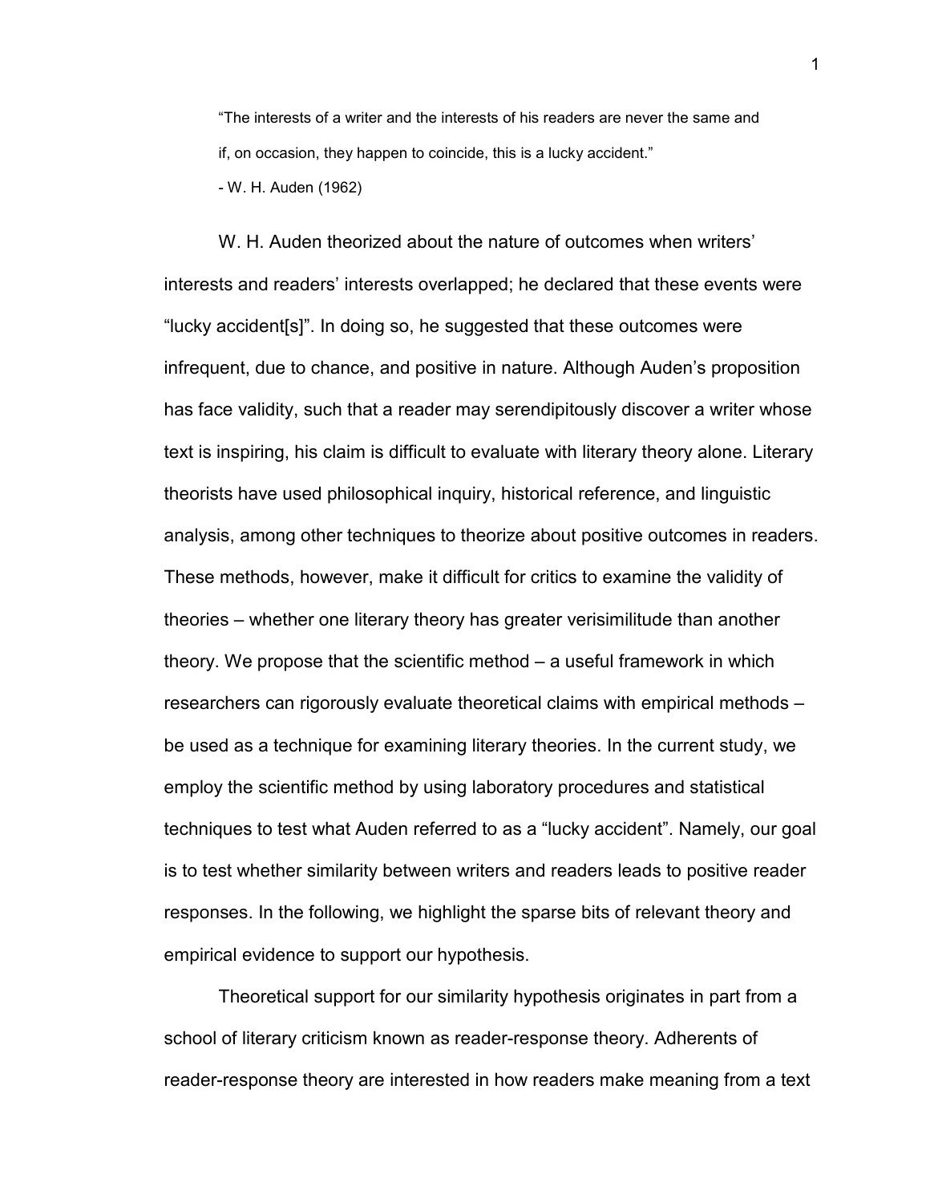> "The interests of a writer and the interests of his readers are never the same and if, on occasion, they happen to coincide, this is a lucky accident."
>
> - W. H. Auden (1962)

W. H. Auden theorized about the nature of outcomes when writers' interests and readers' interests overlapped; he declared that these events were "lucky accident[s]". In doing so, he suggested that these outcomes were infrequent, due to chance, and positive in nature. Although Auden's proposition has face validity, such that a reader may serendipitously discover a writer whose text is inspiring, his claim is difficult to evaluate with literary theory alone. Literary theorists have used philosophical inquiry, historical reference, and linguistic analysis, among other techniques to theorize about positive outcomes in readers. These methods, however, make it difficult for critics to examine the validity of theories – whether one literary theory has greater verisimilitude than another theory. We propose that the scientific method – a useful framework in which researchers can rigorously evaluate theoretical claims with empirical methods – be used as a technique for examining literary theories. In the current study, we employ the scientific method by using laboratory procedures and statistical techniques to test what Auden referred to as a "lucky accident". Namely, our goal is to test whether similarity between writers and readers leads to positive reader responses. In the following, we highlight the sparse bits of relevant theory and empirical evidence to support our hypothesis.

Theoretical support for our similarity hypothesis originates in part from a school of literary criticism known as reader-response theory. Adherents of reader-response theory are interested in how readers make meaning from a text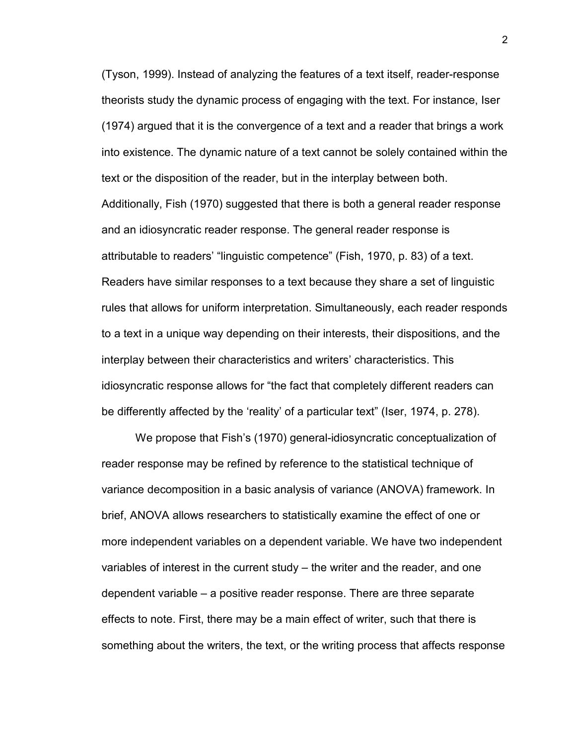(Tyson, 1999). Instead of analyzing the features of a text itself, reader-response theorists study the dynamic process of engaging with the text. For instance, Iser (1974) argued that it is the convergence of a text and a reader that brings a work into existence. The dynamic nature of a text cannot be solely contained within the text or the disposition of the reader, but in the interplay between both. Additionally, Fish (1970) suggested that there is both a general reader response and an idiosyncratic reader response. The general reader response is attributable to readers' "linguistic competence" (Fish, 1970, p. 83) of a text. Readers have similar responses to a text because they share a set of linguistic rules that allows for uniform interpretation. Simultaneously, each reader responds to a text in a unique way depending on their interests, their dispositions, and the interplay between their characteristics and writers' characteristics. This idiosyncratic response allows for "the fact that completely different readers can be differently affected by the 'reality' of a particular text" (Iser, 1974, p. 278).

We propose that Fish's (1970) general-idiosyncratic conceptualization of reader response may be refined by reference to the statistical technique of variance decomposition in a basic analysis of variance (ANOVA) framework. In brief, ANOVA allows researchers to statistically examine the effect of one or more independent variables on a dependent variable. We have two independent variables of interest in the current study – the writer and the reader, and one dependent variable – a positive reader response. There are three separate effects to note. First, there may be a main effect of writer, such that there is something about the writers, the text, or the writing process that affects response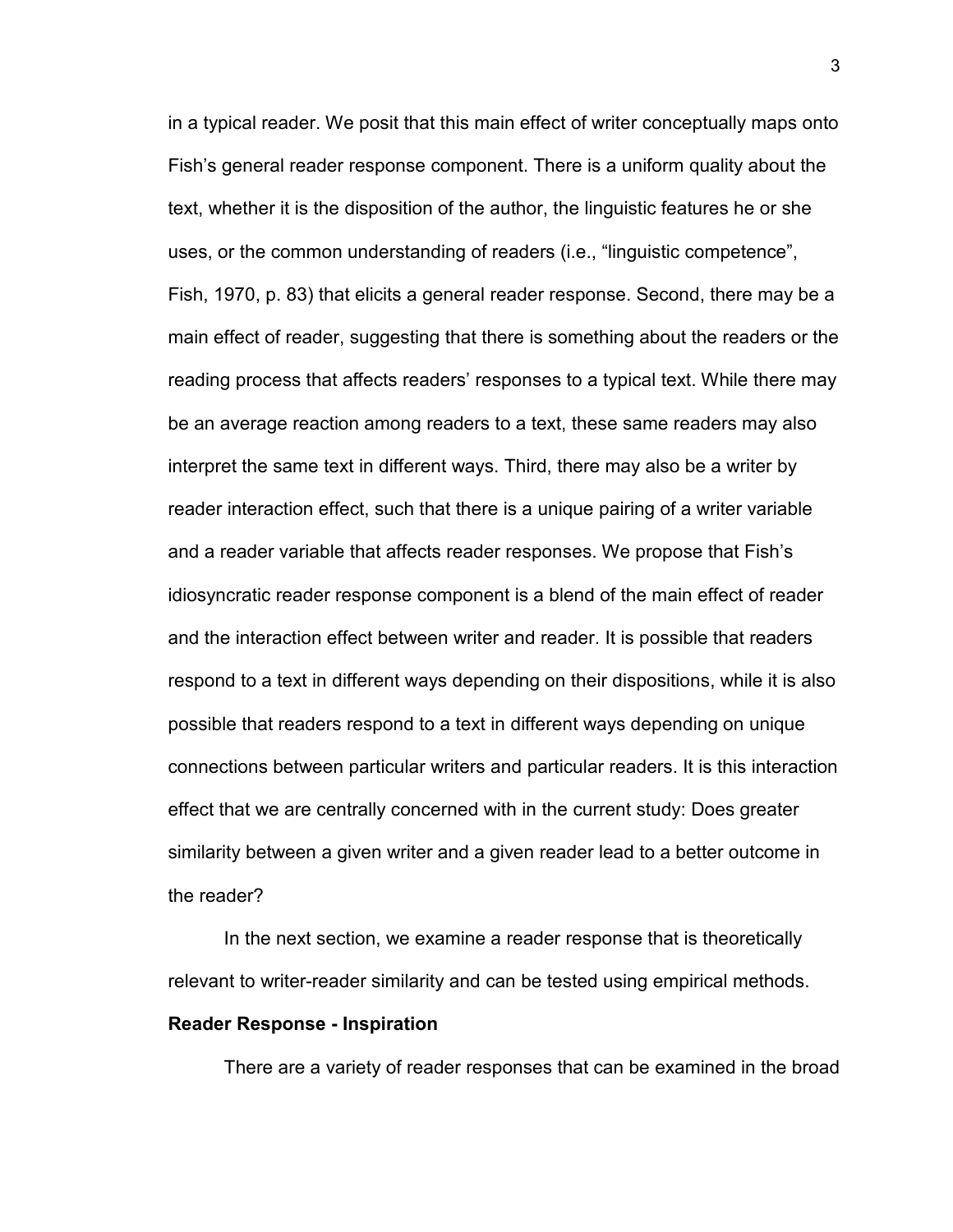in a typical reader. We posit that this main effect of writer conceptually maps onto Fish's general reader response component. There is a uniform quality about the text, whether it is the disposition of the author, the linguistic features he or she uses, or the common understanding of readers (i.e., "linguistic competence", Fish, 1970, p. 83) that elicits a general reader response. Second, there may be a main effect of reader, suggesting that there is something about the readers or the reading process that affects readers' responses to a typical text. While there may be an average reaction among readers to a text, these same readers may also interpret the same text in different ways. Third, there may also be a writer by reader interaction effect, such that there is a unique pairing of a writer variable and a reader variable that affects reader responses. We propose that Fish's idiosyncratic reader response component is a blend of the main effect of reader and the interaction effect between writer and reader. It is possible that readers respond to a text in different ways depending on their dispositions, while it is also possible that readers respond to a text in different ways depending on unique connections between particular writers and particular readers. It is this interaction effect that we are centrally concerned with in the current study: Does greater similarity between a given writer and a given reader lead to a better outcome in the reader?

In the next section, we examine a reader response that is theoretically relevant to writer-reader similarity and can be tested using empirical methods.

**Reader Response - Inspiration**

There are a variety of reader responses that can be examined in the broad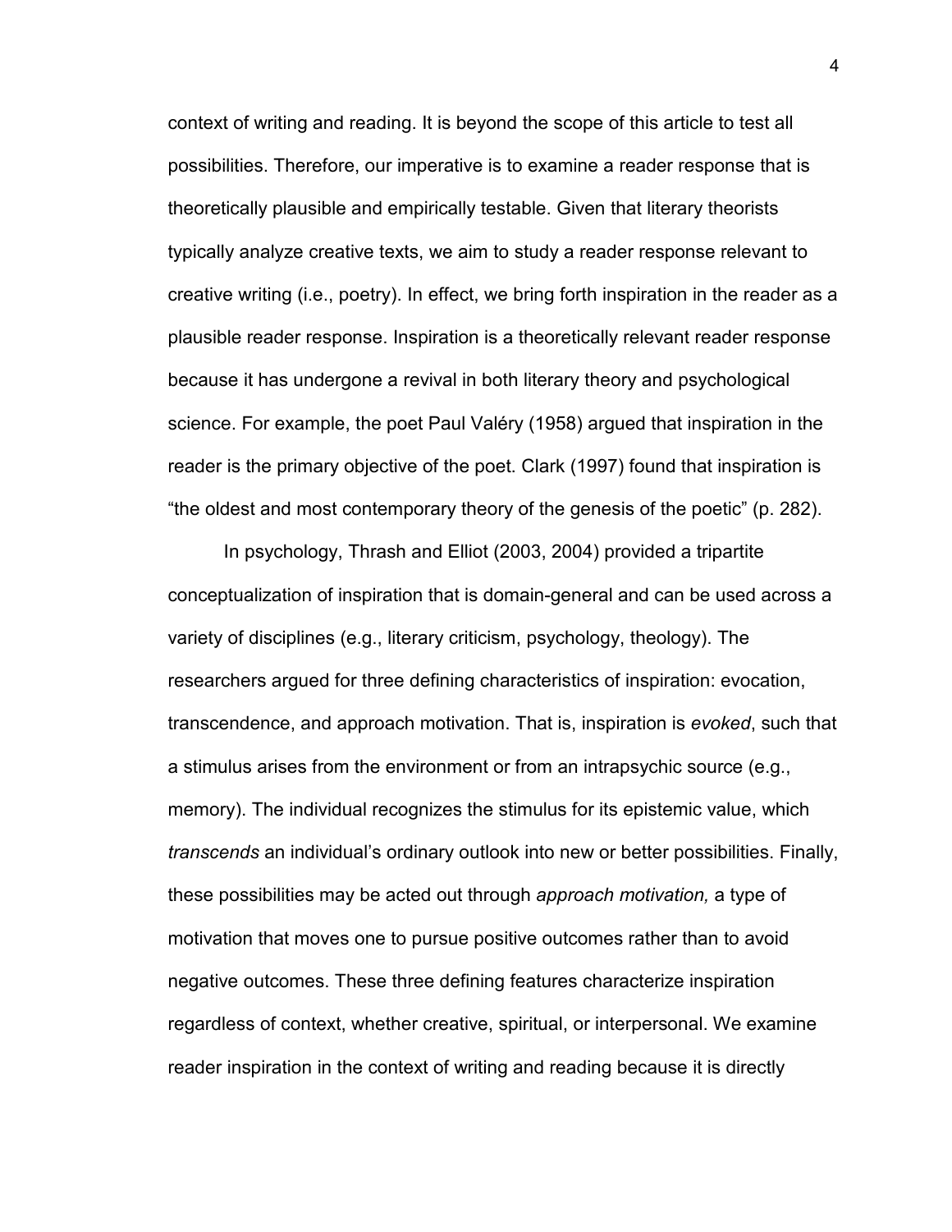context of writing and reading. It is beyond the scope of this article to test all possibilities. Therefore, our imperative is to examine a reader response that is theoretically plausible and empirically testable. Given that literary theorists typically analyze creative texts, we aim to study a reader response relevant to creative writing (i.e., poetry). In effect, we bring forth inspiration in the reader as a plausible reader response. Inspiration is a theoretically relevant reader response because it has undergone a revival in both literary theory and psychological science. For example, the poet Paul Valéry (1958) argued that inspiration in the reader is the primary objective of the poet. Clark (1997) found that inspiration is "the oldest and most contemporary theory of the genesis of the poetic" (p. 282).

In psychology, Thrash and Elliot (2003, 2004) provided a tripartite conceptualization of inspiration that is domain-general and can be used across a variety of disciplines (e.g., literary criticism, psychology, theology). The researchers argued for three defining characteristics of inspiration: evocation, transcendence, and approach motivation. That is, inspiration is *evoked*, such that a stimulus arises from the environment or from an intrapsychic source (e.g., memory). The individual recognizes the stimulus for its epistemic value, which *transcends* an individual's ordinary outlook into new or better possibilities. Finally, these possibilities may be acted out through *approach motivation,* a type of motivation that moves one to pursue positive outcomes rather than to avoid negative outcomes. These three defining features characterize inspiration regardless of context, whether creative, spiritual, or interpersonal. We examine reader inspiration in the context of writing and reading because it is directly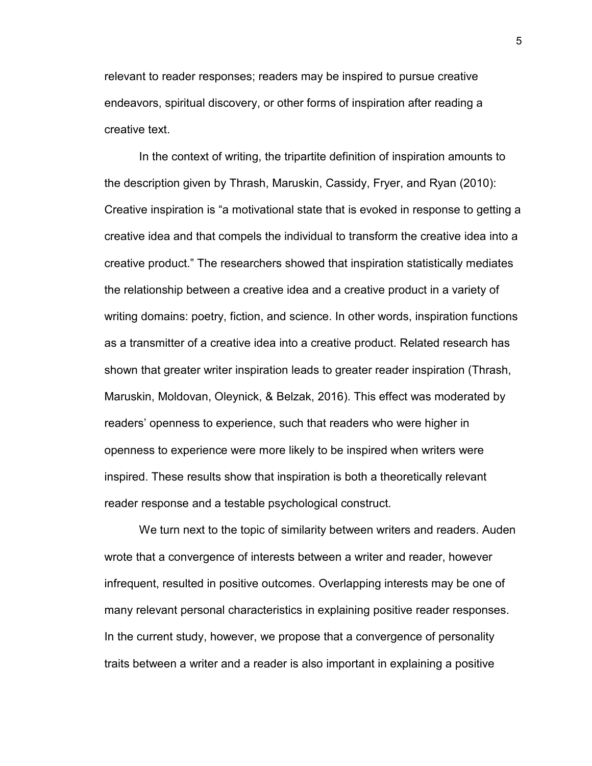relevant to reader responses; readers may be inspired to pursue creative endeavors, spiritual discovery, or other forms of inspiration after reading a creative text.

In the context of writing, the tripartite definition of inspiration amounts to the description given by Thrash, Maruskin, Cassidy, Fryer, and Ryan (2010): Creative inspiration is "a motivational state that is evoked in response to getting a creative idea and that compels the individual to transform the creative idea into a creative product." The researchers showed that inspiration statistically mediates the relationship between a creative idea and a creative product in a variety of writing domains: poetry, fiction, and science. In other words, inspiration functions as a transmitter of a creative idea into a creative product. Related research has shown that greater writer inspiration leads to greater reader inspiration (Thrash, Maruskin, Moldovan, Oleynick, & Belzak, 2016). This effect was moderated by readers' openness to experience, such that readers who were higher in openness to experience were more likely to be inspired when writers were inspired. These results show that inspiration is both a theoretically relevant reader response and a testable psychological construct.

We turn next to the topic of similarity between writers and readers. Auden wrote that a convergence of interests between a writer and reader, however infrequent, resulted in positive outcomes. Overlapping interests may be one of many relevant personal characteristics in explaining positive reader responses. In the current study, however, we propose that a convergence of personality traits between a writer and a reader is also important in explaining a positive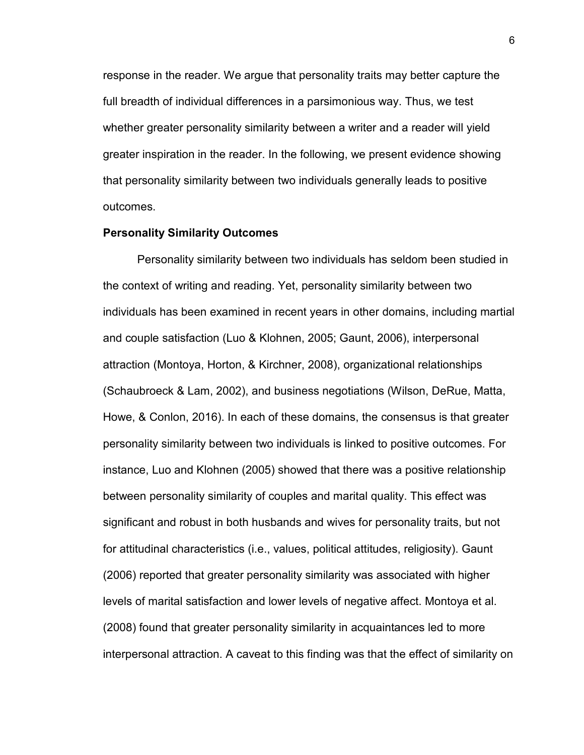response in the reader. We argue that personality traits may better capture the full breadth of individual differences in a parsimonious way. Thus, we test whether greater personality similarity between a writer and a reader will yield greater inspiration in the reader. In the following, we present evidence showing that personality similarity between two individuals generally leads to positive outcomes.

**Personality Similarity Outcomes**

Personality similarity between two individuals has seldom been studied in the context of writing and reading. Yet, personality similarity between two individuals has been examined in recent years in other domains, including martial and couple satisfaction (Luo & Klohnen, 2005; Gaunt, 2006), interpersonal attraction (Montoya, Horton, & Kirchner, 2008), organizational relationships (Schaubroeck & Lam, 2002), and business negotiations (Wilson, DeRue, Matta, Howe, & Conlon, 2016). In each of these domains, the consensus is that greater personality similarity between two individuals is linked to positive outcomes. For instance, Luo and Klohnen (2005) showed that there was a positive relationship between personality similarity of couples and marital quality. This effect was significant and robust in both husbands and wives for personality traits, but not for attitudinal characteristics (i.e., values, political attitudes, religiosity). Gaunt (2006) reported that greater personality similarity was associated with higher levels of marital satisfaction and lower levels of negative affect. Montoya et al. (2008) found that greater personality similarity in acquaintances led to more interpersonal attraction. A caveat to this finding was that the effect of similarity on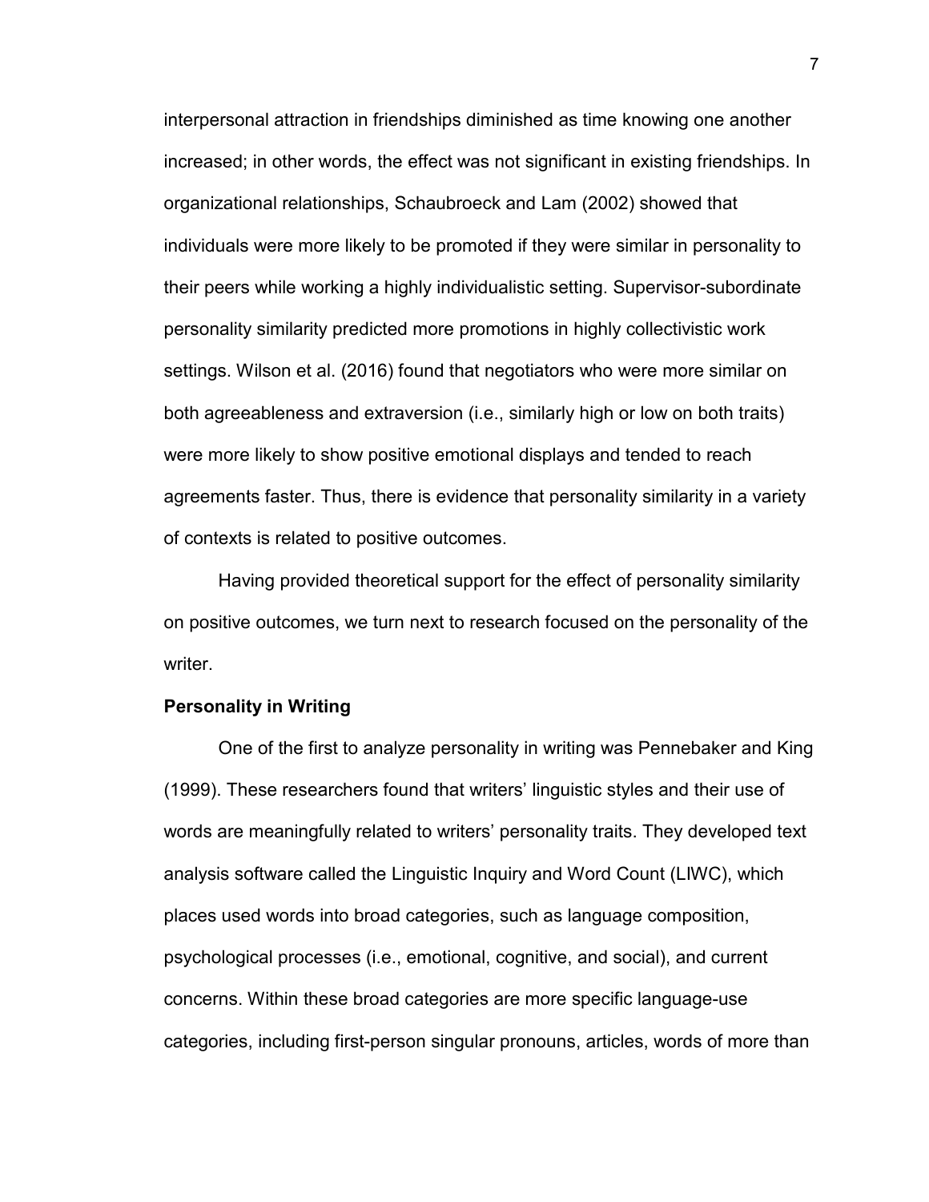interpersonal attraction in friendships diminished as time knowing one another increased; in other words, the effect was not significant in existing friendships. In organizational relationships, Schaubroeck and Lam (2002) showed that individuals were more likely to be promoted if they were similar in personality to their peers while working a highly individualistic setting. Supervisor-subordinate personality similarity predicted more promotions in highly collectivistic work settings. Wilson et al. (2016) found that negotiators who were more similar on both agreeableness and extraversion (i.e., similarly high or low on both traits) were more likely to show positive emotional displays and tended to reach agreements faster. Thus, there is evidence that personality similarity in a variety of contexts is related to positive outcomes.

Having provided theoretical support for the effect of personality similarity on positive outcomes, we turn next to research focused on the personality of the writer.

**Personality in Writing**

One of the first to analyze personality in writing was Pennebaker and King (1999). These researchers found that writers' linguistic styles and their use of words are meaningfully related to writers' personality traits. They developed text analysis software called the Linguistic Inquiry and Word Count (LIWC), which places used words into broad categories, such as language composition, psychological processes (i.e., emotional, cognitive, and social), and current concerns. Within these broad categories are more specific language-use categories, including first-person singular pronouns, articles, words of more than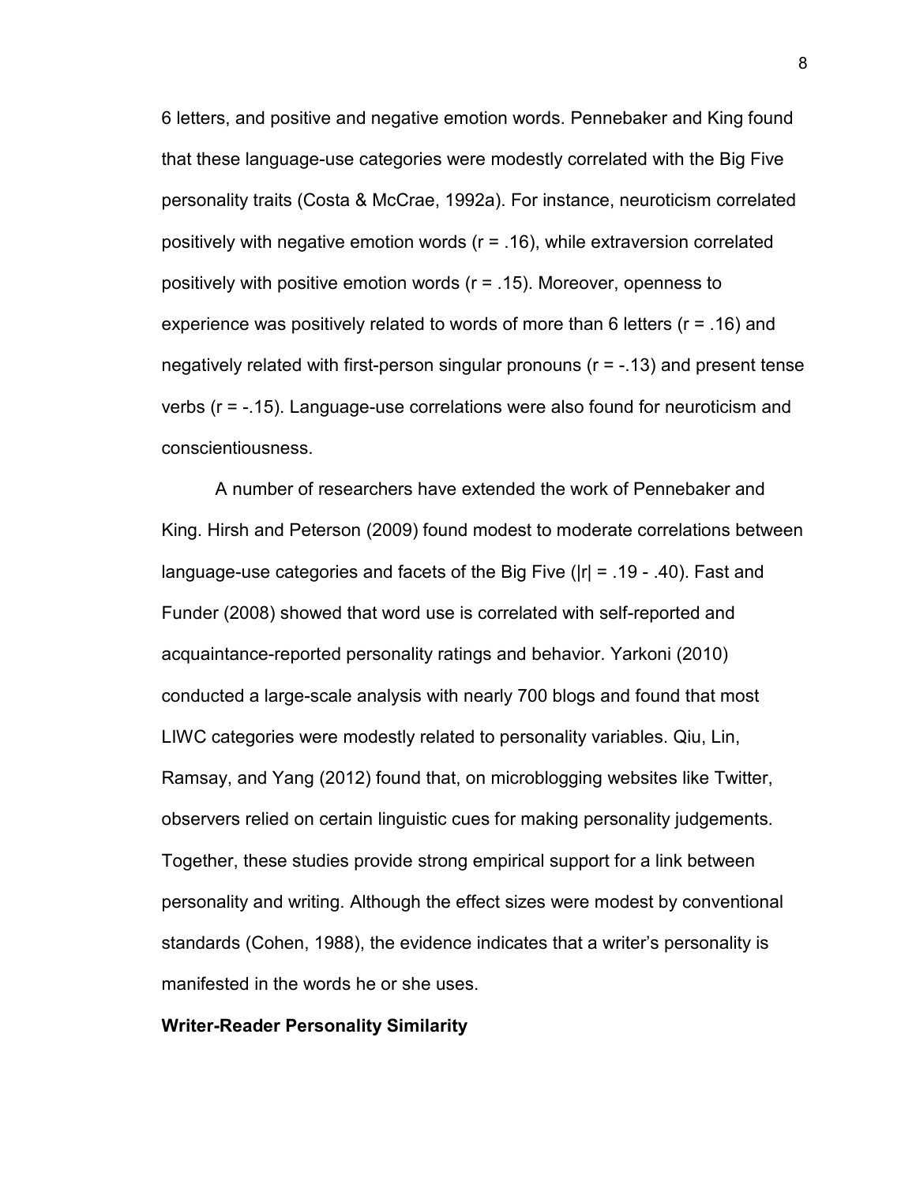6 letters, and positive and negative emotion words. Pennebaker and King found that these language-use categories were modestly correlated with the Big Five personality traits (Costa & McCrae, 1992a). For instance, neuroticism correlated positively with negative emotion words ($r = .16$), while extraversion correlated positively with positive emotion words ($r = .15$). Moreover, openness to experience was positively related to words of more than 6 letters ($r = .16$) and negatively related with first-person singular pronouns ($r = -.13$) and present tense verbs ($r = -.15$). Language-use correlations were also found for neuroticism and conscientiousness.

A number of researchers have extended the work of Pennebaker and King. Hirsh and Peterson (2009) found modest to moderate correlations between language-use categories and facets of the Big Five ($|r| = .19 - .40$). Fast and Funder (2008) showed that word use is correlated with self-reported and acquaintance-reported personality ratings and behavior. Yarkoni (2010) conducted a large-scale analysis with nearly 700 blogs and found that most LIWC categories were modestly related to personality variables. Qiu, Lin, Ramsay, and Yang (2012) found that, on microblogging websites like Twitter, observers relied on certain linguistic cues for making personality judgements. Together, these studies provide strong empirical support for a link between personality and writing. Although the effect sizes were modest by conventional standards (Cohen, 1988), the evidence indicates that a writer's personality is manifested in the words he or she uses.

**Writer-Reader Personality Similarity**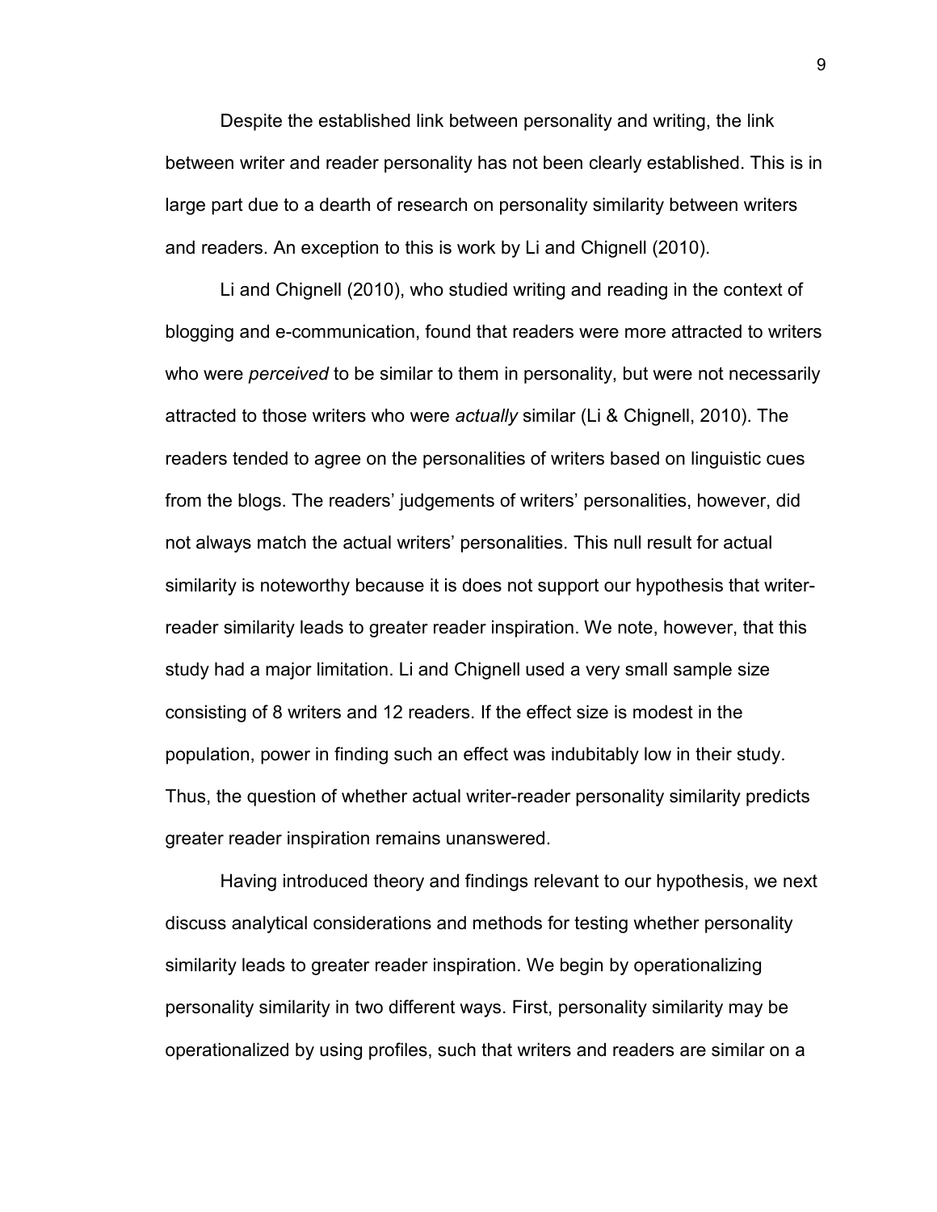Despite the established link between personality and writing, the link between writer and reader personality has not been clearly established. This is in large part due to a dearth of research on personality similarity between writers and readers. An exception to this is work by Li and Chignell (2010).

Li and Chignell (2010), who studied writing and reading in the context of blogging and e-communication, found that readers were more attracted to writers who were *perceived* to be similar to them in personality, but were not necessarily attracted to those writers who were *actually* similar (Li & Chignell, 2010). The readers tended to agree on the personalities of writers based on linguistic cues from the blogs. The readers' judgements of writers' personalities, however, did not always match the actual writers' personalities. This null result for actual similarity is noteworthy because it is does not support our hypothesis that writer-reader similarity leads to greater reader inspiration. We note, however, that this study had a major limitation. Li and Chignell used a very small sample size consisting of 8 writers and 12 readers. If the effect size is modest in the population, power in finding such an effect was indubitably low in their study. Thus, the question of whether actual writer-reader personality similarity predicts greater reader inspiration remains unanswered.

Having introduced theory and findings relevant to our hypothesis, we next discuss analytical considerations and methods for testing whether personality similarity leads to greater reader inspiration. We begin by operationalizing personality similarity in two different ways. First, personality similarity may be operationalized by using profiles, such that writers and readers are similar on a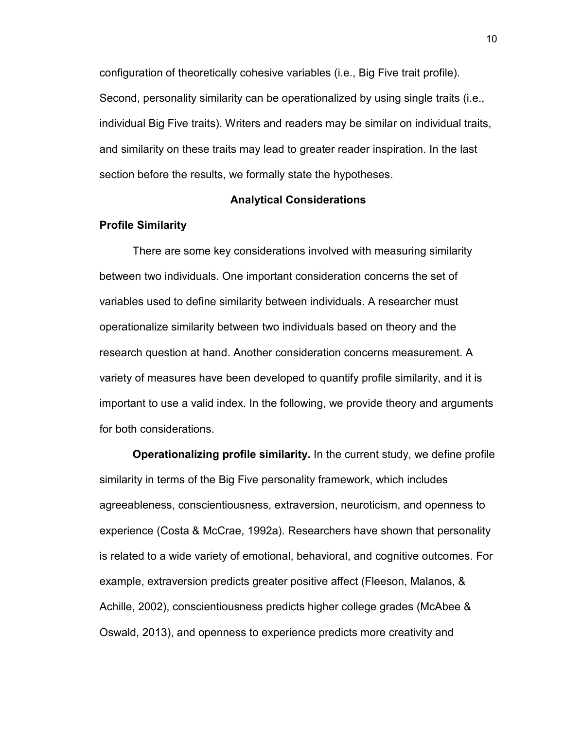configuration of theoretically cohesive variables (i.e., Big Five trait profile). Second, personality similarity can be operationalized by using single traits (i.e., individual Big Five traits). Writers and readers may be similar on individual traits, and similarity on these traits may lead to greater reader inspiration. In the last section before the results, we formally state the hypotheses.

## Analytical Considerations

### Profile Similarity

There are some key considerations involved with measuring similarity between two individuals. One important consideration concerns the set of variables used to define similarity between individuals. A researcher must operationalize similarity between two individuals based on theory and the research question at hand. Another consideration concerns measurement. A variety of measures have been developed to quantify profile similarity, and it is important to use a valid index. In the following, we provide theory and arguments for both considerations.

**Operationalizing profile similarity.** In the current study, we define profile similarity in terms of the Big Five personality framework, which includes agreeableness, conscientiousness, extraversion, neuroticism, and openness to experience (Costa & McCrae, 1992a). Researchers have shown that personality is related to a wide variety of emotional, behavioral, and cognitive outcomes. For example, extraversion predicts greater positive affect (Fleeson, Malanos, & Achille, 2002), conscientiousness predicts higher college grades (McAbee & Oswald, 2013), and openness to experience predicts more creativity and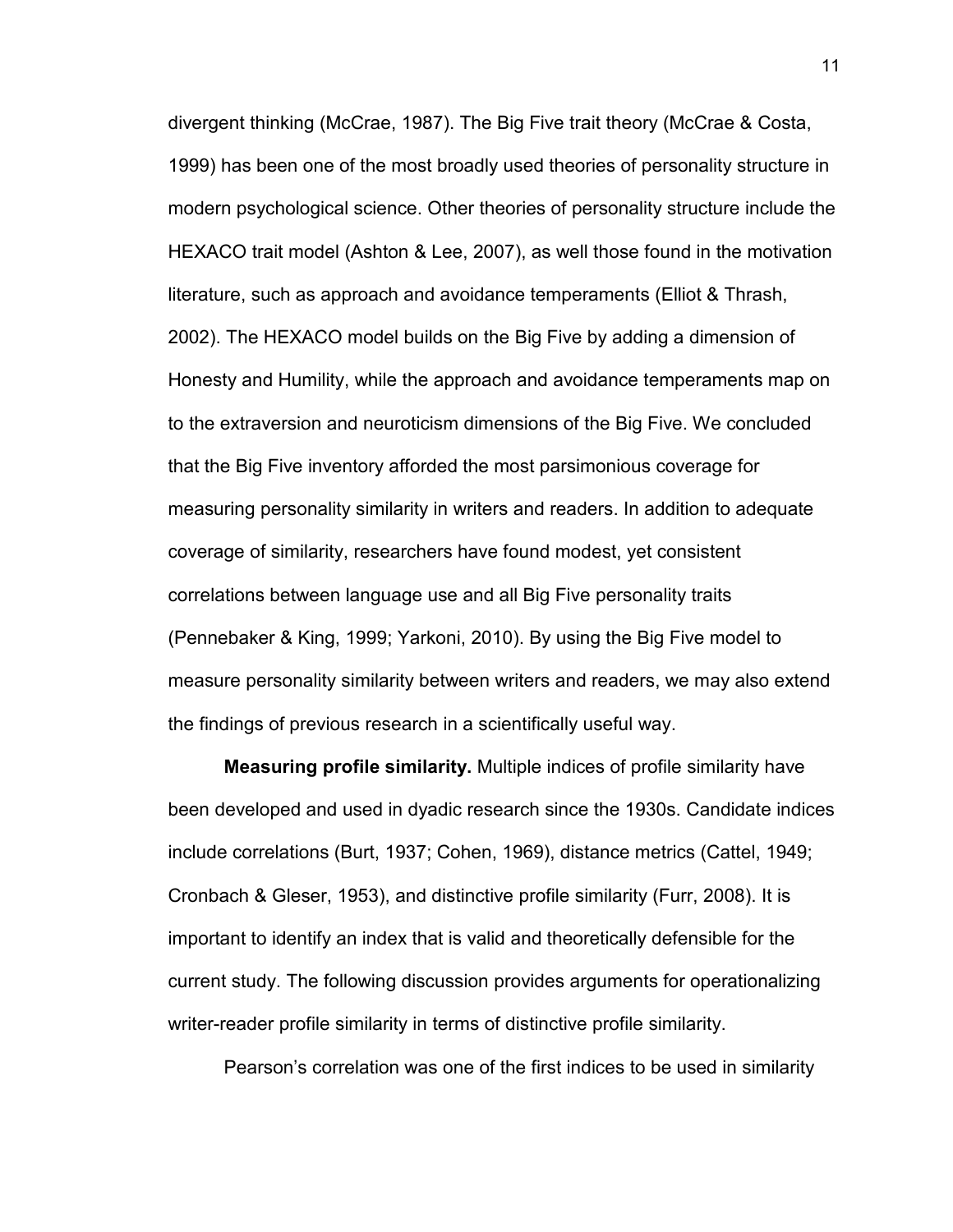divergent thinking (McCrae, 1987). The Big Five trait theory (McCrae & Costa, 1999) has been one of the most broadly used theories of personality structure in modern psychological science. Other theories of personality structure include the HEXACO trait model (Ashton & Lee, 2007), as well those found in the motivation literature, such as approach and avoidance temperaments (Elliot & Thrash, 2002). The HEXACO model builds on the Big Five by adding a dimension of Honesty and Humility, while the approach and avoidance temperaments map on to the extraversion and neuroticism dimensions of the Big Five. We concluded that the Big Five inventory afforded the most parsimonious coverage for measuring personality similarity in writers and readers. In addition to adequate coverage of similarity, researchers have found modest, yet consistent correlations between language use and all Big Five personality traits (Pennebaker & King, 1999; Yarkoni, 2010). By using the Big Five model to measure personality similarity between writers and readers, we may also extend the findings of previous research in a scientifically useful way.

**Measuring profile similarity.** Multiple indices of profile similarity have been developed and used in dyadic research since the 1930s. Candidate indices include correlations (Burt, 1937; Cohen, 1969), distance metrics (Cattel, 1949; Cronbach & Gleser, 1953), and distinctive profile similarity (Furr, 2008). It is important to identify an index that is valid and theoretically defensible for the current study. The following discussion provides arguments for operationalizing writer-reader profile similarity in terms of distinctive profile similarity.

Pearson's correlation was one of the first indices to be used in similarity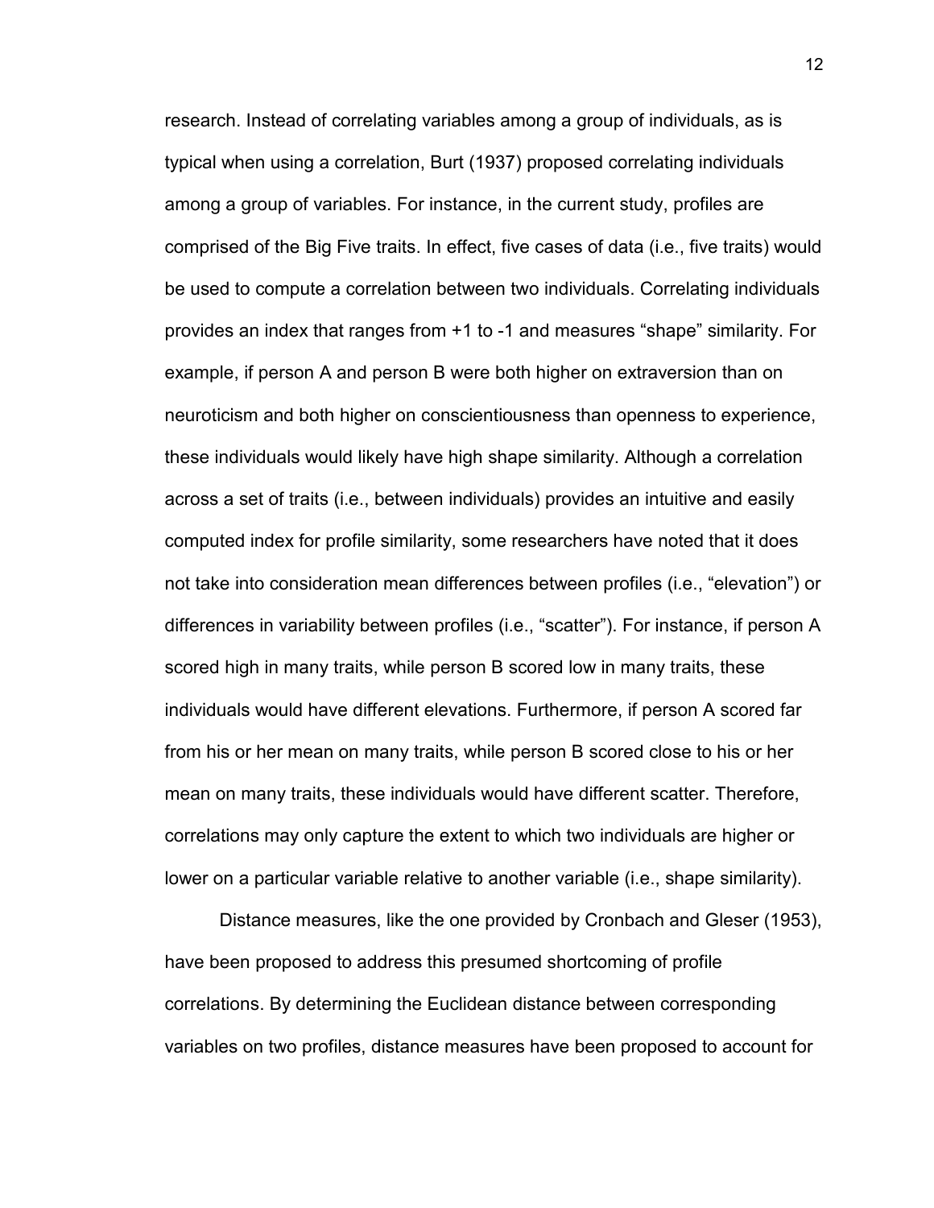research. Instead of correlating variables among a group of individuals, as is typical when using a correlation, Burt (1937) proposed correlating individuals among a group of variables. For instance, in the current study, profiles are comprised of the Big Five traits. In effect, five cases of data (i.e., five traits) would be used to compute a correlation between two individuals. Correlating individuals provides an index that ranges from +1 to -1 and measures "shape" similarity. For example, if person A and person B were both higher on extraversion than on neuroticism and both higher on conscientiousness than openness to experience, these individuals would likely have high shape similarity. Although a correlation across a set of traits (i.e., between individuals) provides an intuitive and easily computed index for profile similarity, some researchers have noted that it does not take into consideration mean differences between profiles (i.e., "elevation") or differences in variability between profiles (i.e., "scatter"). For instance, if person A scored high in many traits, while person B scored low in many traits, these individuals would have different elevations. Furthermore, if person A scored far from his or her mean on many traits, while person B scored close to his or her mean on many traits, these individuals would have different scatter. Therefore, correlations may only capture the extent to which two individuals are higher or lower on a particular variable relative to another variable (i.e., shape similarity).

Distance measures, like the one provided by Cronbach and Gleser (1953), have been proposed to address this presumed shortcoming of profile correlations. By determining the Euclidean distance between corresponding variables on two profiles, distance measures have been proposed to account for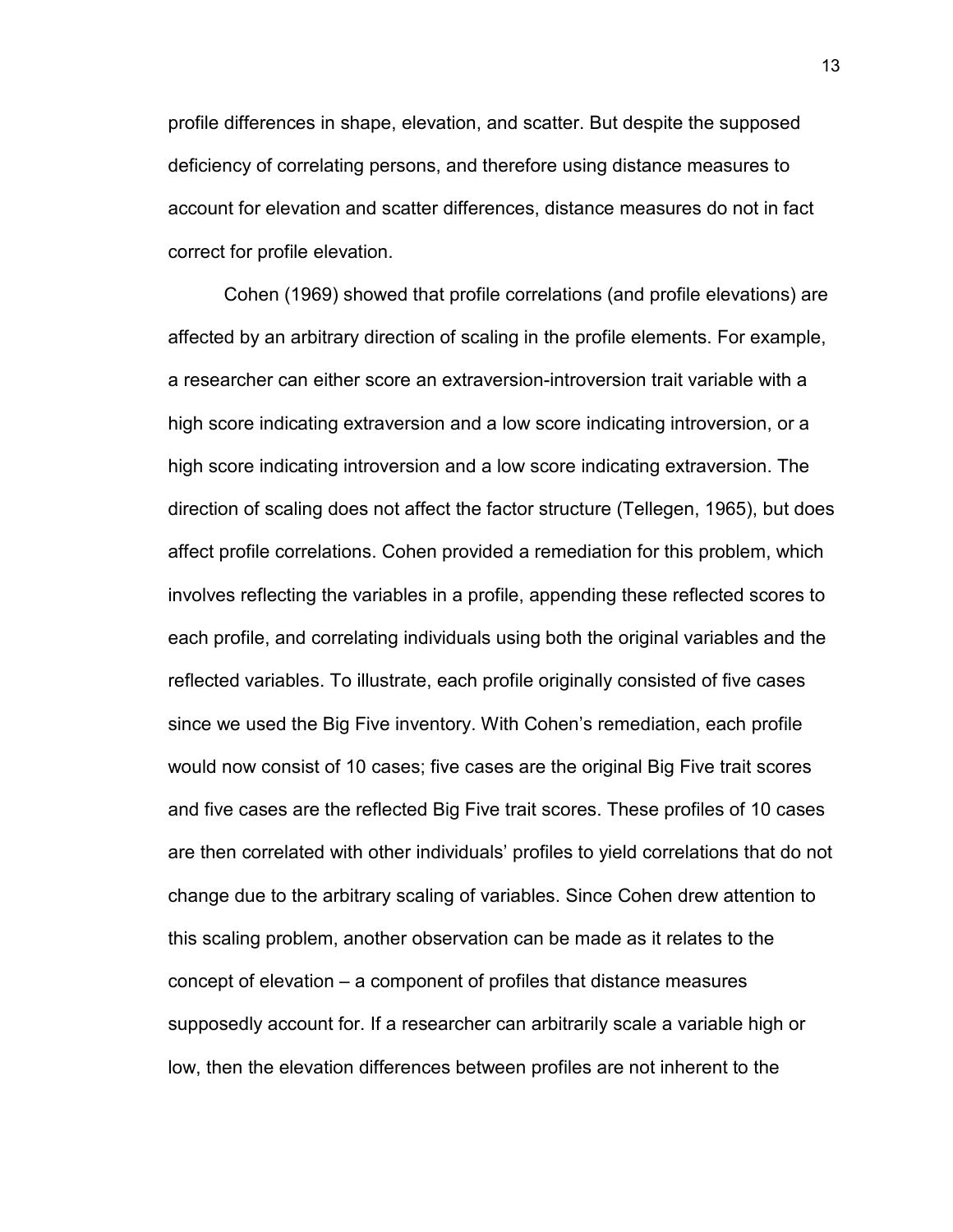profile differences in shape, elevation, and scatter. But despite the supposed deficiency of correlating persons, and therefore using distance measures to account for elevation and scatter differences, distance measures do not in fact correct for profile elevation.

Cohen (1969) showed that profile correlations (and profile elevations) are affected by an arbitrary direction of scaling in the profile elements. For example, a researcher can either score an extraversion-introversion trait variable with a high score indicating extraversion and a low score indicating introversion, or a high score indicating introversion and a low score indicating extraversion. The direction of scaling does not affect the factor structure (Tellegen, 1965), but does affect profile correlations. Cohen provided a remediation for this problem, which involves reflecting the variables in a profile, appending these reflected scores to each profile, and correlating individuals using both the original variables and the reflected variables. To illustrate, each profile originally consisted of five cases since we used the Big Five inventory. With Cohen's remediation, each profile would now consist of 10 cases; five cases are the original Big Five trait scores and five cases are the reflected Big Five trait scores. These profiles of 10 cases are then correlated with other individuals' profiles to yield correlations that do not change due to the arbitrary scaling of variables. Since Cohen drew attention to this scaling problem, another observation can be made as it relates to the concept of elevation – a component of profiles that distance measures supposedly account for. If a researcher can arbitrarily scale a variable high or low, then the elevation differences between profiles are not inherent to the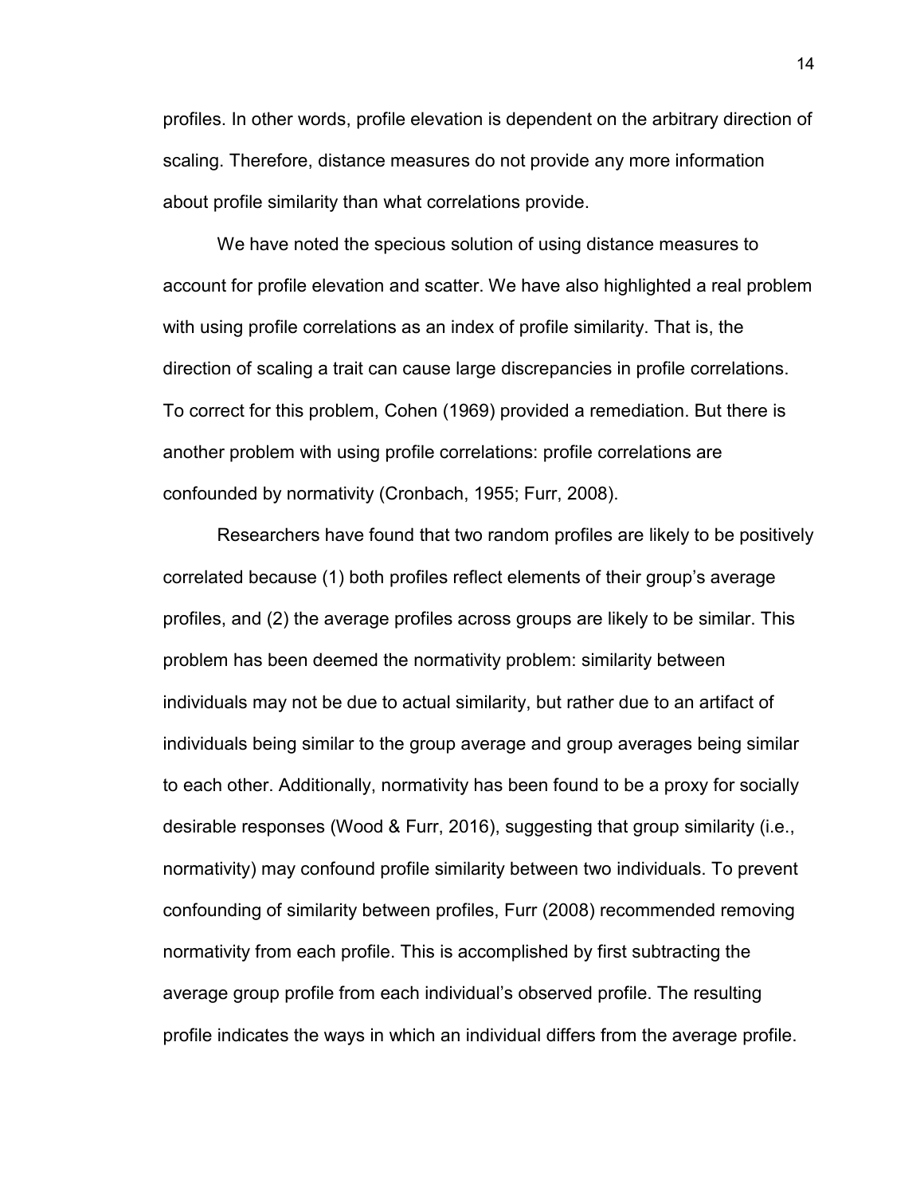profiles. In other words, profile elevation is dependent on the arbitrary direction of scaling. Therefore, distance measures do not provide any more information about profile similarity than what correlations provide.

We have noted the specious solution of using distance measures to account for profile elevation and scatter. We have also highlighted a real problem with using profile correlations as an index of profile similarity. That is, the direction of scaling a trait can cause large discrepancies in profile correlations. To correct for this problem, Cohen (1969) provided a remediation. But there is another problem with using profile correlations: profile correlations are confounded by normativity (Cronbach, 1955; Furr, 2008).

Researchers have found that two random profiles are likely to be positively correlated because (1) both profiles reflect elements of their group's average profiles, and (2) the average profiles across groups are likely to be similar. This problem has been deemed the normativity problem: similarity between individuals may not be due to actual similarity, but rather due to an artifact of individuals being similar to the group average and group averages being similar to each other. Additionally, normativity has been found to be a proxy for socially desirable responses (Wood & Furr, 2016), suggesting that group similarity (i.e., normativity) may confound profile similarity between two individuals. To prevent confounding of similarity between profiles, Furr (2008) recommended removing normativity from each profile. This is accomplished by first subtracting the average group profile from each individual's observed profile. The resulting profile indicates the ways in which an individual differs from the average profile.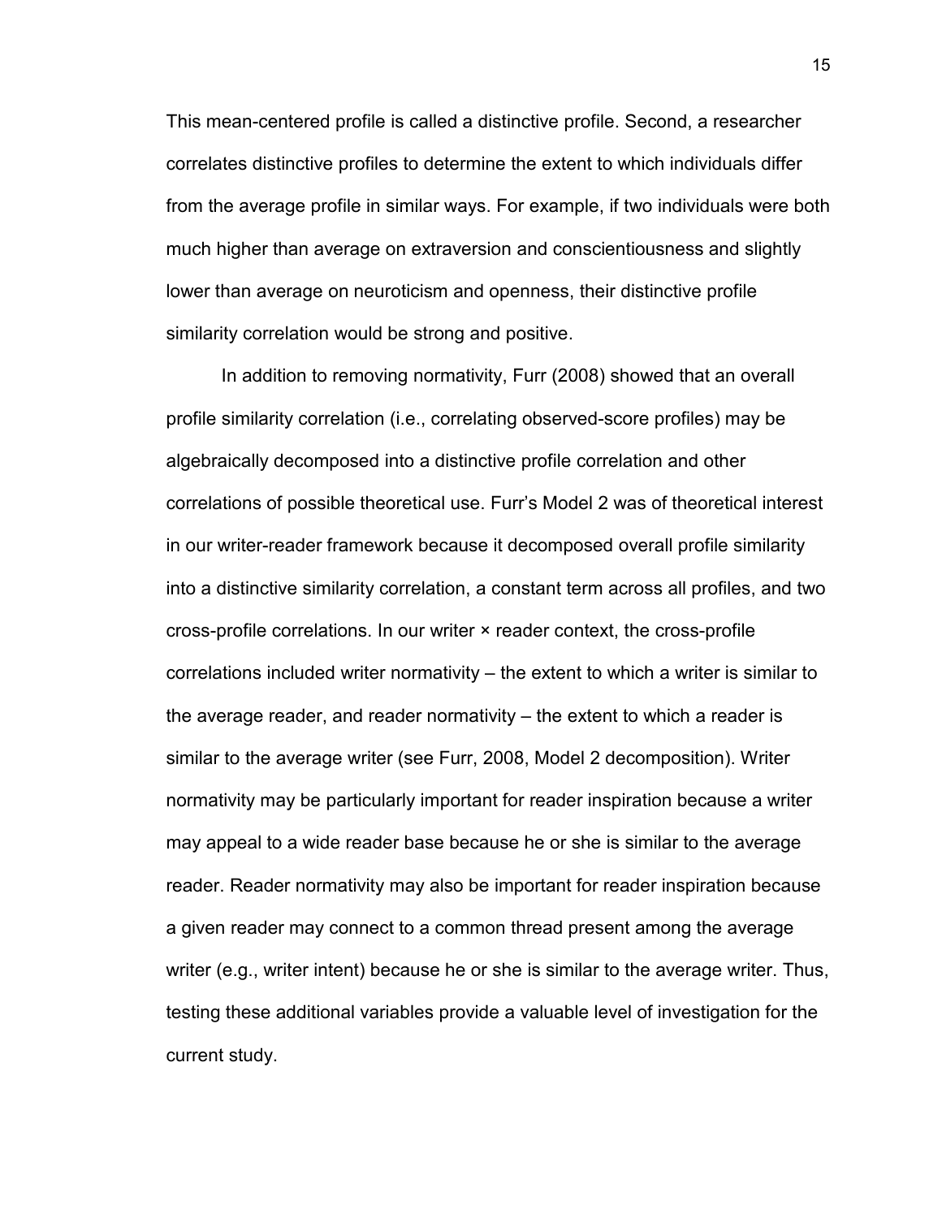This mean-centered profile is called a distinctive profile. Second, a researcher correlates distinctive profiles to determine the extent to which individuals differ from the average profile in similar ways. For example, if two individuals were both much higher than average on extraversion and conscientiousness and slightly lower than average on neuroticism and openness, their distinctive profile similarity correlation would be strong and positive.

In addition to removing normativity, Furr (2008) showed that an overall profile similarity correlation (i.e., correlating observed-score profiles) may be algebraically decomposed into a distinctive profile correlation and other correlations of possible theoretical use. Furr's Model 2 was of theoretical interest in our writer-reader framework because it decomposed overall profile similarity into a distinctive similarity correlation, a constant term across all profiles, and two cross-profile correlations. In our writer × reader context, the cross-profile correlations included writer normativity – the extent to which a writer is similar to the average reader, and reader normativity – the extent to which a reader is similar to the average writer (see Furr, 2008, Model 2 decomposition). Writer normativity may be particularly important for reader inspiration because a writer may appeal to a wide reader base because he or she is similar to the average reader. Reader normativity may also be important for reader inspiration because a given reader may connect to a common thread present among the average writer (e.g., writer intent) because he or she is similar to the average writer. Thus, testing these additional variables provide a valuable level of investigation for the current study.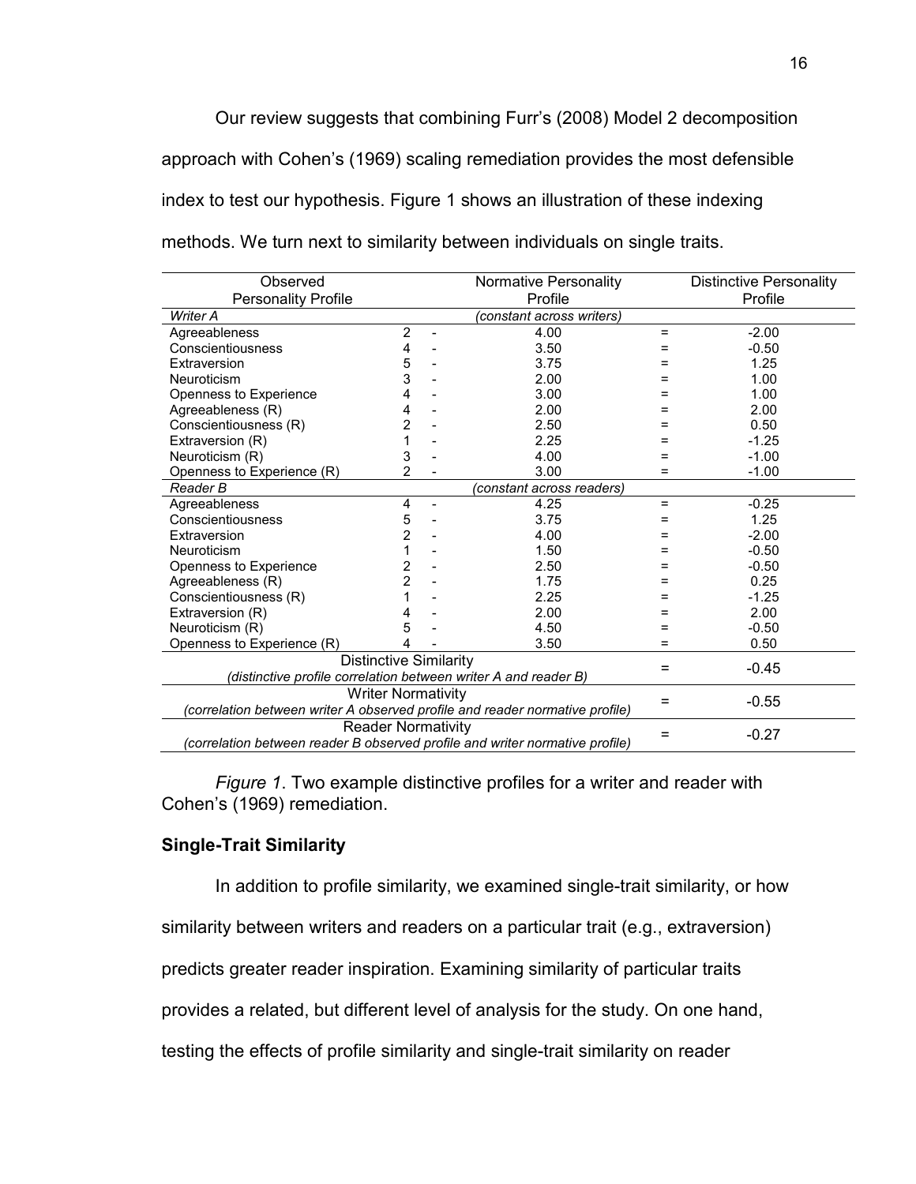Our review suggests that combining Furr's (2008) Model 2 decomposition approach with Cohen's (1969) scaling remediation provides the most defensible index to test our hypothesis. Figure 1 shows an illustration of these indexing methods. We turn next to similarity between individuals on single traits.

| Observed Personality Profile | | | Normative Personality Profile | | Distinctive Personality Profile |
|---|---|---|---|---|---|
| *Writer A* | | | *(constant across writers)* | | |
| Agreeableness | 2 | - | 4.00 | = | -2.00 |
| Conscientiousness | 4 | - | 3.50 | = | -0.50 |
| Extraversion | 5 | - | 3.75 | = | 1.25 |
| Neuroticism | 3 | - | 2.00 | = | 1.00 |
| Openness to Experience | 4 | - | 3.00 | = | 1.00 |
| Agreeableness (R) | 4 | - | 2.00 | = | 2.00 |
| Conscientiousness (R) | 2 | - | 2.50 | = | 0.50 |
| Extraversion (R) | 1 | - | 2.25 | = | -1.25 |
| Neuroticism (R) | 3 | - | 4.00 | = | -1.00 |
| Openness to Experience (R) | 2 | - | 3.00 | = | -1.00 |
| *Reader B* | | | *(constant across readers)* | | |
| Agreeableness | 4 | - | 4.25 | = | -0.25 |
| Conscientiousness | 5 | - | 3.75 | = | 1.25 |
| Extraversion | 2 | - | 4.00 | = | -2.00 |
| Neuroticism | 1 | - | 1.50 | = | -0.50 |
| Openness to Experience | 2 | - | 2.50 | = | -0.50 |
| Agreeableness (R) | 2 | - | 1.75 | = | 0.25 |
| Conscientiousness (R) | 1 | - | 2.25 | = | -1.25 |
| Extraversion (R) | 4 | - | 2.00 | = | 2.00 |
| Neuroticism (R) | 5 | - | 4.50 | = | -0.50 |
| Openness to Experience (R) | 4 | - | 3.50 | = | 0.50 |
| Distinctive Similarity *(distinctive profile correlation between writer A and reader B)* | | | | = | -0.45 |
| Writer Normativity *(correlation between writer A observed profile and reader normative profile)* | | | | = | -0.55 |
| Reader Normativity *(correlation between reader B observed profile and writer normative profile)* | | | | = | -0.27 |

*Figure 1*. Two example distinctive profiles for a writer and reader with Cohen's (1969) remediation.

## Single-Trait Similarity

In addition to profile similarity, we examined single-trait similarity, or how similarity between writers and readers on a particular trait (e.g., extraversion) predicts greater reader inspiration. Examining similarity of particular traits provides a related, but different level of analysis for the study. On one hand, testing the effects of profile similarity and single-trait similarity on reader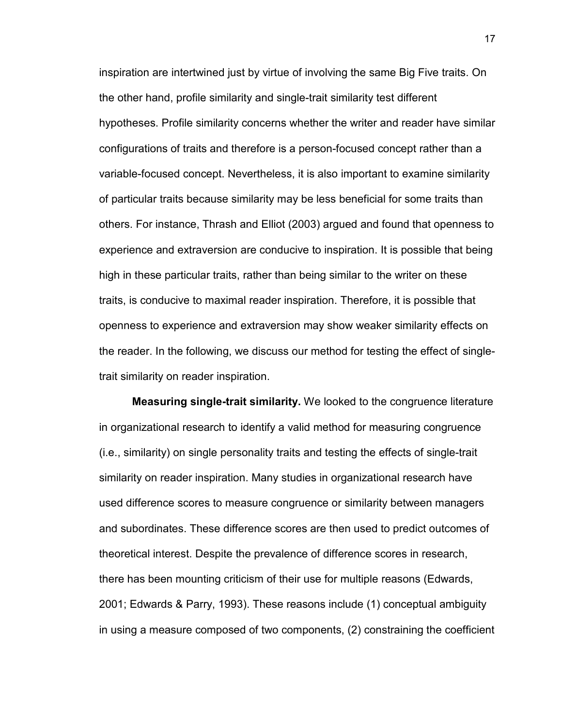inspiration are intertwined just by virtue of involving the same Big Five traits. On the other hand, profile similarity and single-trait similarity test different hypotheses. Profile similarity concerns whether the writer and reader have similar configurations of traits and therefore is a person-focused concept rather than a variable-focused concept. Nevertheless, it is also important to examine similarity of particular traits because similarity may be less beneficial for some traits than others. For instance, Thrash and Elliot (2003) argued and found that openness to experience and extraversion are conducive to inspiration. It is possible that being high in these particular traits, rather than being similar to the writer on these traits, is conducive to maximal reader inspiration. Therefore, it is possible that openness to experience and extraversion may show weaker similarity effects on the reader. In the following, we discuss our method for testing the effect of single-trait similarity on reader inspiration.

**Measuring single-trait similarity.** We looked to the congruence literature in organizational research to identify a valid method for measuring congruence (i.e., similarity) on single personality traits and testing the effects of single-trait similarity on reader inspiration. Many studies in organizational research have used difference scores to measure congruence or similarity between managers and subordinates. These difference scores are then used to predict outcomes of theoretical interest. Despite the prevalence of difference scores in research, there has been mounting criticism of their use for multiple reasons (Edwards, 2001; Edwards & Parry, 1993). These reasons include (1) conceptual ambiguity in using a measure composed of two components, (2) constraining the coefficient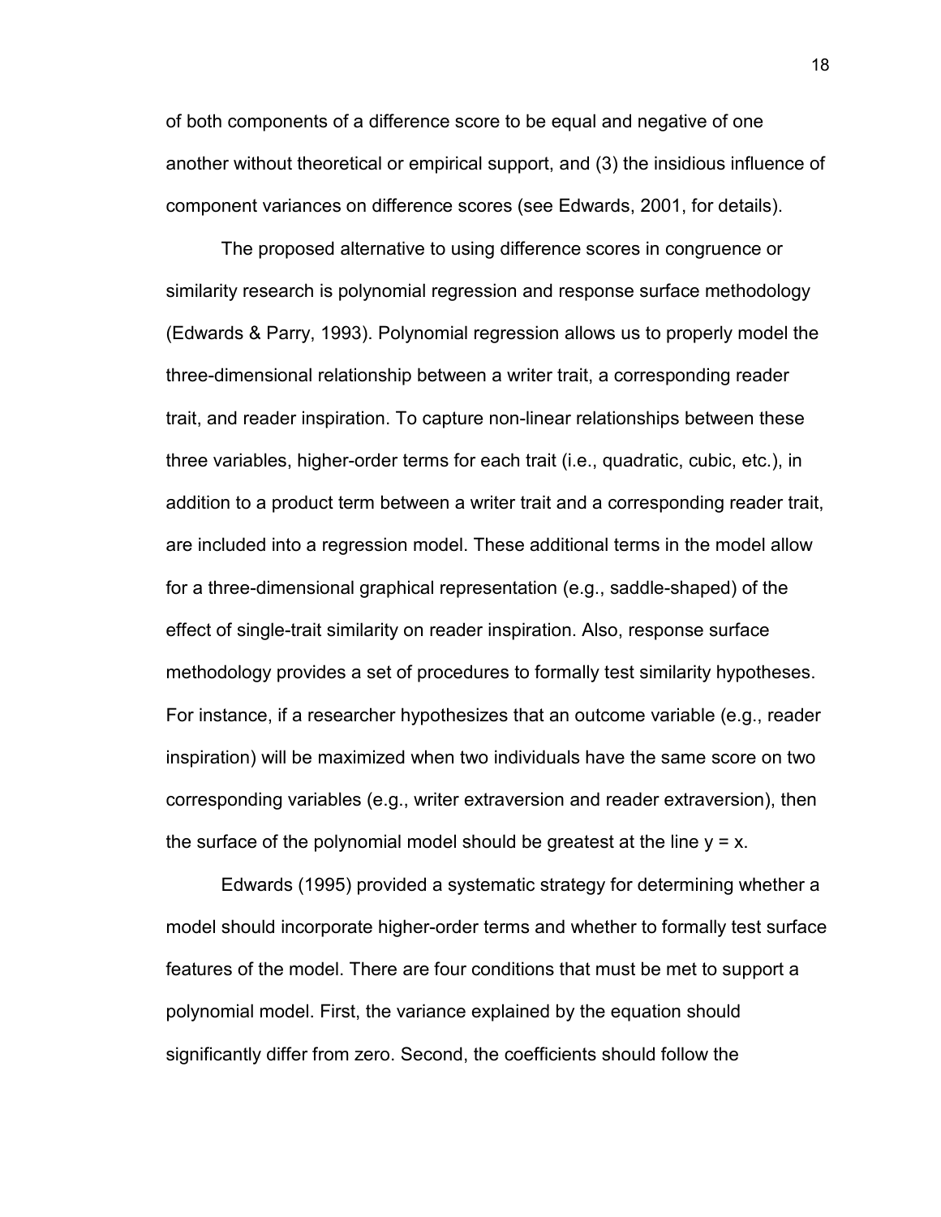of both components of a difference score to be equal and negative of one another without theoretical or empirical support, and (3) the insidious influence of component variances on difference scores (see Edwards, 2001, for details).

The proposed alternative to using difference scores in congruence or similarity research is polynomial regression and response surface methodology (Edwards & Parry, 1993). Polynomial regression allows us to properly model the three-dimensional relationship between a writer trait, a corresponding reader trait, and reader inspiration. To capture non-linear relationships between these three variables, higher-order terms for each trait (i.e., quadratic, cubic, etc.), in addition to a product term between a writer trait and a corresponding reader trait, are included into a regression model. These additional terms in the model allow for a three-dimensional graphical representation (e.g., saddle-shaped) of the effect of single-trait similarity on reader inspiration. Also, response surface methodology provides a set of procedures to formally test similarity hypotheses. For instance, if a researcher hypothesizes that an outcome variable (e.g., reader inspiration) will be maximized when two individuals have the same score on two corresponding variables (e.g., writer extraversion and reader extraversion), then the surface of the polynomial model should be greatest at the line $y = x$.

Edwards (1995) provided a systematic strategy for determining whether a model should incorporate higher-order terms and whether to formally test surface features of the model. There are four conditions that must be met to support a polynomial model. First, the variance explained by the equation should significantly differ from zero. Second, the coefficients should follow the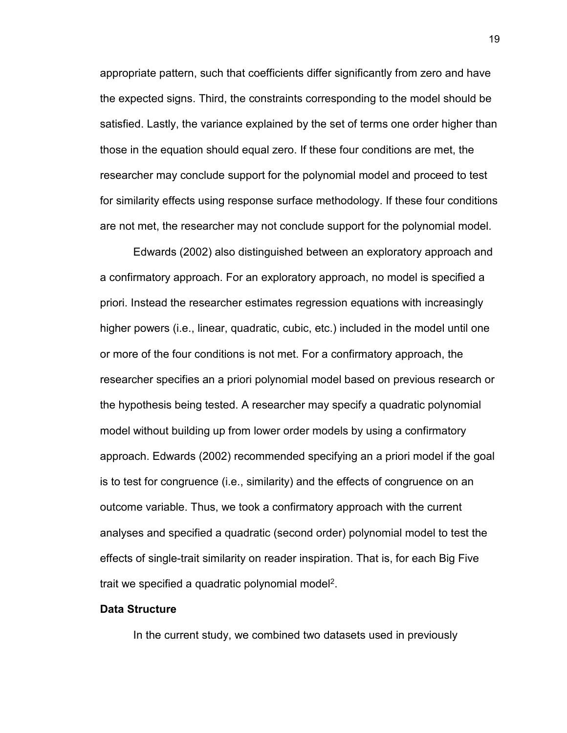appropriate pattern, such that coefficients differ significantly from zero and have the expected signs. Third, the constraints corresponding to the model should be satisfied. Lastly, the variance explained by the set of terms one order higher than those in the equation should equal zero. If these four conditions are met, the researcher may conclude support for the polynomial model and proceed to test for similarity effects using response surface methodology. If these four conditions are not met, the researcher may not conclude support for the polynomial model.

Edwards (2002) also distinguished between an exploratory approach and a confirmatory approach. For an exploratory approach, no model is specified a priori. Instead the researcher estimates regression equations with increasingly higher powers (i.e., linear, quadratic, cubic, etc.) included in the model until one or more of the four conditions is not met. For a confirmatory approach, the researcher specifies an a priori polynomial model based on previous research or the hypothesis being tested. A researcher may specify a quadratic polynomial model without building up from lower order models by using a confirmatory approach. Edwards (2002) recommended specifying an a priori model if the goal is to test for congruence (i.e., similarity) and the effects of congruence on an outcome variable. Thus, we took a confirmatory approach with the current analyses and specified a quadratic (second order) polynomial model to test the effects of single-trait similarity on reader inspiration. That is, for each Big Five trait we specified a quadratic polynomial model[2].

**Data Structure**

In the current study, we combined two datasets used in previously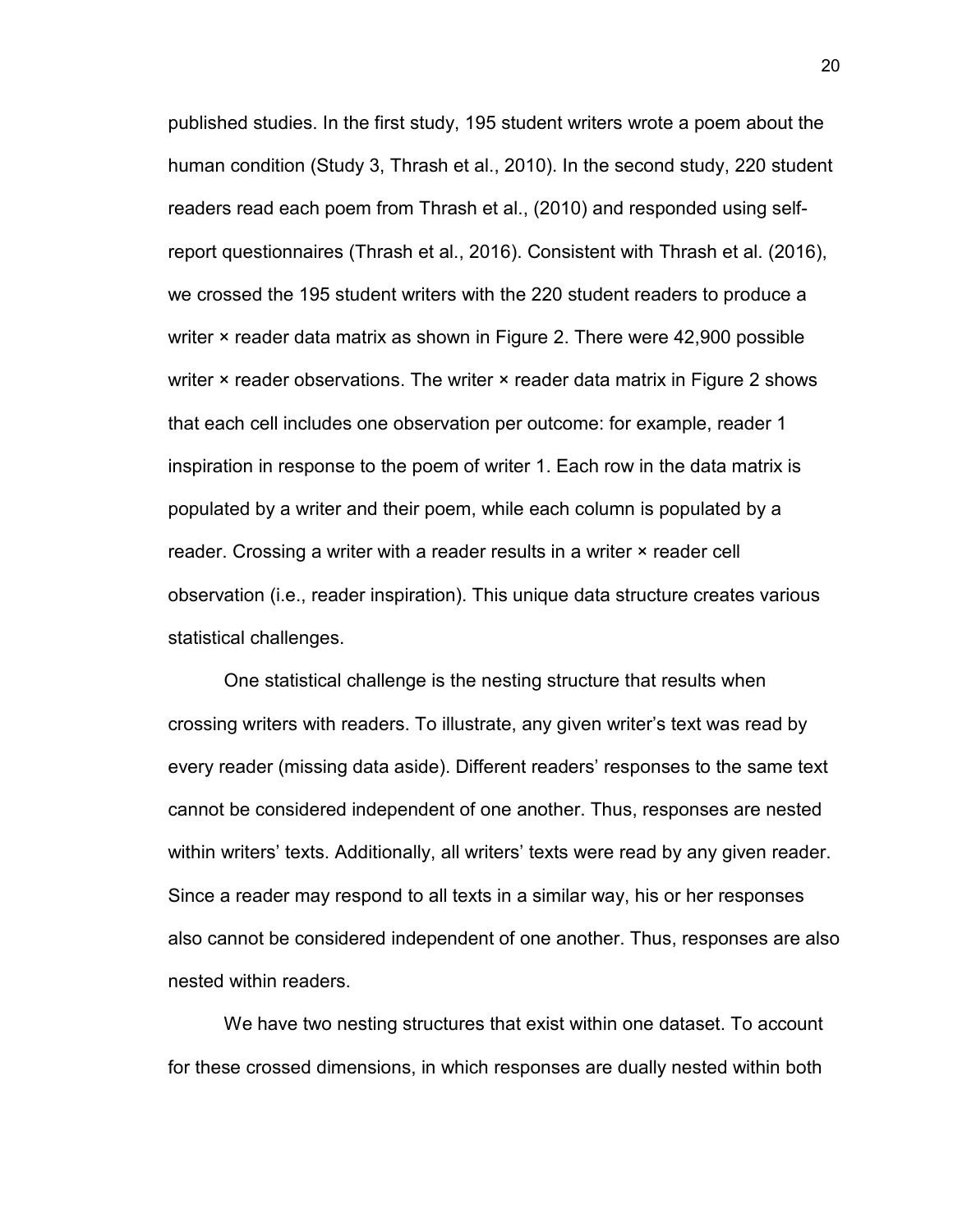published studies. In the first study, 195 student writers wrote a poem about the human condition (Study 3, Thrash et al., 2010). In the second study, 220 student readers read each poem from Thrash et al., (2010) and responded using self-report questionnaires (Thrash et al., 2016). Consistent with Thrash et al. (2016), we crossed the 195 student writers with the 220 student readers to produce a writer × reader data matrix as shown in Figure 2. There were 42,900 possible writer × reader observations. The writer × reader data matrix in Figure 2 shows that each cell includes one observation per outcome: for example, reader 1 inspiration in response to the poem of writer 1. Each row in the data matrix is populated by a writer and their poem, while each column is populated by a reader. Crossing a writer with a reader results in a writer × reader cell observation (i.e., reader inspiration). This unique data structure creates various statistical challenges.

One statistical challenge is the nesting structure that results when crossing writers with readers. To illustrate, any given writer's text was read by every reader (missing data aside). Different readers' responses to the same text cannot be considered independent of one another. Thus, responses are nested within writers' texts. Additionally, all writers' texts were read by any given reader. Since a reader may respond to all texts in a similar way, his or her responses also cannot be considered independent of one another. Thus, responses are also nested within readers.

We have two nesting structures that exist within one dataset. To account for these crossed dimensions, in which responses are dually nested within both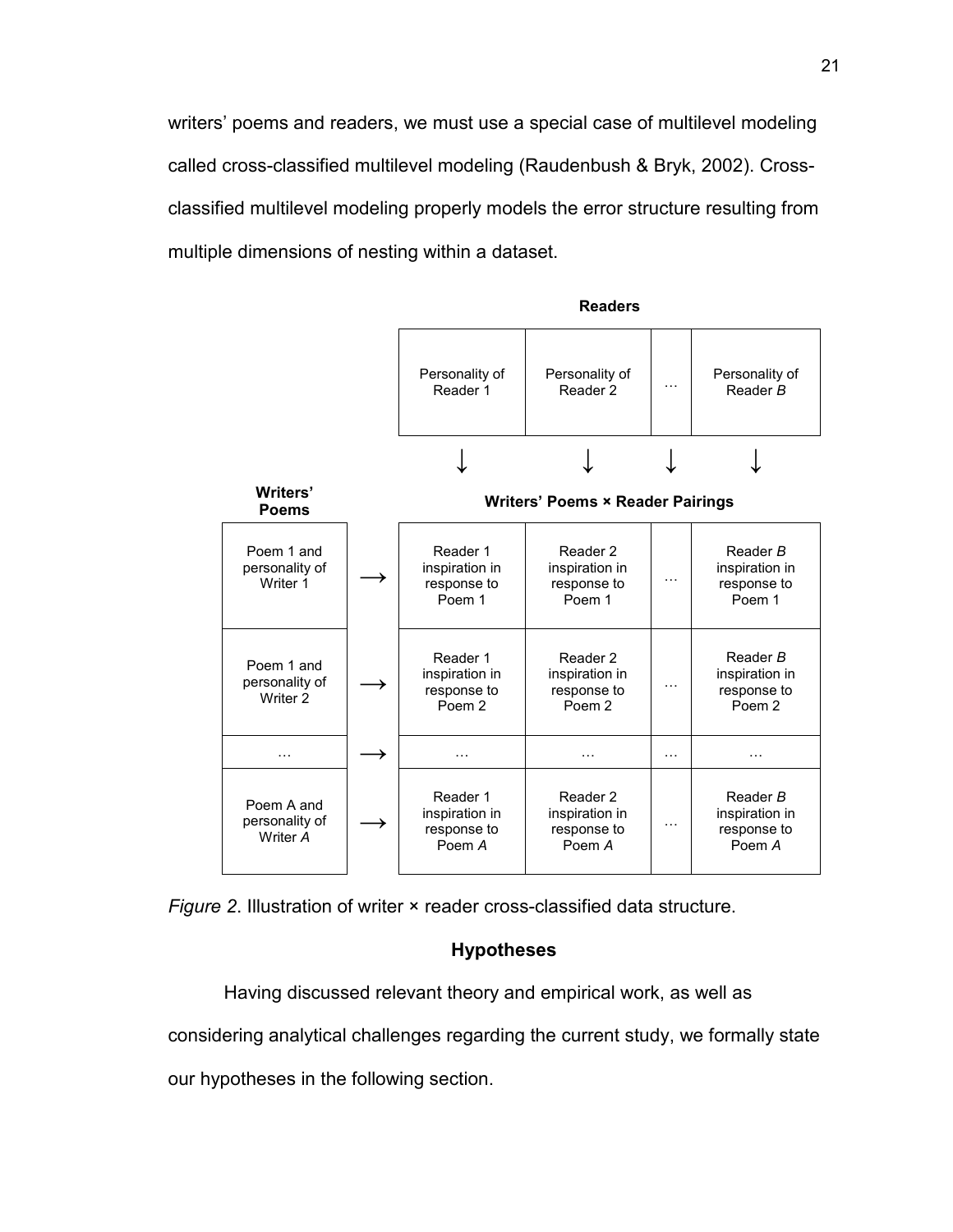writers' poems and readers, we must use a special case of multilevel modeling called cross-classified multilevel modeling (Raudenbush & Bryk, 2002). Cross-classified multilevel modeling properly models the error structure resulting from multiple dimensions of nesting within a dataset.

| | | **Readers** | | | |
|---|---|---|---|---|---|
| | | Personality of Reader 1 | Personality of Reader 2 | … | Personality of Reader *B* |
| | | ↓ | ↓ | ↓ | ↓ |
| **Writers' Poems** | | **Writers' Poems × Reader Pairings** | | | |
| Poem 1 and personality of Writer 1 | ⟶ | Reader 1 inspiration in response to Poem 1 | Reader 2 inspiration in response to Poem 1 | … | Reader *B* inspiration in response to Poem 1 |
| Poem 1 and personality of Writer 2 | ⟶ | Reader 1 inspiration in response to Poem 2 | Reader 2 inspiration in response to Poem 2 | … | Reader *B* inspiration in response to Poem 2 |
| … | ⟶ | … | … | … | … |
| Poem A and personality of Writer *A* | ⟶ | Reader 1 inspiration in response to Poem *A* | Reader 2 inspiration in response to Poem *A* | … | Reader *B* inspiration in response to Poem *A* |

*Figure 2*. Illustration of writer × reader cross-classified data structure.

## Hypotheses

Having discussed relevant theory and empirical work, as well as considering analytical challenges regarding the current study, we formally state our hypotheses in the following section.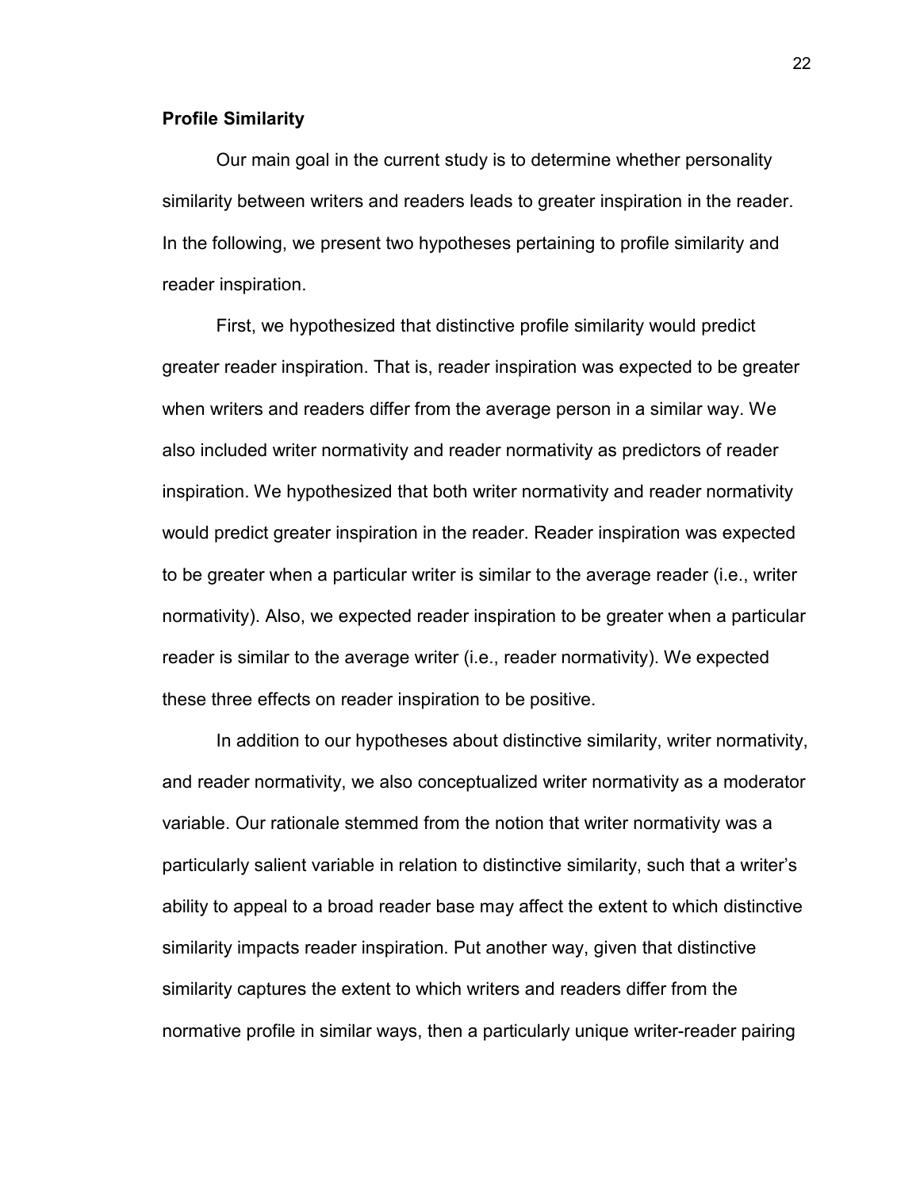**Profile Similarity**

Our main goal in the current study is to determine whether personality similarity between writers and readers leads to greater inspiration in the reader. In the following, we present two hypotheses pertaining to profile similarity and reader inspiration.

First, we hypothesized that distinctive profile similarity would predict greater reader inspiration. That is, reader inspiration was expected to be greater when writers and readers differ from the average person in a similar way. We also included writer normativity and reader normativity as predictors of reader inspiration. We hypothesized that both writer normativity and reader normativity would predict greater inspiration in the reader. Reader inspiration was expected to be greater when a particular writer is similar to the average reader (i.e., writer normativity). Also, we expected reader inspiration to be greater when a particular reader is similar to the average writer (i.e., reader normativity). We expected these three effects on reader inspiration to be positive.

In addition to our hypotheses about distinctive similarity, writer normativity, and reader normativity, we also conceptualized writer normativity as a moderator variable. Our rationale stemmed from the notion that writer normativity was a particularly salient variable in relation to distinctive similarity, such that a writer's ability to appeal to a broad reader base may affect the extent to which distinctive similarity impacts reader inspiration. Put another way, given that distinctive similarity captures the extent to which writers and readers differ from the normative profile in similar ways, then a particularly unique writer-reader pairing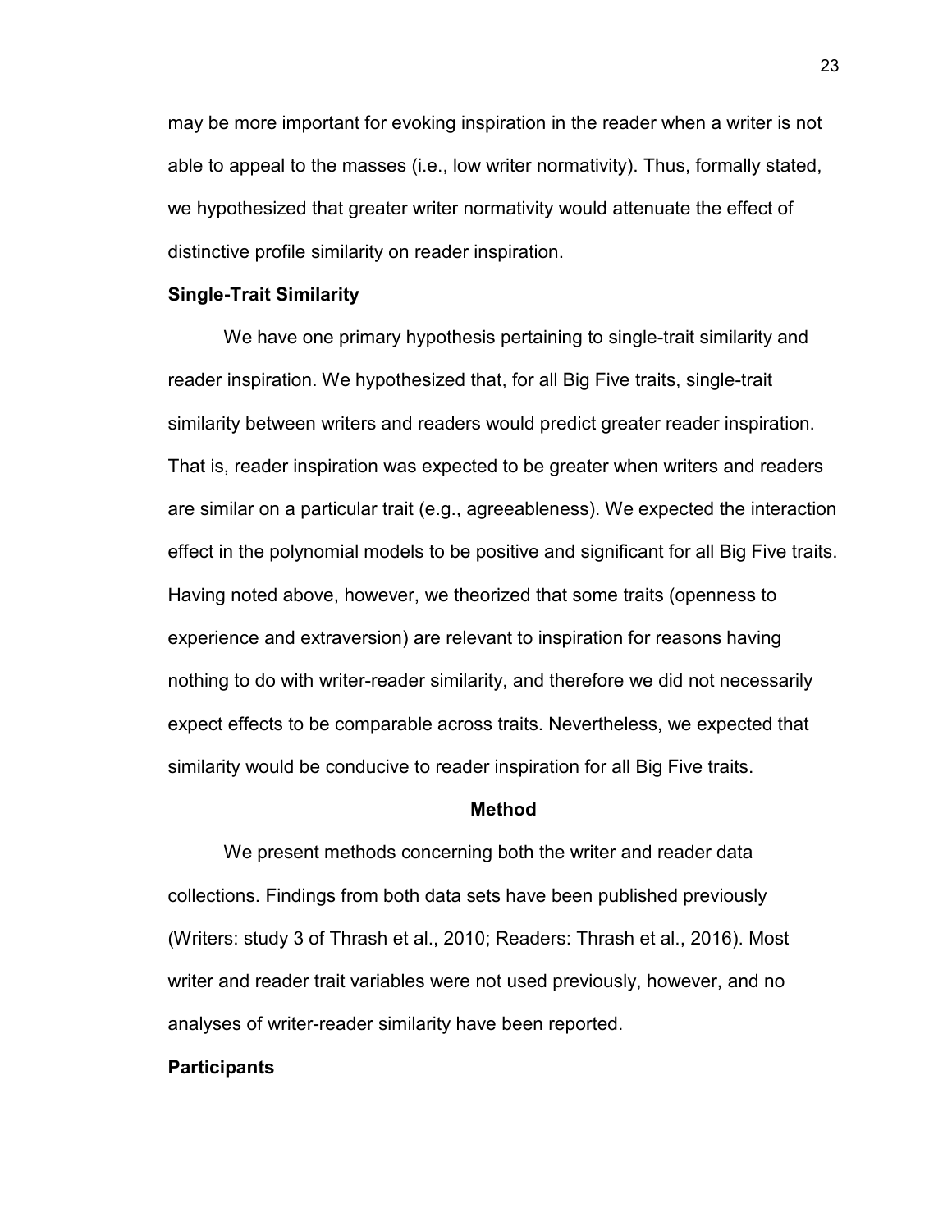may be more important for evoking inspiration in the reader when a writer is not able to appeal to the masses (i.e., low writer normativity). Thus, formally stated, we hypothesized that greater writer normativity would attenuate the effect of distinctive profile similarity on reader inspiration.

### Single-Trait Similarity

We have one primary hypothesis pertaining to single-trait similarity and reader inspiration. We hypothesized that, for all Big Five traits, single-trait similarity between writers and readers would predict greater reader inspiration. That is, reader inspiration was expected to be greater when writers and readers are similar on a particular trait (e.g., agreeableness). We expected the interaction effect in the polynomial models to be positive and significant for all Big Five traits. Having noted above, however, we theorized that some traits (openness to experience and extraversion) are relevant to inspiration for reasons having nothing to do with writer-reader similarity, and therefore we did not necessarily expect effects to be comparable across traits. Nevertheless, we expected that similarity would be conducive to reader inspiration for all Big Five traits.

## Method

We present methods concerning both the writer and reader data collections. Findings from both data sets have been published previously (Writers: study 3 of Thrash et al., 2010; Readers: Thrash et al., 2016). Most writer and reader trait variables were not used previously, however, and no analyses of writer-reader similarity have been reported.

### Participants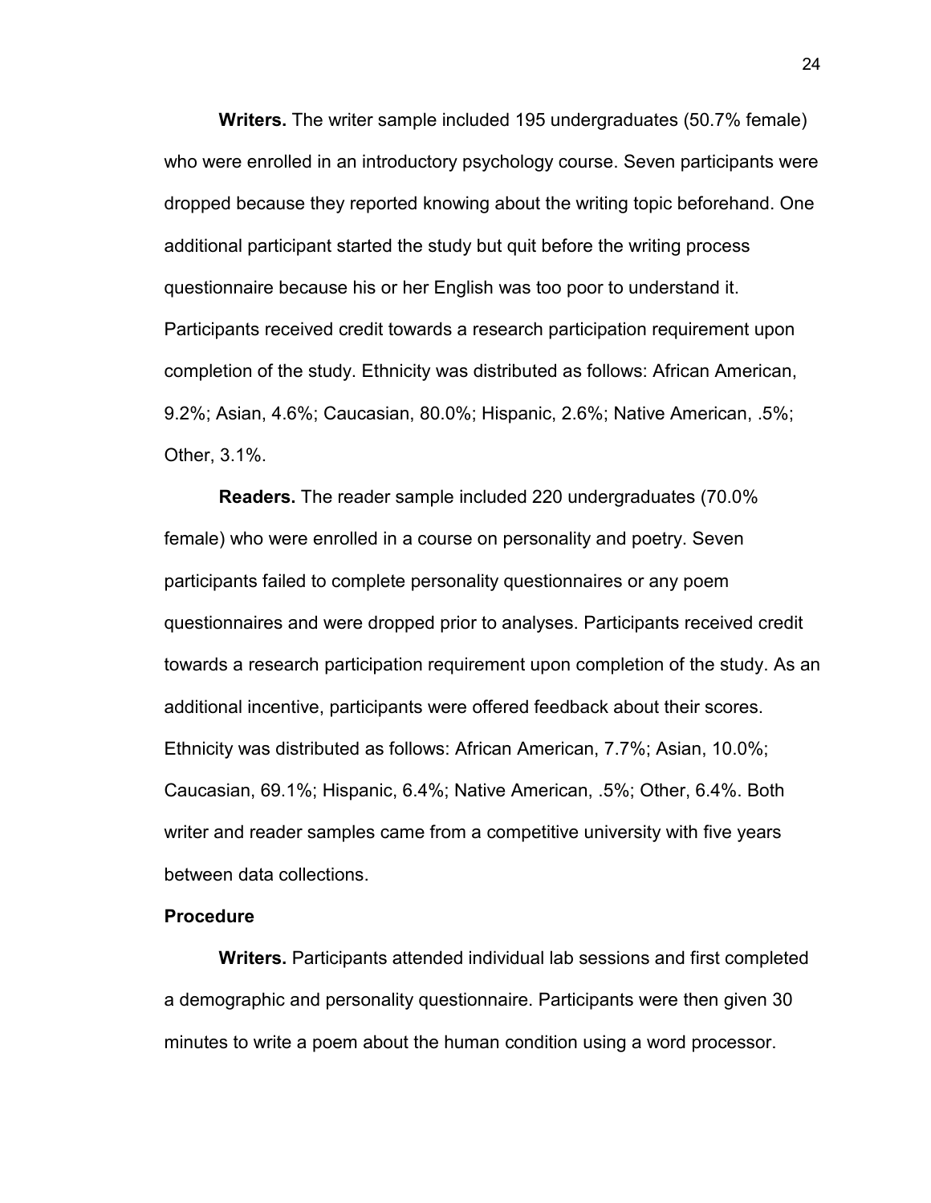**Writers.** The writer sample included 195 undergraduates (50.7% female) who were enrolled in an introductory psychology course. Seven participants were dropped because they reported knowing about the writing topic beforehand. One additional participant started the study but quit before the writing process questionnaire because his or her English was too poor to understand it. Participants received credit towards a research participation requirement upon completion of the study. Ethnicity was distributed as follows: African American, 9.2%; Asian, 4.6%; Caucasian, 80.0%; Hispanic, 2.6%; Native American, .5%; Other, 3.1%.

**Readers.** The reader sample included 220 undergraduates (70.0% female) who were enrolled in a course on personality and poetry. Seven participants failed to complete personality questionnaires or any poem questionnaires and were dropped prior to analyses. Participants received credit towards a research participation requirement upon completion of the study. As an additional incentive, participants were offered feedback about their scores. Ethnicity was distributed as follows: African American, 7.7%; Asian, 10.0%; Caucasian, 69.1%; Hispanic, 6.4%; Native American, .5%; Other, 6.4%. Both writer and reader samples came from a competitive university with five years between data collections.

**Procedure**

**Writers.** Participants attended individual lab sessions and first completed a demographic and personality questionnaire. Participants were then given 30 minutes to write a poem about the human condition using a word processor.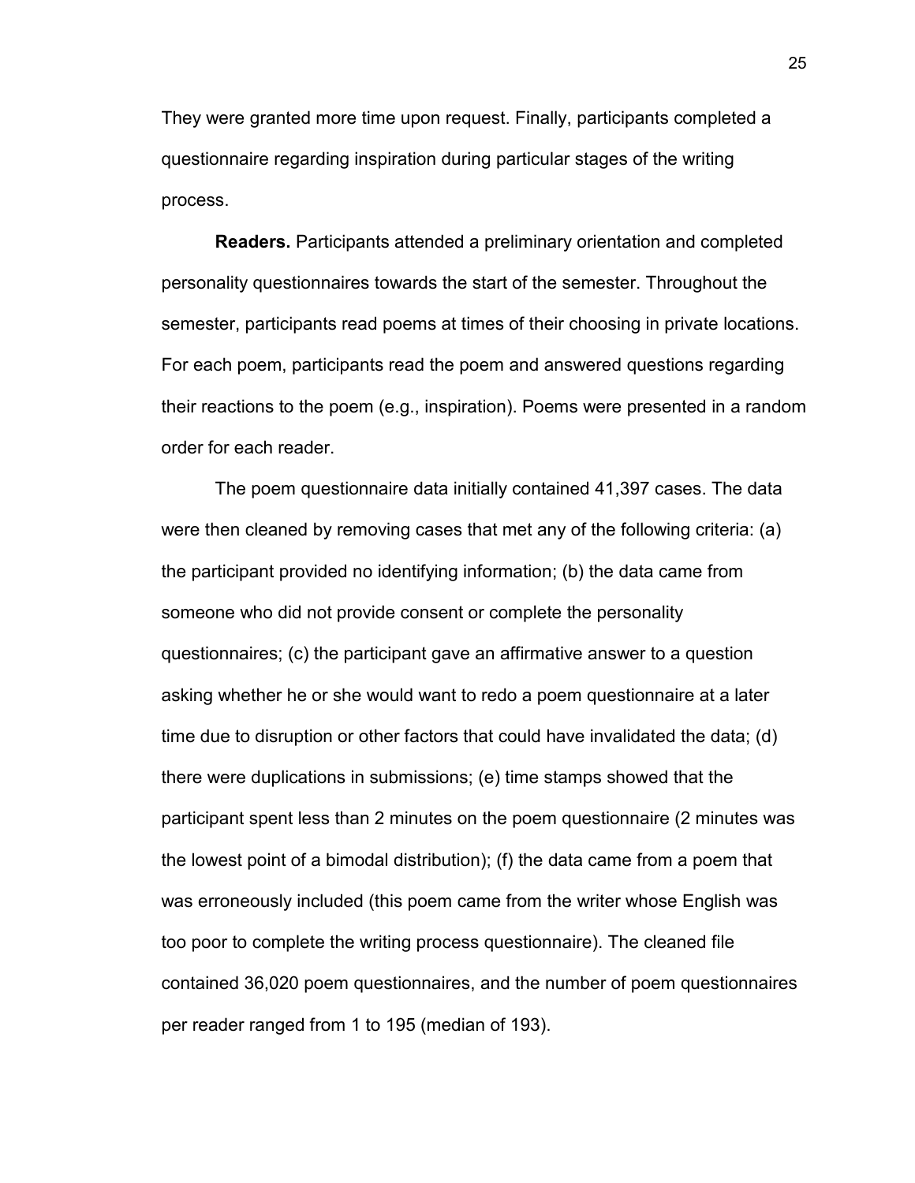They were granted more time upon request. Finally, participants completed a questionnaire regarding inspiration during particular stages of the writing process.

**Readers.** Participants attended a preliminary orientation and completed personality questionnaires towards the start of the semester. Throughout the semester, participants read poems at times of their choosing in private locations. For each poem, participants read the poem and answered questions regarding their reactions to the poem (e.g., inspiration). Poems were presented in a random order for each reader.

The poem questionnaire data initially contained 41,397 cases. The data were then cleaned by removing cases that met any of the following criteria: (a) the participant provided no identifying information; (b) the data came from someone who did not provide consent or complete the personality questionnaires; (c) the participant gave an affirmative answer to a question asking whether he or she would want to redo a poem questionnaire at a later time due to disruption or other factors that could have invalidated the data; (d) there were duplications in submissions; (e) time stamps showed that the participant spent less than 2 minutes on the poem questionnaire (2 minutes was the lowest point of a bimodal distribution); (f) the data came from a poem that was erroneously included (this poem came from the writer whose English was too poor to complete the writing process questionnaire). The cleaned file contained 36,020 poem questionnaires, and the number of poem questionnaires per reader ranged from 1 to 195 (median of 193).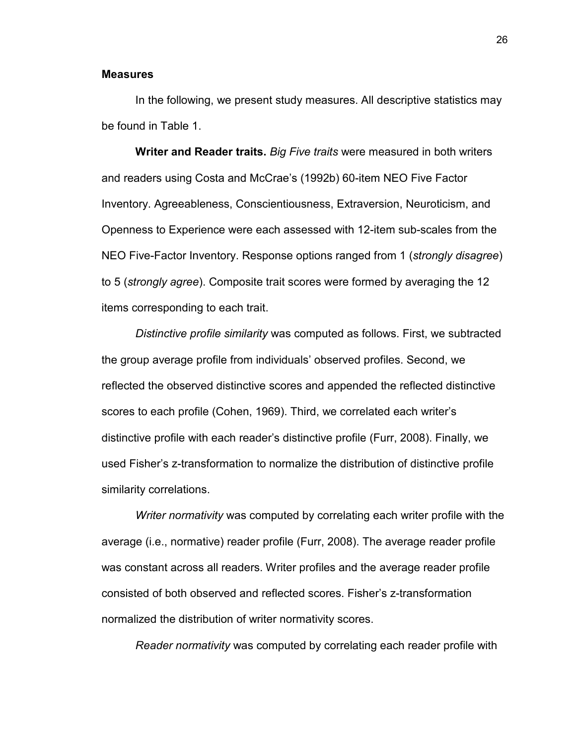## Measures

In the following, we present study measures. All descriptive statistics may be found in Table 1.

**Writer and Reader traits.** *Big Five traits* were measured in both writers and readers using Costa and McCrae's (1992b) 60-item NEO Five Factor Inventory. Agreeableness, Conscientiousness, Extraversion, Neuroticism, and Openness to Experience were each assessed with 12-item sub-scales from the NEO Five-Factor Inventory. Response options ranged from 1 (*strongly disagree*) to 5 (*strongly agree*). Composite trait scores were formed by averaging the 12 items corresponding to each trait.

*Distinctive profile similarity* was computed as follows. First, we subtracted the group average profile from individuals' observed profiles. Second, we reflected the observed distinctive scores and appended the reflected distinctive scores to each profile (Cohen, 1969). Third, we correlated each writer's distinctive profile with each reader's distinctive profile (Furr, 2008). Finally, we used Fisher's z-transformation to normalize the distribution of distinctive profile similarity correlations.

*Writer normativity* was computed by correlating each writer profile with the average (i.e., normative) reader profile (Furr, 2008). The average reader profile was constant across all readers. Writer profiles and the average reader profile consisted of both observed and reflected scores. Fisher's z-transformation normalized the distribution of writer normativity scores.

*Reader normativity* was computed by correlating each reader profile with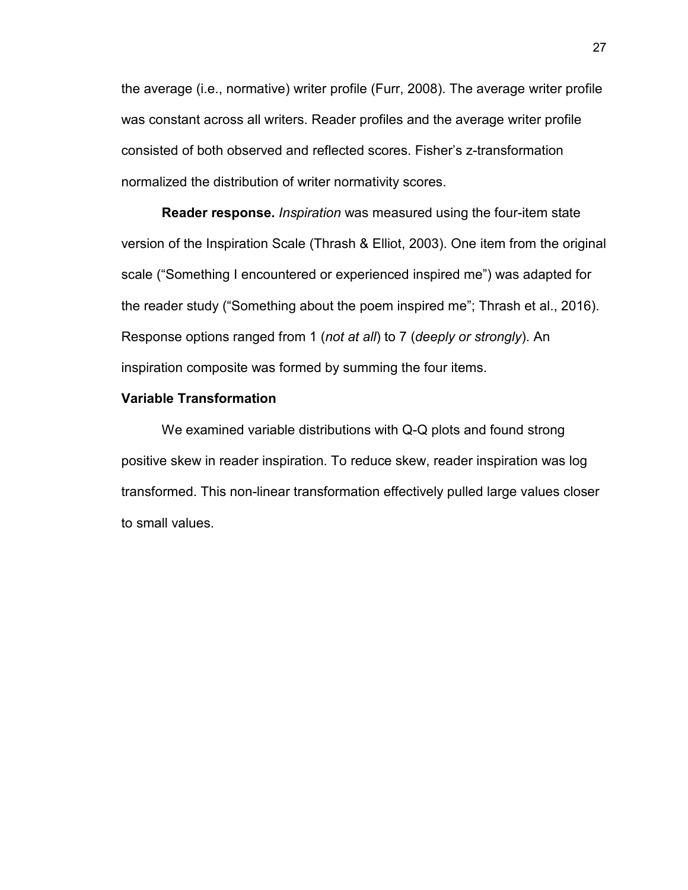the average (i.e., normative) writer profile (Furr, 2008). The average writer profile was constant across all writers. Reader profiles and the average writer profile consisted of both observed and reflected scores. Fisher's z-transformation normalized the distribution of writer normativity scores.

**Reader response.** *Inspiration* was measured using the four-item state version of the Inspiration Scale (Thrash & Elliot, 2003). One item from the original scale ("Something I encountered or experienced inspired me") was adapted for the reader study ("Something about the poem inspired me"; Thrash et al., 2016). Response options ranged from 1 (*not at all*) to 7 (*deeply or strongly*). An inspiration composite was formed by summing the four items.

### Variable Transformation

We examined variable distributions with Q-Q plots and found strong positive skew in reader inspiration. To reduce skew, reader inspiration was log transformed. This non-linear transformation effectively pulled large values closer to small values.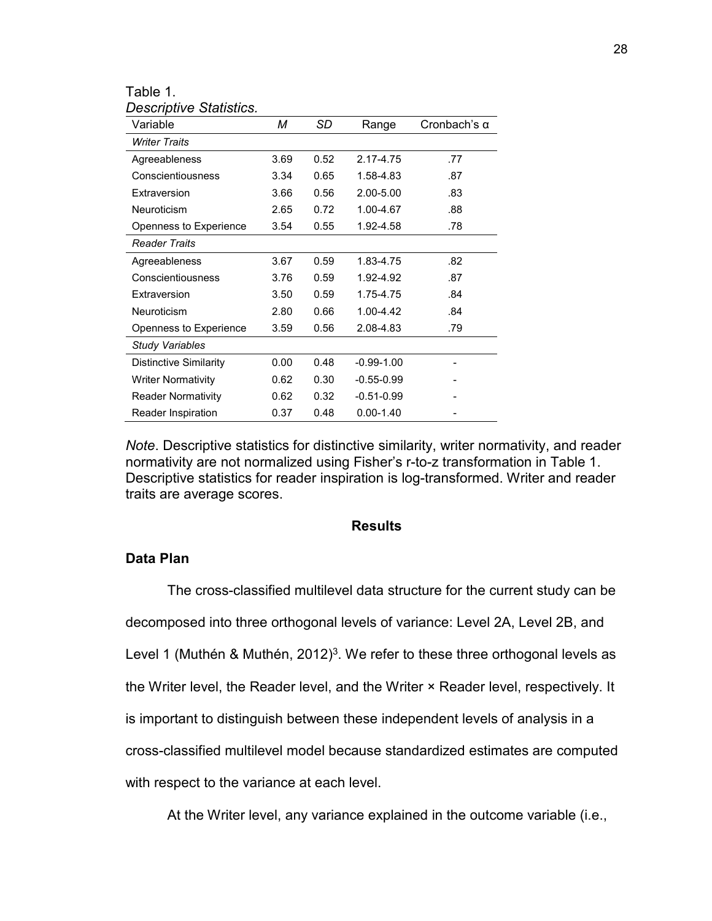Table 1.
*Descriptive Statistics.*

| Variable | *M* | *SD* | Range | Cronbach's α |
|---|---|---|---|---|
| *Writer Traits* | | | | |
| Agreeableness | 3.69 | 0.52 | 2.17-4.75 | .77 |
| Conscientiousness | 3.34 | 0.65 | 1.58-4.83 | .87 |
| Extraversion | 3.66 | 0.56 | 2.00-5.00 | .83 |
| Neuroticism | 2.65 | 0.72 | 1.00-4.67 | .88 |
| Openness to Experience | 3.54 | 0.55 | 1.92-4.58 | .78 |
| *Reader Traits* | | | | |
| Agreeableness | 3.67 | 0.59 | 1.83-4.75 | .82 |
| Conscientiousness | 3.76 | 0.59 | 1.92-4.92 | .87 |
| Extraversion | 3.50 | 0.59 | 1.75-4.75 | .84 |
| Neuroticism | 2.80 | 0.66 | 1.00-4.42 | .84 |
| Openness to Experience | 3.59 | 0.56 | 2.08-4.83 | .79 |
| *Study Variables* | | | | |
| Distinctive Similarity | 0.00 | 0.48 | -0.99-1.00 | - |
| Writer Normativity | 0.62 | 0.30 | -0.55-0.99 | - |
| Reader Normativity | 0.62 | 0.32 | -0.51-0.99 | - |
| Reader Inspiration | 0.37 | 0.48 | 0.00-1.40 | - |

*Note*. Descriptive statistics for distinctive similarity, writer normativity, and reader normativity are not normalized using Fisher's r-to-z transformation in Table 1. Descriptive statistics for reader inspiration is log-transformed. Writer and reader traits are average scores.

## Results

### Data Plan

The cross-classified multilevel data structure for the current study can be decomposed into three orthogonal levels of variance: Level 2A, Level 2B, and Level 1 (Muthén & Muthén, 2012)[3]. We refer to these three orthogonal levels as the Writer level, the Reader level, and the Writer × Reader level, respectively. It is important to distinguish between these independent levels of analysis in a cross-classified multilevel model because standardized estimates are computed with respect to the variance at each level.

At the Writer level, any variance explained in the outcome variable (i.e.,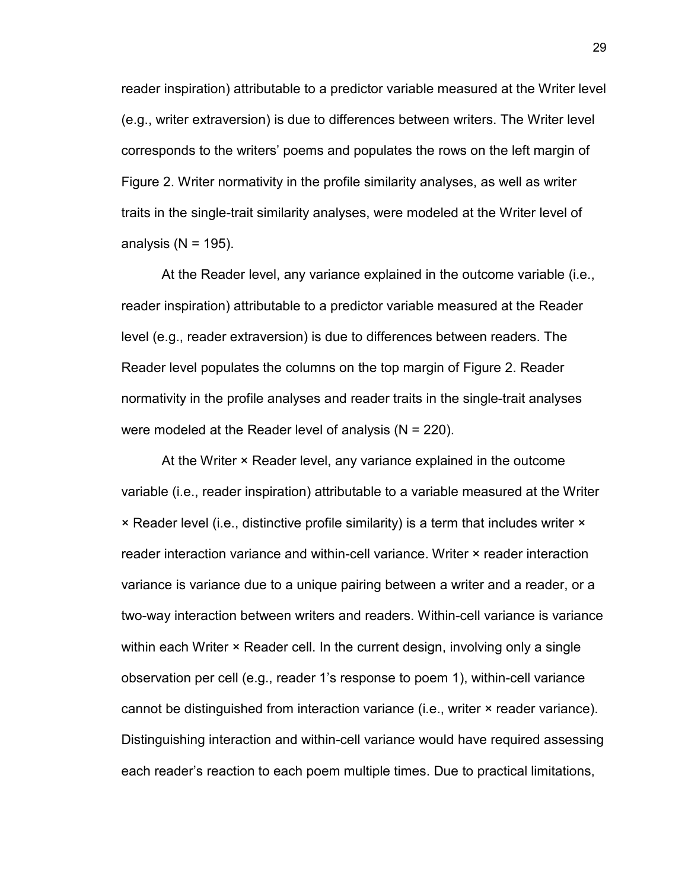reader inspiration) attributable to a predictor variable measured at the Writer level (e.g., writer extraversion) is due to differences between writers. The Writer level corresponds to the writers' poems and populates the rows on the left margin of Figure 2. Writer normativity in the profile similarity analyses, as well as writer traits in the single-trait similarity analyses, were modeled at the Writer level of analysis (N = 195).

At the Reader level, any variance explained in the outcome variable (i.e., reader inspiration) attributable to a predictor variable measured at the Reader level (e.g., reader extraversion) is due to differences between readers. The Reader level populates the columns on the top margin of Figure 2. Reader normativity in the profile analyses and reader traits in the single-trait analyses were modeled at the Reader level of analysis (N = 220).

At the Writer × Reader level, any variance explained in the outcome variable (i.e., reader inspiration) attributable to a variable measured at the Writer × Reader level (i.e., distinctive profile similarity) is a term that includes writer × reader interaction variance and within-cell variance. Writer × reader interaction variance is variance due to a unique pairing between a writer and a reader, or a two-way interaction between writers and readers. Within-cell variance is variance within each Writer × Reader cell. In the current design, involving only a single observation per cell (e.g., reader 1's response to poem 1), within-cell variance cannot be distinguished from interaction variance (i.e., writer × reader variance). Distinguishing interaction and within-cell variance would have required assessing each reader's reaction to each poem multiple times. Due to practical limitations,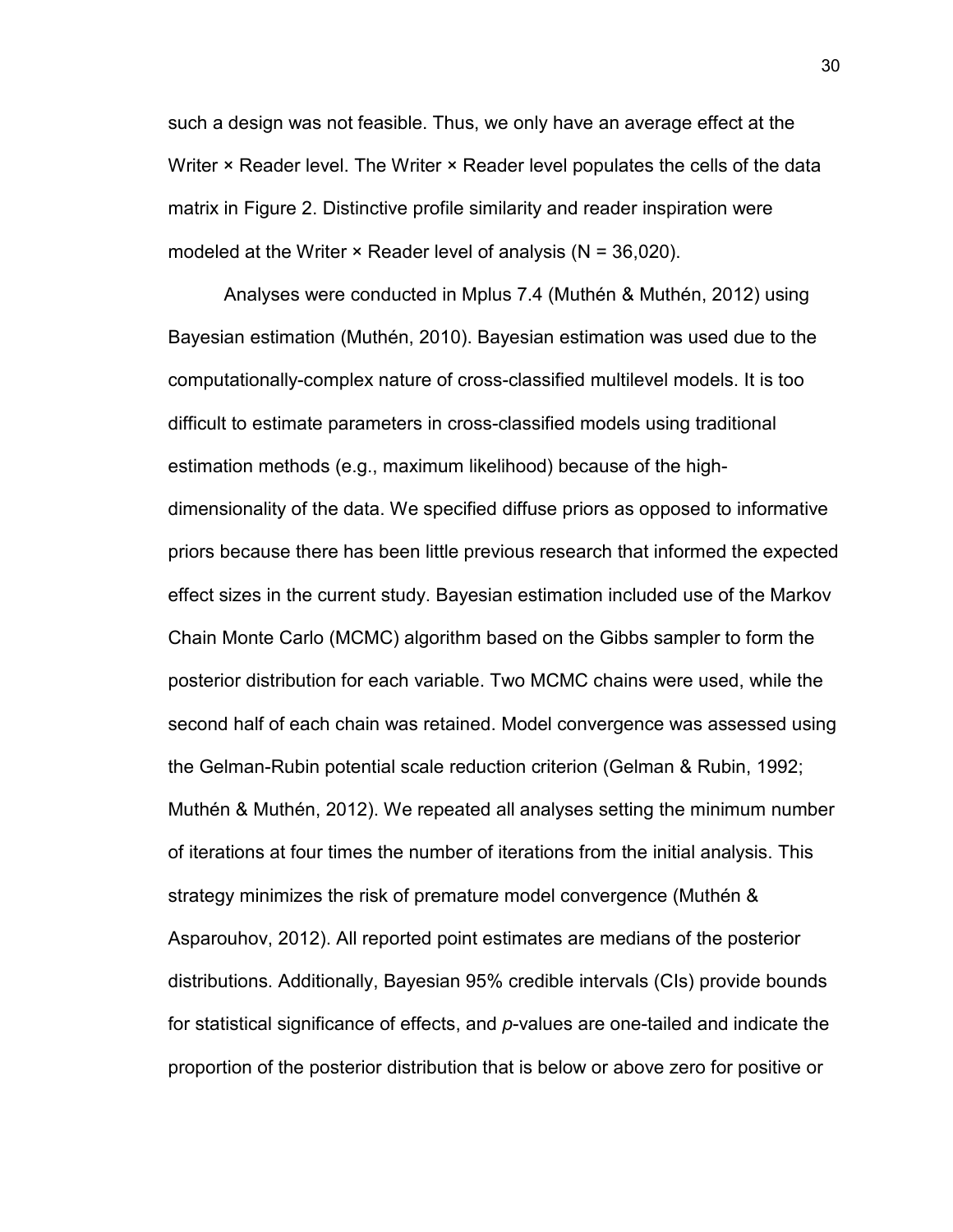such a design was not feasible. Thus, we only have an average effect at the Writer × Reader level. The Writer × Reader level populates the cells of the data matrix in Figure 2. Distinctive profile similarity and reader inspiration were modeled at the Writer × Reader level of analysis (N = 36,020).

Analyses were conducted in Mplus 7.4 (Muthén & Muthén, 2012) using Bayesian estimation (Muthén, 2010). Bayesian estimation was used due to the computationally-complex nature of cross-classified multilevel models. It is too difficult to estimate parameters in cross-classified models using traditional estimation methods (e.g., maximum likelihood) because of the high-dimensionality of the data. We specified diffuse priors as opposed to informative priors because there has been little previous research that informed the expected effect sizes in the current study. Bayesian estimation included use of the Markov Chain Monte Carlo (MCMC) algorithm based on the Gibbs sampler to form the posterior distribution for each variable. Two MCMC chains were used, while the second half of each chain was retained. Model convergence was assessed using the Gelman-Rubin potential scale reduction criterion (Gelman & Rubin, 1992; Muthén & Muthén, 2012). We repeated all analyses setting the minimum number of iterations at four times the number of iterations from the initial analysis. This strategy minimizes the risk of premature model convergence (Muthén & Asparouhov, 2012). All reported point estimates are medians of the posterior distributions. Additionally, Bayesian 95% credible intervals (CIs) provide bounds for statistical significance of effects, and *p*-values are one-tailed and indicate the proportion of the posterior distribution that is below or above zero for positive or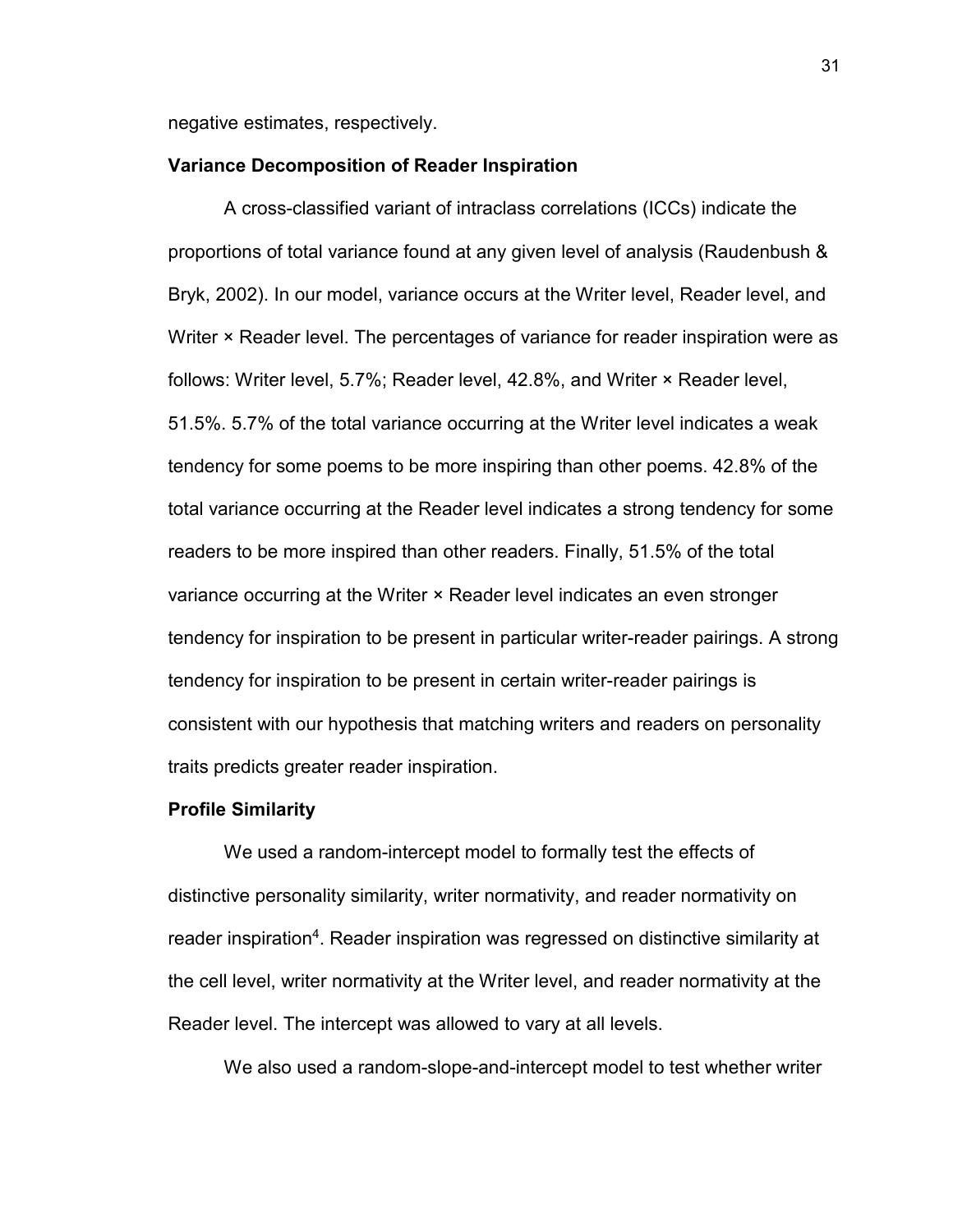negative estimates, respectively.

### Variance Decomposition of Reader Inspiration

A cross-classified variant of intraclass correlations (ICCs) indicate the proportions of total variance found at any given level of analysis (Raudenbush & Bryk, 2002). In our model, variance occurs at the Writer level, Reader level, and Writer × Reader level. The percentages of variance for reader inspiration were as follows: Writer level, 5.7%; Reader level, 42.8%, and Writer × Reader level, 51.5%. 5.7% of the total variance occurring at the Writer level indicates a weak tendency for some poems to be more inspiring than other poems. 42.8% of the total variance occurring at the Reader level indicates a strong tendency for some readers to be more inspired than other readers. Finally, 51.5% of the total variance occurring at the Writer × Reader level indicates an even stronger tendency for inspiration to be present in particular writer-reader pairings. A strong tendency for inspiration to be present in certain writer-reader pairings is consistent with our hypothesis that matching writers and readers on personality traits predicts greater reader inspiration.

### Profile Similarity

We used a random-intercept model to formally test the effects of distinctive personality similarity, writer normativity, and reader normativity on reader inspiration[4]. Reader inspiration was regressed on distinctive similarity at the cell level, writer normativity at the Writer level, and reader normativity at the Reader level. The intercept was allowed to vary at all levels.

We also used a random-slope-and-intercept model to test whether writer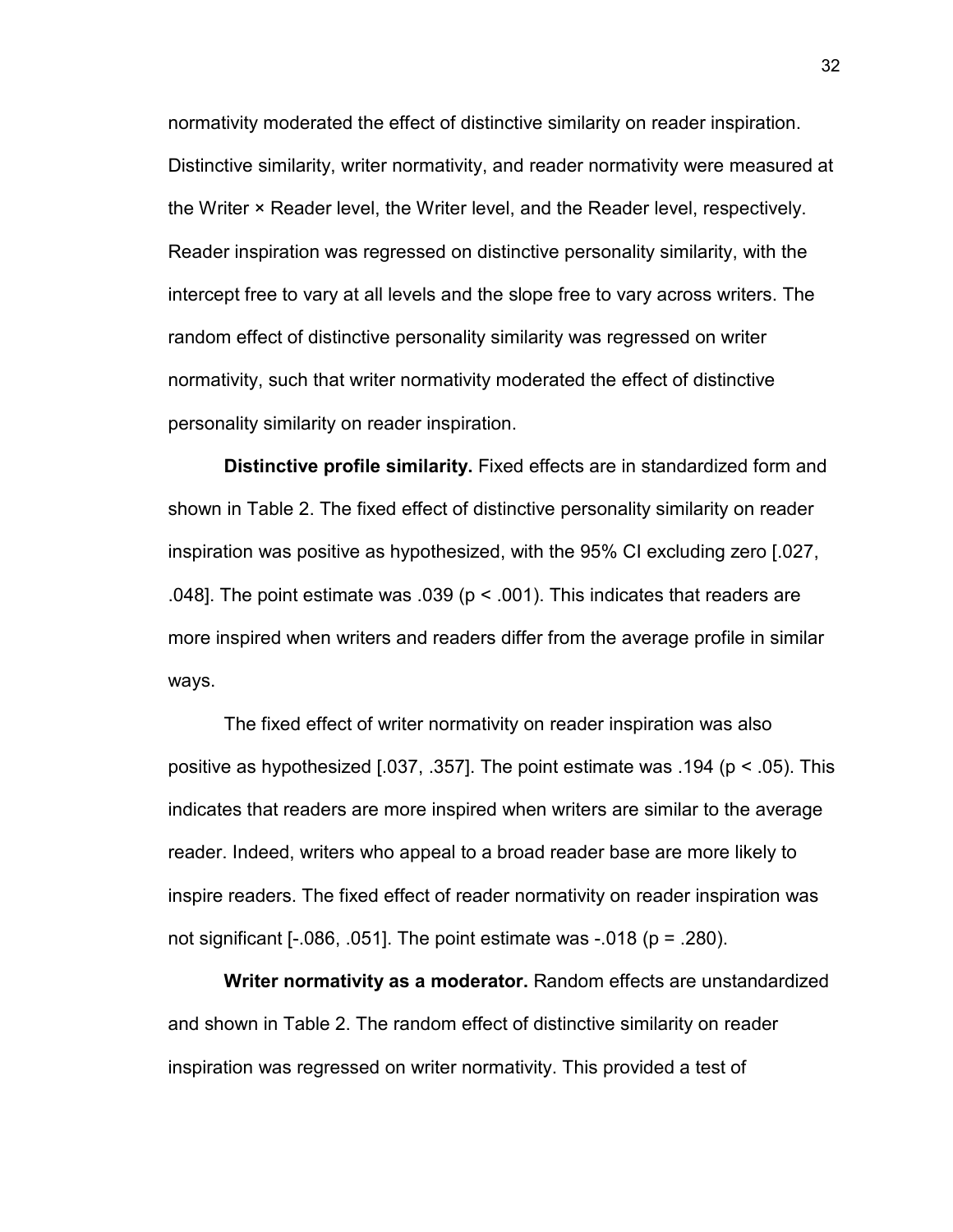normativity moderated the effect of distinctive similarity on reader inspiration. Distinctive similarity, writer normativity, and reader normativity were measured at the Writer × Reader level, the Writer level, and the Reader level, respectively. Reader inspiration was regressed on distinctive personality similarity, with the intercept free to vary at all levels and the slope free to vary across writers. The random effect of distinctive personality similarity was regressed on writer normativity, such that writer normativity moderated the effect of distinctive personality similarity on reader inspiration.

**Distinctive profile similarity.** Fixed effects are in standardized form and shown in Table 2. The fixed effect of distinctive personality similarity on reader inspiration was positive as hypothesized, with the 95% CI excluding zero [.027, .048]. The point estimate was .039 ($p < .001$). This indicates that readers are more inspired when writers and readers differ from the average profile in similar ways.

The fixed effect of writer normativity on reader inspiration was also positive as hypothesized [.037, .357]. The point estimate was .194 ($p < .05$). This indicates that readers are more inspired when writers are similar to the average reader. Indeed, writers who appeal to a broad reader base are more likely to inspire readers. The fixed effect of reader normativity on reader inspiration was not significant [-.086, .051]. The point estimate was -.018 ($p = .280$).

**Writer normativity as a moderator.** Random effects are unstandardized and shown in Table 2. The random effect of distinctive similarity on reader inspiration was regressed on writer normativity. This provided a test of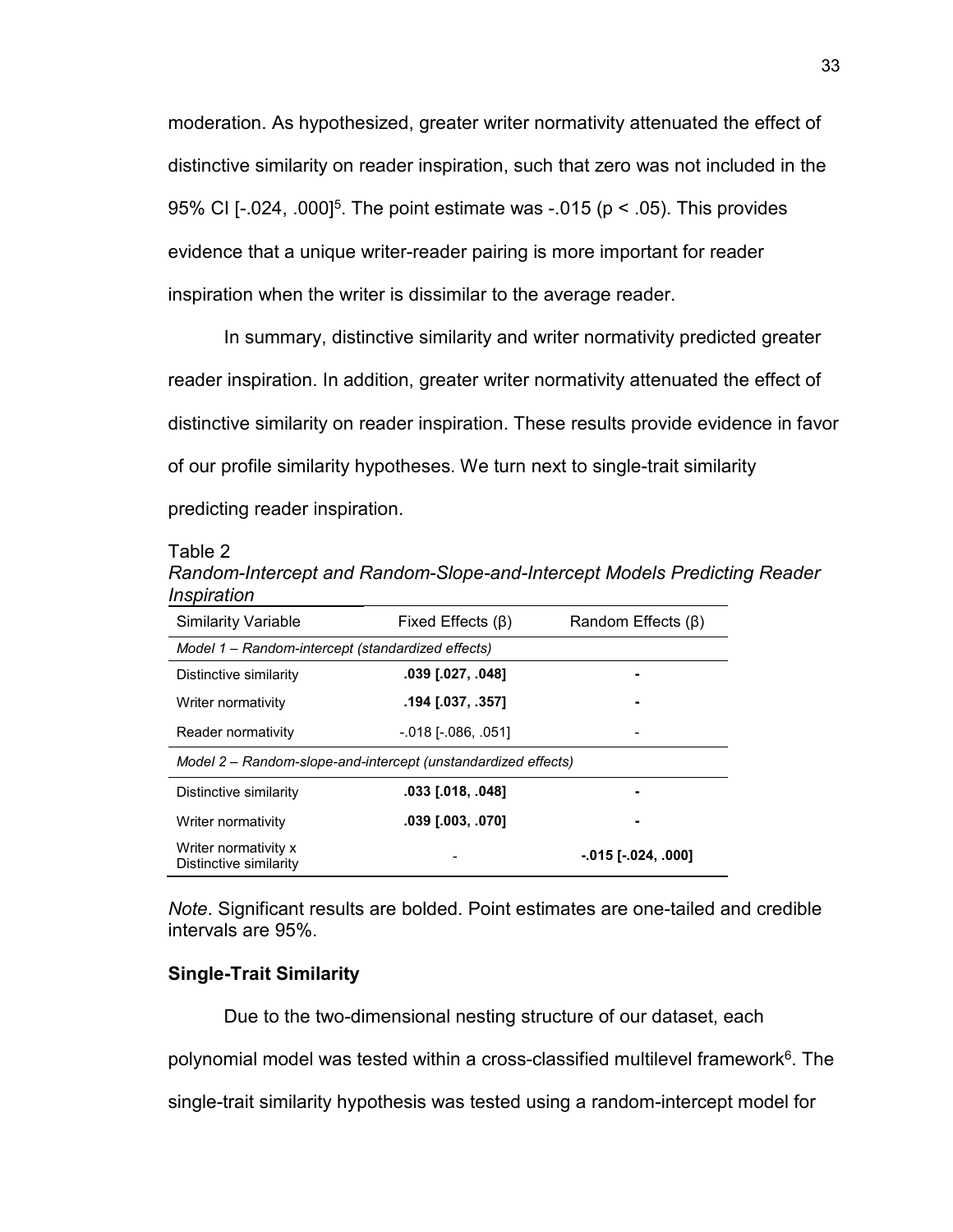moderation. As hypothesized, greater writer normativity attenuated the effect of distinctive similarity on reader inspiration, such that zero was not included in the 95% CI [-.024, .000][5]. The point estimate was -.015 ($p < .05$). This provides evidence that a unique writer-reader pairing is more important for reader inspiration when the writer is dissimilar to the average reader.

In summary, distinctive similarity and writer normativity predicted greater reader inspiration. In addition, greater writer normativity attenuated the effect of distinctive similarity on reader inspiration. These results provide evidence in favor of our profile similarity hypotheses. We turn next to single-trait similarity predicting reader inspiration.

Table 2

*Random-Intercept and Random-Slope-and-Intercept Models Predicting Reader Inspiration*

| Similarity Variable | Fixed Effects (β) | Random Effects (β) |
|---|---|---|
| *Model 1 – Random-intercept (standardized effects)* | | |
| Distinctive similarity | **.039 [.027, .048]** | **-** |
| Writer normativity | **.194 [.037, .357]** | **-** |
| Reader normativity | -.018 [-.086, .051] | - |
| *Model 2 – Random-slope-and-intercept (unstandardized effects)* | | |
| Distinctive similarity | **.033 [.018, .048]** | **-** |
| Writer normativity | **.039 [.003, .070]** | **-** |
| Writer normativity x Distinctive similarity | - | **-.015 [-.024, .000]** |

*Note*. Significant results are bolded. Point estimates are one-tailed and credible intervals are 95%.

### Single-Trait Similarity

Due to the two-dimensional nesting structure of our dataset, each polynomial model was tested within a cross-classified multilevel framework[6]. The single-trait similarity hypothesis was tested using a random-intercept model for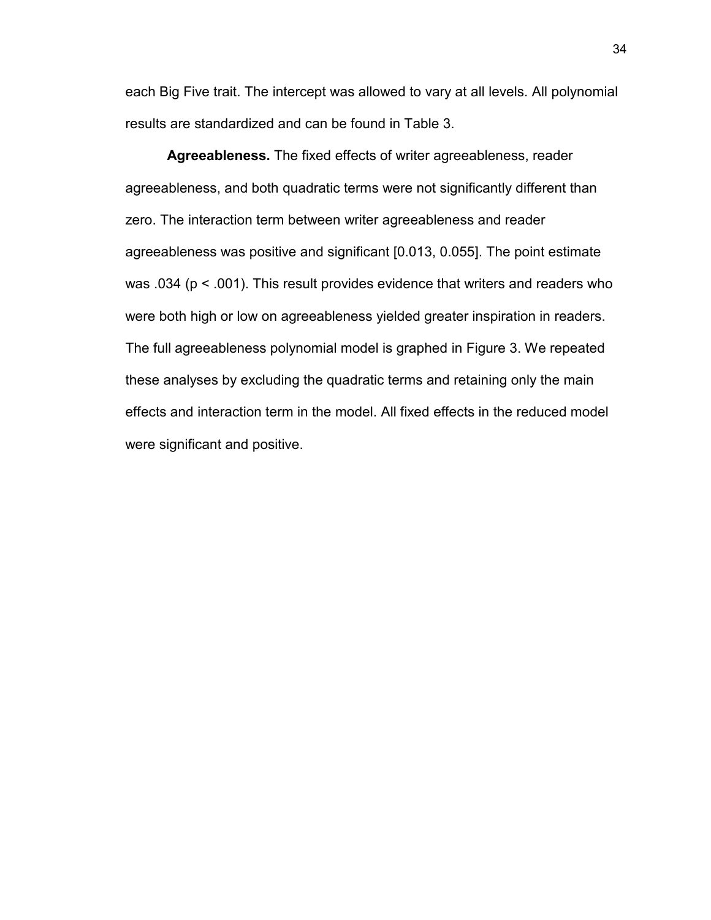each Big Five trait. The intercept was allowed to vary at all levels. All polynomial results are standardized and can be found in Table 3.

**Agreeableness.** The fixed effects of writer agreeableness, reader agreeableness, and both quadratic terms were not significantly different than zero. The interaction term between writer agreeableness and reader agreeableness was positive and significant [0.013, 0.055]. The point estimate was .034 ($p < .001$). This result provides evidence that writers and readers who were both high or low on agreeableness yielded greater inspiration in readers. The full agreeableness polynomial model is graphed in Figure 3. We repeated these analyses by excluding the quadratic terms and retaining only the main effects and interaction term in the model. All fixed effects in the reduced model were significant and positive.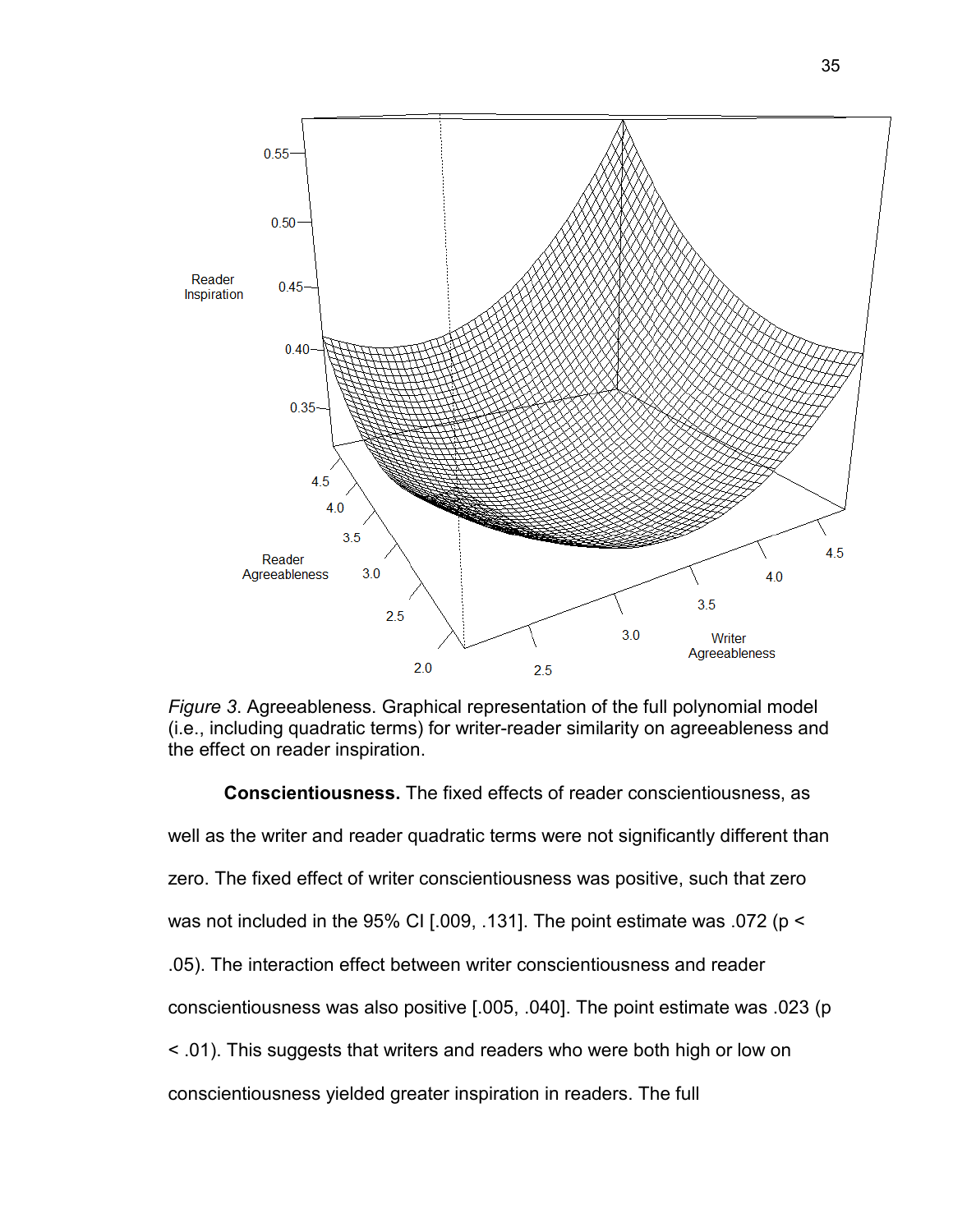*Figure 3.* Agreeableness. Graphical representation of the full polynomial model (i.e., including quadratic terms) for writer-reader similarity on agreeableness and the effect on reader inspiration.

**Conscientiousness.** The fixed effects of reader conscientiousness, as well as the writer and reader quadratic terms were not significantly different than zero. The fixed effect of writer conscientiousness was positive, such that zero was not included in the 95% CI [.009, .131]. The point estimate was .072 ($p < .05$). The interaction effect between writer conscientiousness and reader conscientiousness was also positive [.005, .040]. The point estimate was .023 ($p < .01$). This suggests that writers and readers who were both high or low on conscientiousness yielded greater inspiration in readers. The full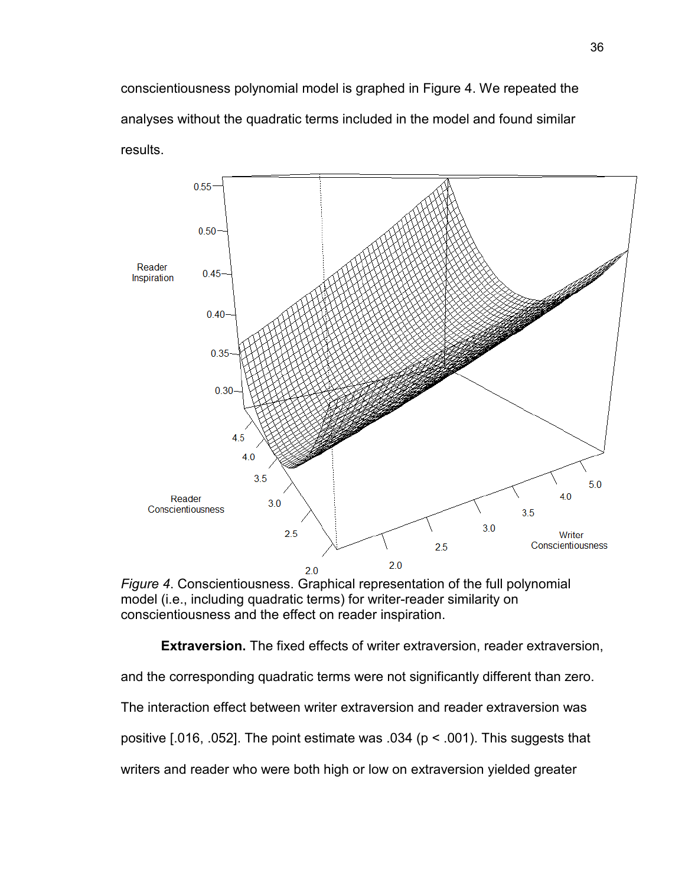conscientiousness polynomial model is graphed in Figure 4. We repeated the analyses without the quadratic terms included in the model and found similar results.

*Figure 4*. Conscientiousness. Graphical representation of the full polynomial model (i.e., including quadratic terms) for writer-reader similarity on conscientiousness and the effect on reader inspiration.

**Extraversion.** The fixed effects of writer extraversion, reader extraversion, and the corresponding quadratic terms were not significantly different than zero. The interaction effect between writer extraversion and reader extraversion was positive [.016, .052]. The point estimate was .034 ($p < .001$). This suggests that writers and reader who were both high or low on extraversion yielded greater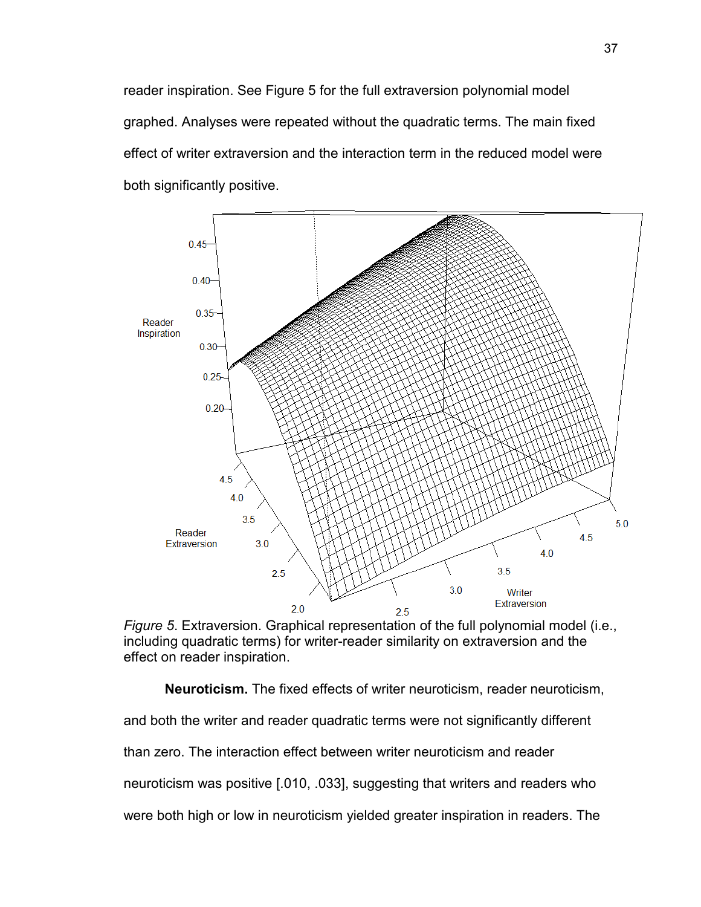reader inspiration. See Figure 5 for the full extraversion polynomial model graphed. Analyses were repeated without the quadratic terms. The main fixed effect of writer extraversion and the interaction term in the reduced model were both significantly positive.

*Figure 5*. Extraversion. Graphical representation of the full polynomial model (i.e., including quadratic terms) for writer-reader similarity on extraversion and the effect on reader inspiration.

**Neuroticism.** The fixed effects of writer neuroticism, reader neuroticism, and both the writer and reader quadratic terms were not significantly different than zero. The interaction effect between writer neuroticism and reader neuroticism was positive [.010, .033], suggesting that writers and readers who were both high or low in neuroticism yielded greater inspiration in readers. The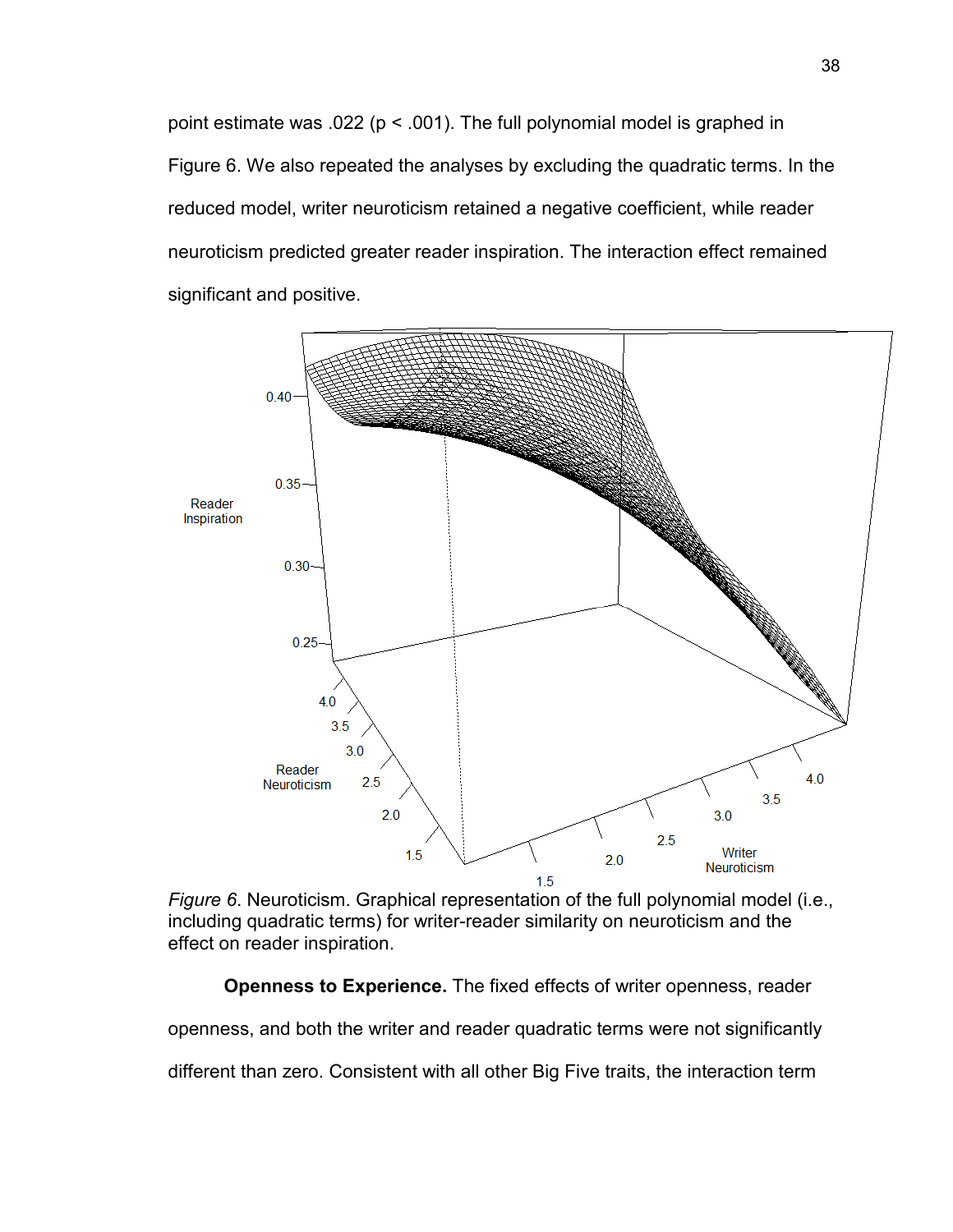point estimate was .022 ($p < .001$). The full polynomial model is graphed in Figure 6. We also repeated the analyses by excluding the quadratic terms. In the reduced model, writer neuroticism retained a negative coefficient, while reader neuroticism predicted greater reader inspiration. The interaction effect remained significant and positive.

*Figure 6*. Neuroticism. Graphical representation of the full polynomial model (i.e., including quadratic terms) for writer-reader similarity on neuroticism and the effect on reader inspiration.

**Openness to Experience.** The fixed effects of writer openness, reader openness, and both the writer and reader quadratic terms were not significantly different than zero. Consistent with all other Big Five traits, the interaction term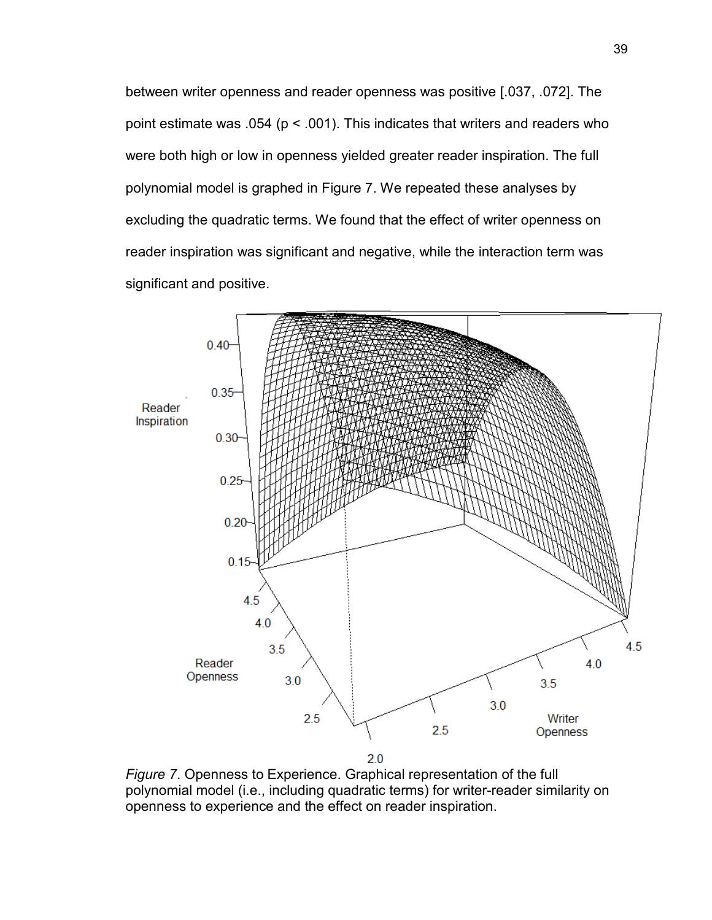between writer openness and reader openness was positive [.037, .072]. The point estimate was .054 ($p < .001$). This indicates that writers and readers who were both high or low in openness yielded greater reader inspiration. The full polynomial model is graphed in Figure 7. We repeated these analyses by excluding the quadratic terms. We found that the effect of writer openness on reader inspiration was significant and negative, while the interaction term was significant and positive.

*Figure 7*. Openness to Experience. Graphical representation of the full polynomial model (i.e., including quadratic terms) for writer-reader similarity on openness to experience and the effect on reader inspiration.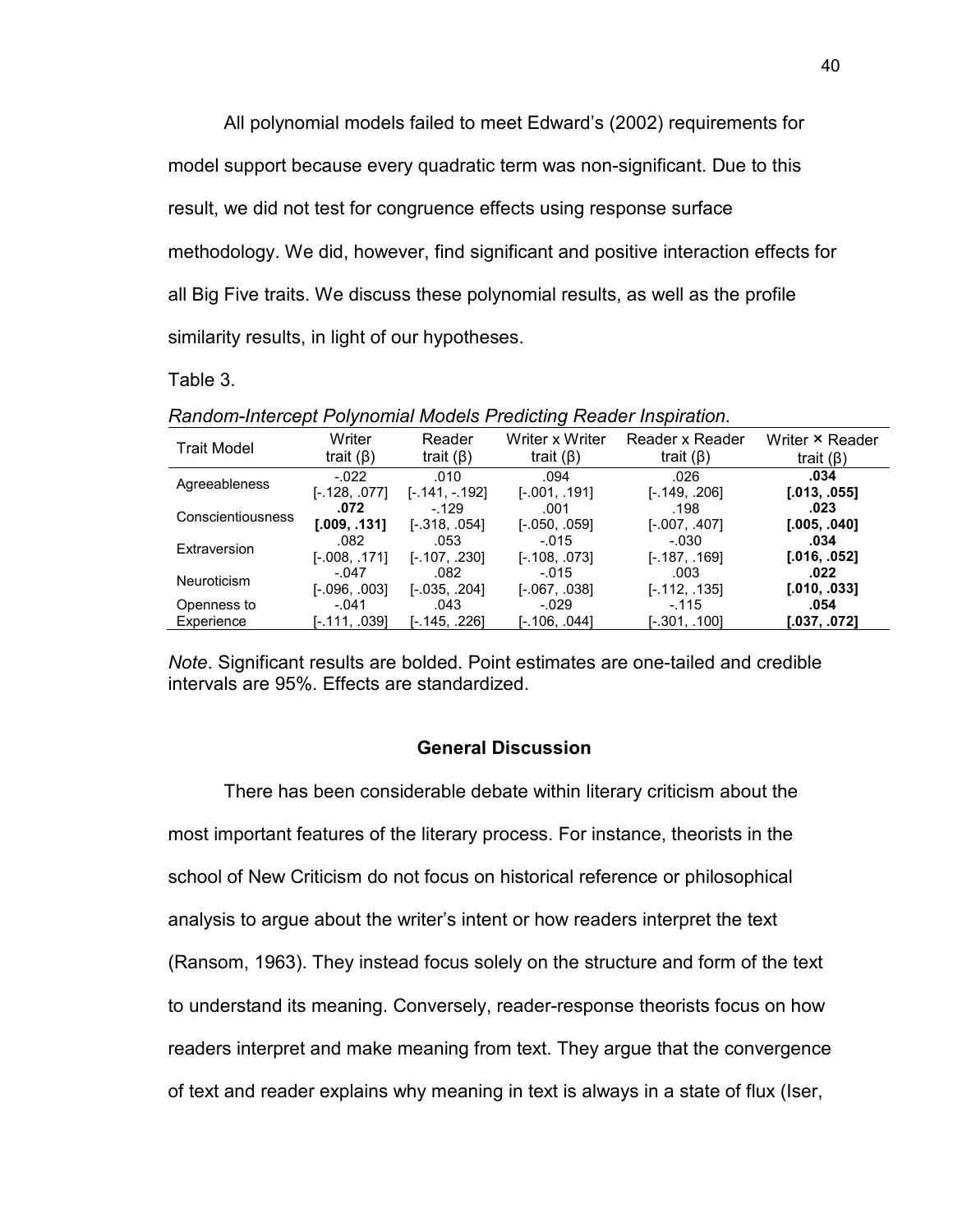All polynomial models failed to meet Edward's (2002) requirements for model support because every quadratic term was non-significant. Due to this result, we did not test for congruence effects using response surface methodology. We did, however, find significant and positive interaction effects for all Big Five traits. We discuss these polynomial results, as well as the profile similarity results, in light of our hypotheses.

Table 3.

*Random-Intercept Polynomial Models Predicting Reader Inspiration.*

| Trait Model | Writer trait (β) | Reader trait (β) | Writer x Writer trait (β) | Reader x Reader trait (β) | Writer × Reader trait (β) |
|---|---|---|---|---|---|
| Agreeableness | -.022<br>[-.128, .077] | .010<br>[-.141, -.192] | .094<br>[-.001, .191] | .026<br>[-.149, .206] | **.034**<br>**[.013, .055]** |
| Conscientiousness | **.072**<br>**[.009, .131]** | -.129<br>[-.318, .054] | .001<br>[-.050, .059] | .198<br>[-.007, .407] | **.023**<br>**[.005, .040]** |
| Extraversion | .082<br>[-.008, .171] | .053<br>[-.107, .230] | -.015<br>[-.108, .073] | -.030<br>[-.187, .169] | **.034**<br>**[.016, .052]** |
| Neuroticism | -.047<br>[-.096, .003] | .082<br>[-.035, .204] | -.015<br>[-.067, .038] | .003<br>[-.112, .135] | **.022**<br>**[.010, .033]** |
| Openness to Experience | -.041<br>[-.111, .039] | .043<br>[-.145, .226] | -.029<br>[-.106, .044] | -.115<br>[-.301, .100] | **.054**<br>**[.037, .072]** |

*Note*. Significant results are bolded. Point estimates are one-tailed and credible intervals are 95%. Effects are standardized.

## General Discussion

There has been considerable debate within literary criticism about the most important features of the literary process. For instance, theorists in the school of New Criticism do not focus on historical reference or philosophical analysis to argue about the writer's intent or how readers interpret the text (Ransom, 1963). They instead focus solely on the structure and form of the text to understand its meaning. Conversely, reader-response theorists focus on how readers interpret and make meaning from text. They argue that the convergence of text and reader explains why meaning in text is always in a state of flux (Iser,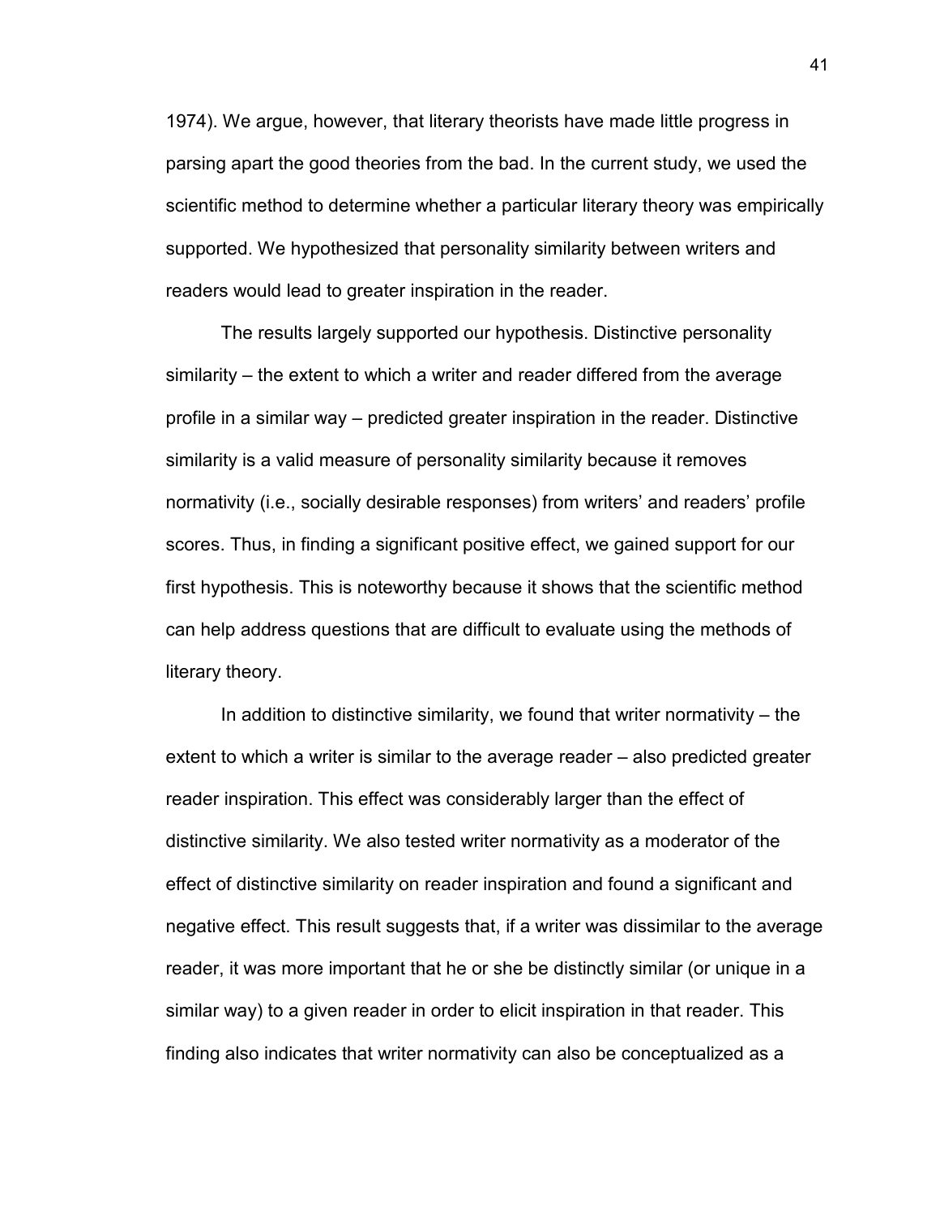1974). We argue, however, that literary theorists have made little progress in parsing apart the good theories from the bad. In the current study, we used the scientific method to determine whether a particular literary theory was empirically supported. We hypothesized that personality similarity between writers and readers would lead to greater inspiration in the reader.

The results largely supported our hypothesis. Distinctive personality similarity – the extent to which a writer and reader differed from the average profile in a similar way – predicted greater inspiration in the reader. Distinctive similarity is a valid measure of personality similarity because it removes normativity (i.e., socially desirable responses) from writers' and readers' profile scores. Thus, in finding a significant positive effect, we gained support for our first hypothesis. This is noteworthy because it shows that the scientific method can help address questions that are difficult to evaluate using the methods of literary theory.

In addition to distinctive similarity, we found that writer normativity – the extent to which a writer is similar to the average reader – also predicted greater reader inspiration. This effect was considerably larger than the effect of distinctive similarity. We also tested writer normativity as a moderator of the effect of distinctive similarity on reader inspiration and found a significant and negative effect. This result suggests that, if a writer was dissimilar to the average reader, it was more important that he or she be distinctly similar (or unique in a similar way) to a given reader in order to elicit inspiration in that reader. This finding also indicates that writer normativity can also be conceptualized as a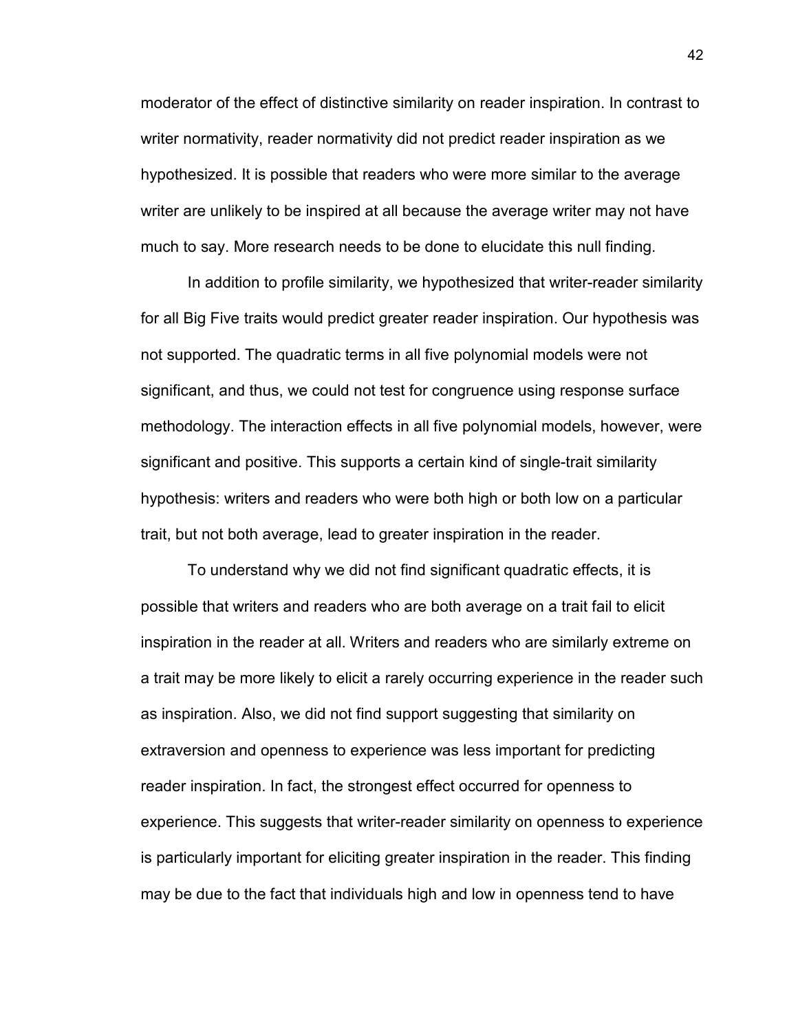moderator of the effect of distinctive similarity on reader inspiration. In contrast to writer normativity, reader normativity did not predict reader inspiration as we hypothesized. It is possible that readers who were more similar to the average writer are unlikely to be inspired at all because the average writer may not have much to say. More research needs to be done to elucidate this null finding.

In addition to profile similarity, we hypothesized that writer-reader similarity for all Big Five traits would predict greater reader inspiration. Our hypothesis was not supported. The quadratic terms in all five polynomial models were not significant, and thus, we could not test for congruence using response surface methodology. The interaction effects in all five polynomial models, however, were significant and positive. This supports a certain kind of single-trait similarity hypothesis: writers and readers who were both high or both low on a particular trait, but not both average, lead to greater inspiration in the reader.

To understand why we did not find significant quadratic effects, it is possible that writers and readers who are both average on a trait fail to elicit inspiration in the reader at all. Writers and readers who are similarly extreme on a trait may be more likely to elicit a rarely occurring experience in the reader such as inspiration. Also, we did not find support suggesting that similarity on extraversion and openness to experience was less important for predicting reader inspiration. In fact, the strongest effect occurred for openness to experience. This suggests that writer-reader similarity on openness to experience is particularly important for eliciting greater inspiration in the reader. This finding may be due to the fact that individuals high and low in openness tend to have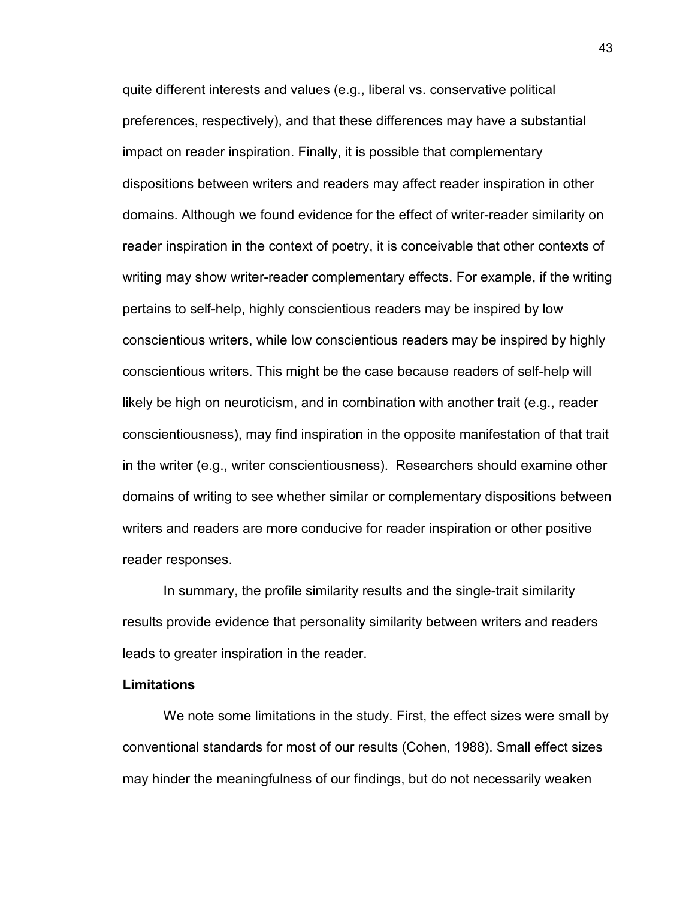quite different interests and values (e.g., liberal vs. conservative political preferences, respectively), and that these differences may have a substantial impact on reader inspiration. Finally, it is possible that complementary dispositions between writers and readers may affect reader inspiration in other domains. Although we found evidence for the effect of writer-reader similarity on reader inspiration in the context of poetry, it is conceivable that other contexts of writing may show writer-reader complementary effects. For example, if the writing pertains to self-help, highly conscientious readers may be inspired by low conscientious writers, while low conscientious readers may be inspired by highly conscientious writers. This might be the case because readers of self-help will likely be high on neuroticism, and in combination with another trait (e.g., reader conscientiousness), may find inspiration in the opposite manifestation of that trait in the writer (e.g., writer conscientiousness). Researchers should examine other domains of writing to see whether similar or complementary dispositions between writers and readers are more conducive for reader inspiration or other positive reader responses.

In summary, the profile similarity results and the single-trait similarity results provide evidence that personality similarity between writers and readers leads to greater inspiration in the reader.

**Limitations**

We note some limitations in the study. First, the effect sizes were small by conventional standards for most of our results (Cohen, 1988). Small effect sizes may hinder the meaningfulness of our findings, but do not necessarily weaken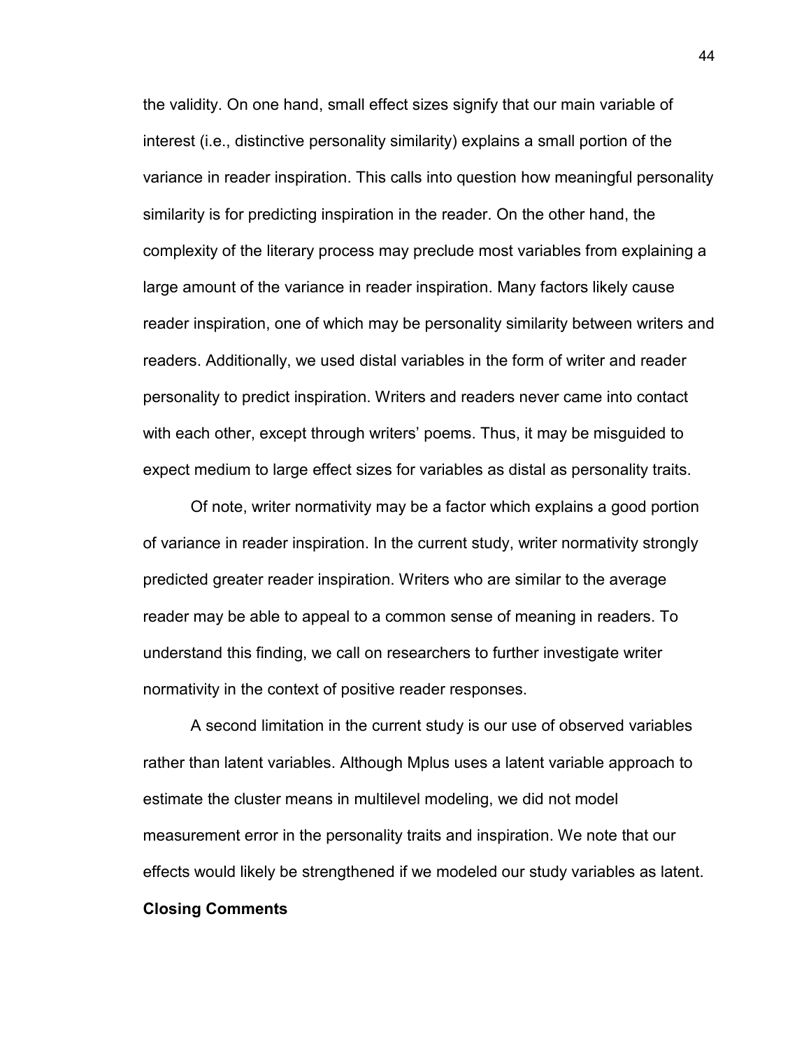the validity. On one hand, small effect sizes signify that our main variable of interest (i.e., distinctive personality similarity) explains a small portion of the variance in reader inspiration. This calls into question how meaningful personality similarity is for predicting inspiration in the reader. On the other hand, the complexity of the literary process may preclude most variables from explaining a large amount of the variance in reader inspiration. Many factors likely cause reader inspiration, one of which may be personality similarity between writers and readers. Additionally, we used distal variables in the form of writer and reader personality to predict inspiration. Writers and readers never came into contact with each other, except through writers' poems. Thus, it may be misguided to expect medium to large effect sizes for variables as distal as personality traits.

Of note, writer normativity may be a factor which explains a good portion of variance in reader inspiration. In the current study, writer normativity strongly predicted greater reader inspiration. Writers who are similar to the average reader may be able to appeal to a common sense of meaning in readers. To understand this finding, we call on researchers to further investigate writer normativity in the context of positive reader responses.

A second limitation in the current study is our use of observed variables rather than latent variables. Although Mplus uses a latent variable approach to estimate the cluster means in multilevel modeling, we did not model measurement error in the personality traits and inspiration. We note that our effects would likely be strengthened if we modeled our study variables as latent.

**Closing Comments**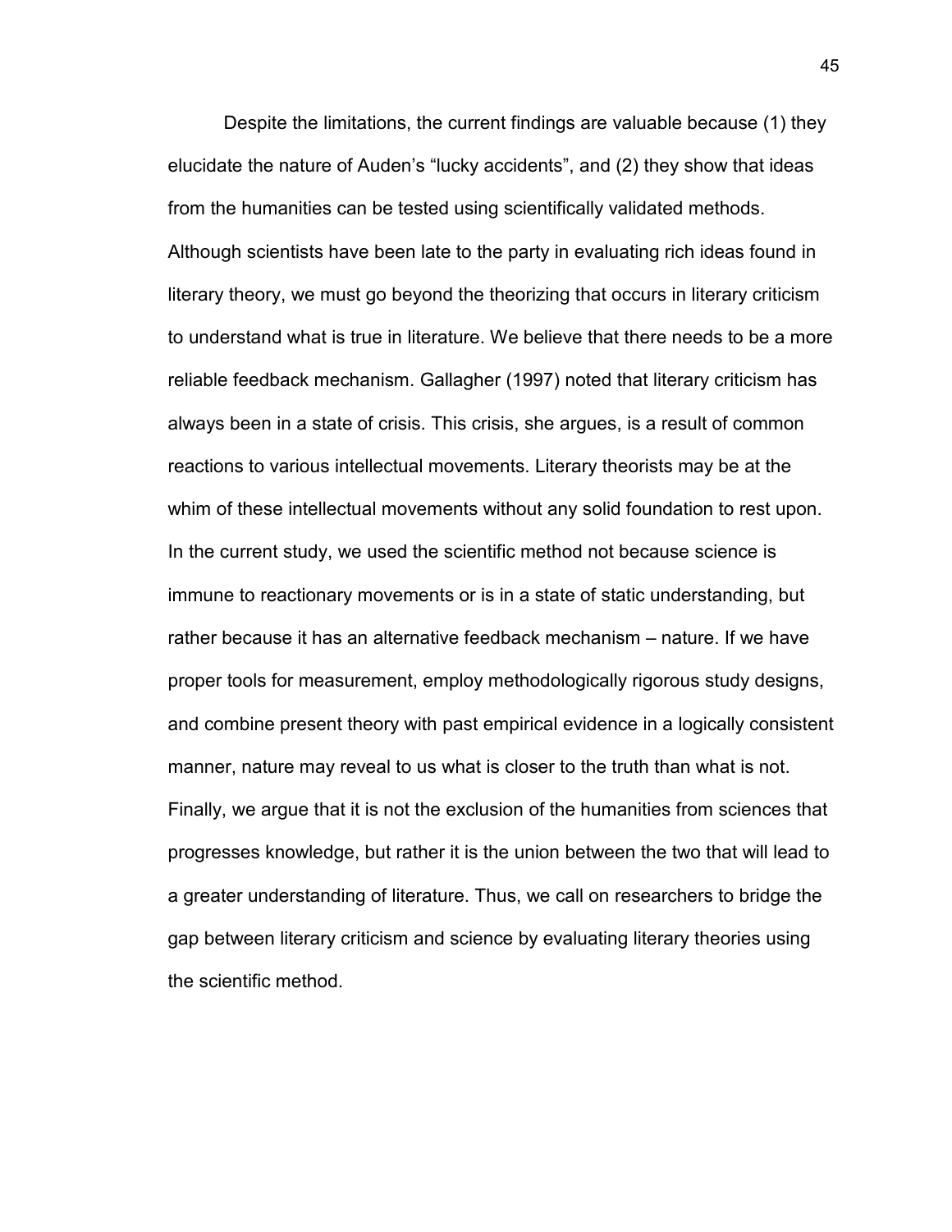Despite the limitations, the current findings are valuable because (1) they elucidate the nature of Auden's "lucky accidents", and (2) they show that ideas from the humanities can be tested using scientifically validated methods. Although scientists have been late to the party in evaluating rich ideas found in literary theory, we must go beyond the theorizing that occurs in literary criticism to understand what is true in literature. We believe that there needs to be a more reliable feedback mechanism. Gallagher (1997) noted that literary criticism has always been in a state of crisis. This crisis, she argues, is a result of common reactions to various intellectual movements. Literary theorists may be at the whim of these intellectual movements without any solid foundation to rest upon. In the current study, we used the scientific method not because science is immune to reactionary movements or is in a state of static understanding, but rather because it has an alternative feedback mechanism – nature. If we have proper tools for measurement, employ methodologically rigorous study designs, and combine present theory with past empirical evidence in a logically consistent manner, nature may reveal to us what is closer to the truth than what is not. Finally, we argue that it is not the exclusion of the humanities from sciences that progresses knowledge, but rather it is the union between the two that will lead to a greater understanding of literature. Thus, we call on researchers to bridge the gap between literary criticism and science by evaluating literary theories using the scientific method.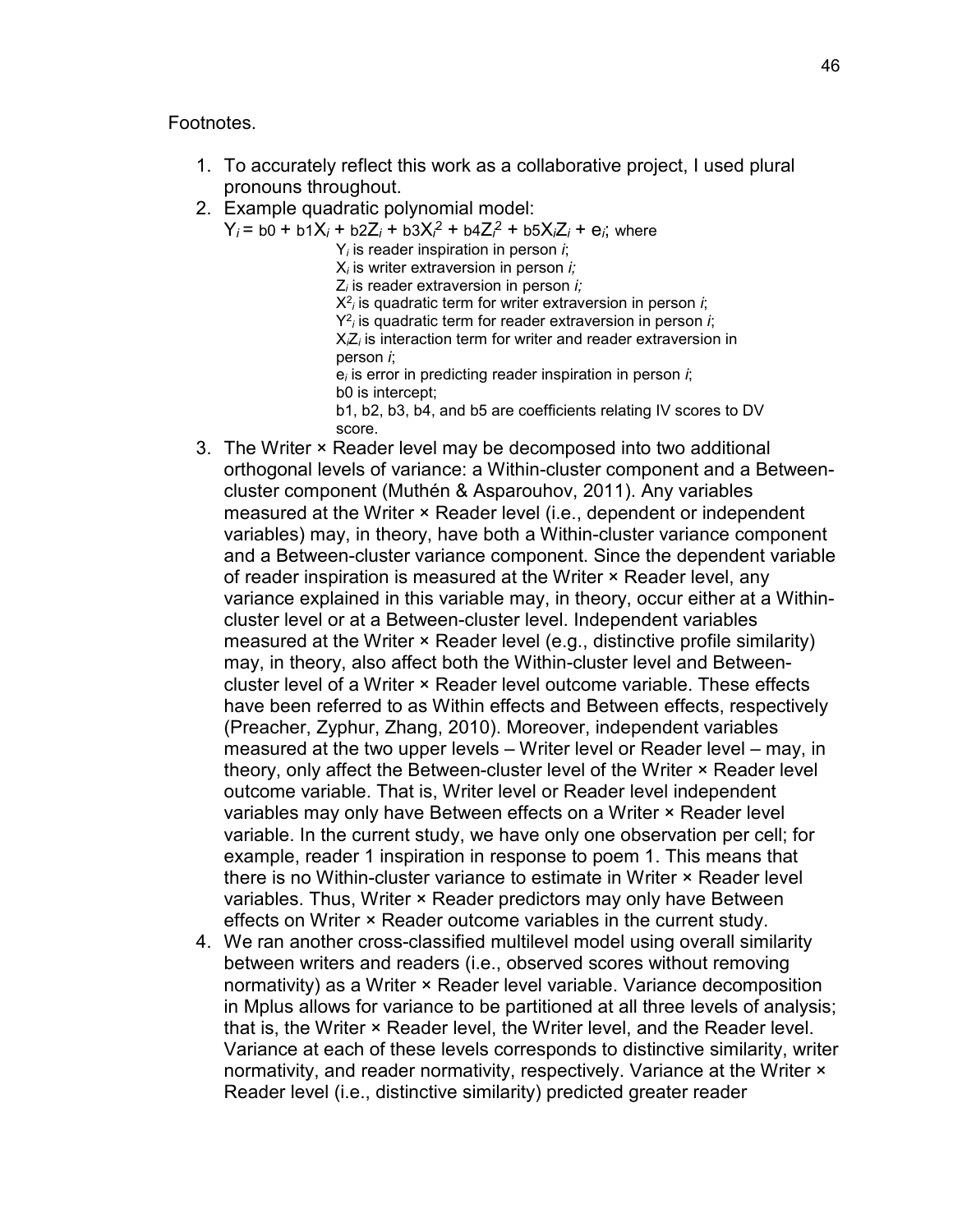Footnotes.

1. To accurately reflect this work as a collaborative project, I used plural pronouns throughout.
2. Example quadratic polynomial model:
   $Y_i = b0 + b1X_i + b2Z_i + b3X_i^2 + b4Z_i^2 + b5X_iZ_i + e_i$; where
   $Y_i$ is reader inspiration in person *i*;
   $X_i$ is writer extraversion in person *i;*
   $Z_i$ is reader extraversion in person *i;*
   $X^2_i$ is quadratic term for writer extraversion in person *i*;
   $Y^2_i$ is quadratic term for reader extraversion in person *i*;
   $X_iZ_i$ is interaction term for writer and reader extraversion in person *i*;
   $e_i$ is error in predicting reader inspiration in person *i*;
   b0 is intercept;
   b1, b2, b3, b4, and b5 are coefficients relating IV scores to DV score.
3. The Writer × Reader level may be decomposed into two additional orthogonal levels of variance: a Within-cluster component and a Between-cluster component (Muthén & Asparouhov, 2011). Any variables measured at the Writer × Reader level (i.e., dependent or independent variables) may, in theory, have both a Within-cluster variance component and a Between-cluster variance component. Since the dependent variable of reader inspiration is measured at the Writer × Reader level, any variance explained in this variable may, in theory, occur either at a Within-cluster level or at a Between-cluster level. Independent variables measured at the Writer × Reader level (e.g., distinctive profile similarity) may, in theory, also affect both the Within-cluster level and Between-cluster level of a Writer × Reader level outcome variable. These effects have been referred to as Within effects and Between effects, respectively (Preacher, Zyphur, Zhang, 2010). Moreover, independent variables measured at the two upper levels – Writer level or Reader level – may, in theory, only affect the Between-cluster level of the Writer × Reader level outcome variable. That is, Writer level or Reader level independent variables may only have Between effects on a Writer × Reader level variable. In the current study, we have only one observation per cell; for example, reader 1 inspiration in response to poem 1. This means that there is no Within-cluster variance to estimate in Writer × Reader level variables. Thus, Writer × Reader predictors may only have Between effects on Writer × Reader outcome variables in the current study.
4. We ran another cross-classified multilevel model using overall similarity between writers and readers (i.e., observed scores without removing normativity) as a Writer × Reader level variable. Variance decomposition in Mplus allows for variance to be partitioned at all three levels of analysis; that is, the Writer × Reader level, the Writer level, and the Reader level. Variance at each of these levels corresponds to distinctive similarity, writer normativity, and reader normativity, respectively. Variance at the Writer × Reader level (i.e., distinctive similarity) predicted greater reader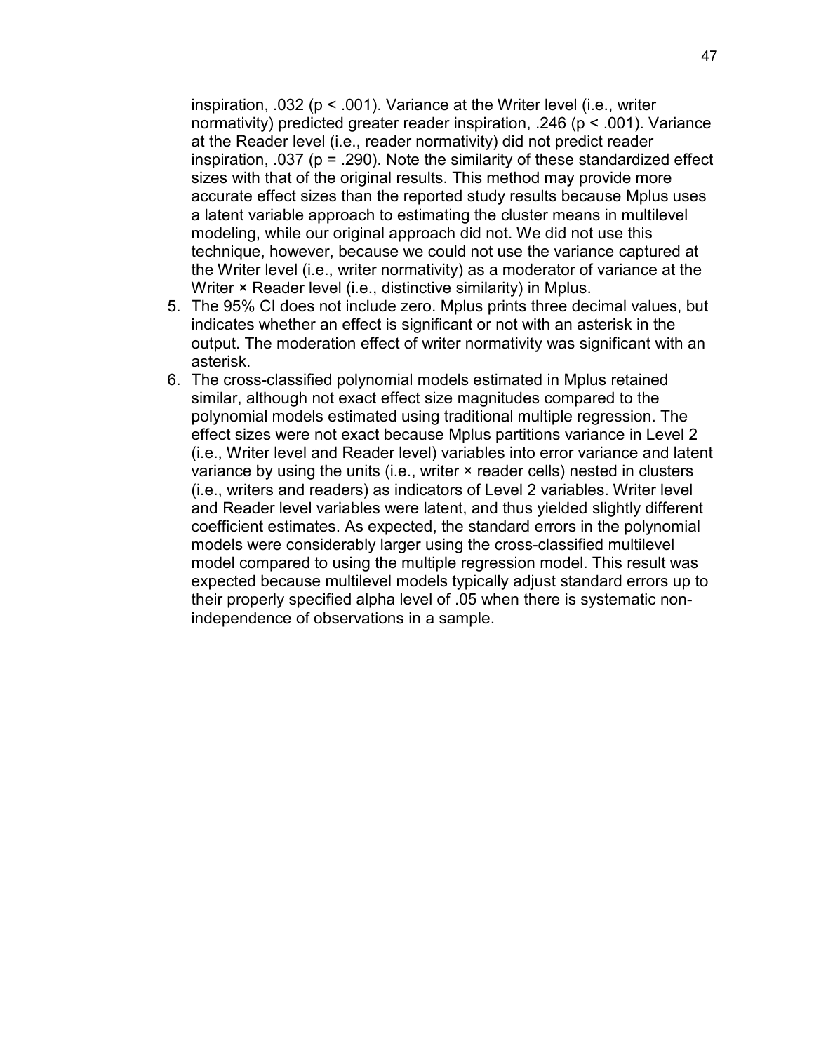inspiration, .032 ($p < .001$). Variance at the Writer level (i.e., writer normativity) predicted greater reader inspiration, .246 ($p < .001$). Variance at the Reader level (i.e., reader normativity) did not predict reader inspiration, .037 ($p = .290$). Note the similarity of these standardized effect sizes with that of the original results. This method may provide more accurate effect sizes than the reported study results because Mplus uses a latent variable approach to estimating the cluster means in multilevel modeling, while our original approach did not. We did not use this technique, however, because we could not use the variance captured at the Writer level (i.e., writer normativity) as a moderator of variance at the Writer × Reader level (i.e., distinctive similarity) in Mplus.

5. The 95% CI does not include zero. Mplus prints three decimal values, but indicates whether an effect is significant or not with an asterisk in the output. The moderation effect of writer normativity was significant with an asterisk.
6. The cross-classified polynomial models estimated in Mplus retained similar, although not exact effect size magnitudes compared to the polynomial models estimated using traditional multiple regression. The effect sizes were not exact because Mplus partitions variance in Level 2 (i.e., Writer level and Reader level) variables into error variance and latent variance by using the units (i.e., writer × reader cells) nested in clusters (i.e., writers and readers) as indicators of Level 2 variables. Writer level and Reader level variables were latent, and thus yielded slightly different coefficient estimates. As expected, the standard errors in the polynomial models were considerably larger using the cross-classified multilevel model compared to using the multiple regression model. This result was expected because multilevel models typically adjust standard errors up to their properly specified alpha level of .05 when there is systematic non-independence of observations in a sample.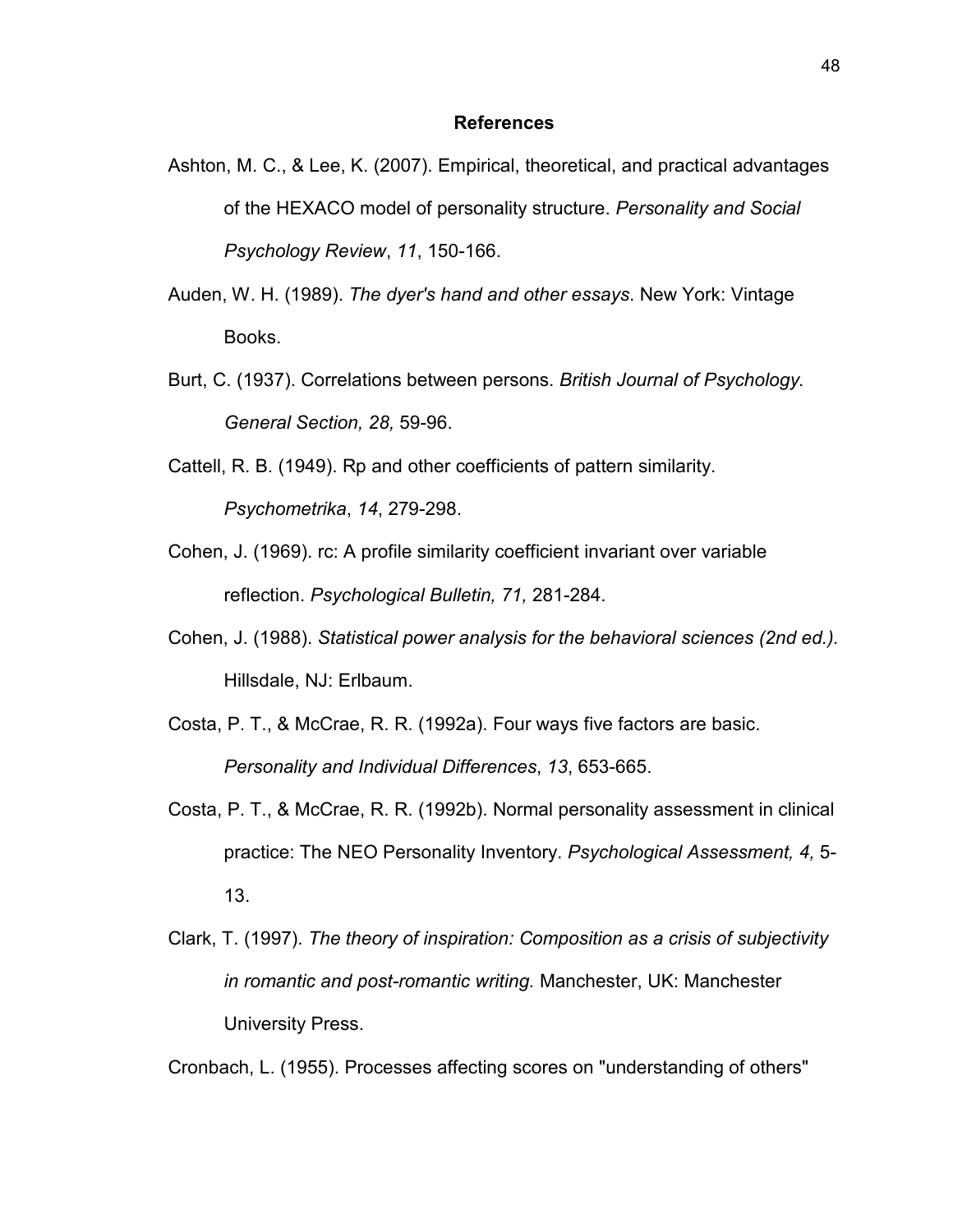## References

Ashton, M. C., & Lee, K. (2007). Empirical, theoretical, and practical advantages of the HEXACO model of personality structure. *Personality and Social Psychology Review*, *11*, 150-166.

Auden, W. H. (1989). *The dyer's hand and other essays*. New York: Vintage Books.

Burt, C. (1937). Correlations between persons. *British Journal of Psychology. General Section, 28,* 59-96.

Cattell, R. B. (1949). Rp and other coefficients of pattern similarity. *Psychometrika*, *14*, 279-298.

Cohen, J. (1969). rc: A profile similarity coefficient invariant over variable reflection. *Psychological Bulletin, 71,* 281-284.

Cohen, J. (1988). *Statistical power analysis for the behavioral sciences (2nd ed.).* Hillsdale, NJ: Erlbaum.

Costa, P. T., & McCrae, R. R. (1992a). Four ways five factors are basic. *Personality and Individual Differences*, *13*, 653-665.

Costa, P. T., & McCrae, R. R. (1992b). Normal personality assessment in clinical practice: The NEO Personality Inventory. *Psychological Assessment, 4,* 5-13.

Clark, T. (1997). *The theory of inspiration: Composition as a crisis of subjectivity in romantic and post-romantic writing.* Manchester, UK: Manchester University Press.

Cronbach, L. (1955). Processes affecting scores on "understanding of others"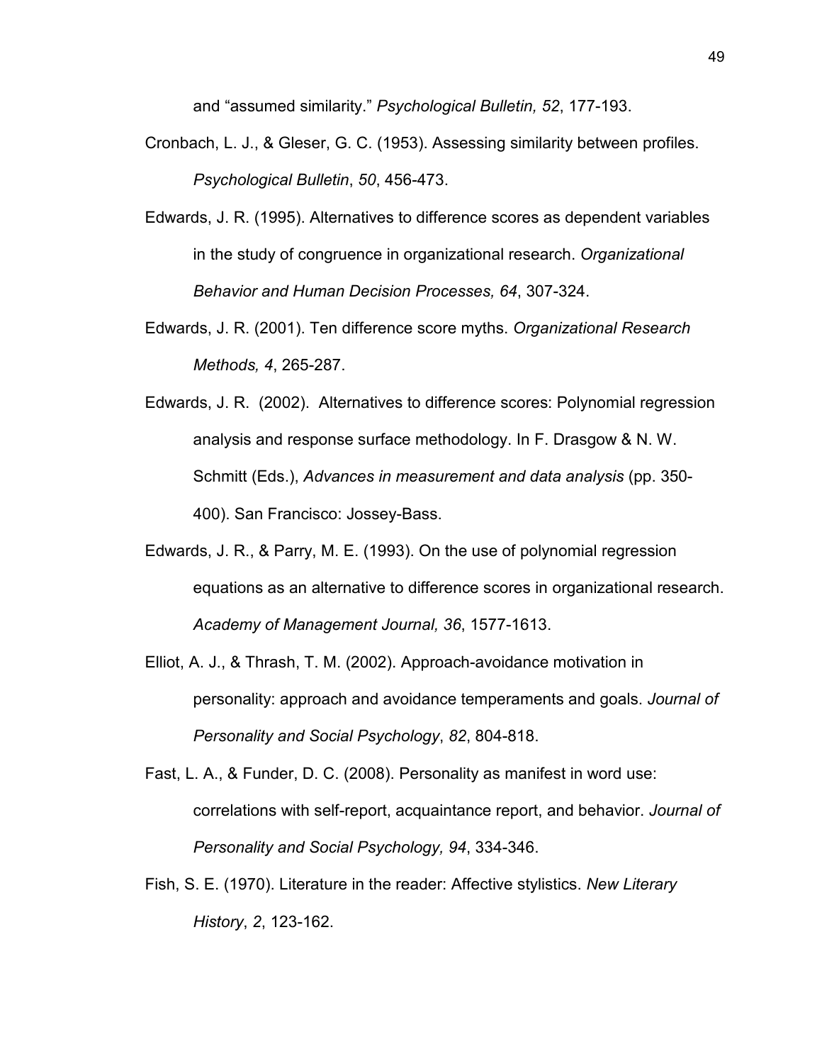and “assumed similarity.” *Psychological Bulletin, 52*, 177-193.

Cronbach, L. J., & Gleser, G. C. (1953). Assessing similarity between profiles. *Psychological Bulletin*, *50*, 456-473.

Edwards, J. R. (1995). Alternatives to difference scores as dependent variables in the study of congruence in organizational research. *Organizational Behavior and Human Decision Processes, 64*, 307-324.

Edwards, J. R. (2001). Ten difference score myths. *Organizational Research Methods, 4*, 265-287.

Edwards, J. R. (2002). Alternatives to difference scores: Polynomial regression analysis and response surface methodology. In F. Drasgow & N. W. Schmitt (Eds.), *Advances in measurement and data analysis* (pp. 350-400). San Francisco: Jossey-Bass.

Edwards, J. R., & Parry, M. E. (1993). On the use of polynomial regression equations as an alternative to difference scores in organizational research. *Academy of Management Journal, 36*, 1577-1613.

Elliot, A. J., & Thrash, T. M. (2002). Approach-avoidance motivation in personality: approach and avoidance temperaments and goals. *Journal of Personality and Social Psychology*, *82*, 804-818.

Fast, L. A., & Funder, D. C. (2008). Personality as manifest in word use: correlations with self-report, acquaintance report, and behavior. *Journal of Personality and Social Psychology, 94*, 334-346.

Fish, S. E. (1970). Literature in the reader: Affective stylistics. *New Literary History*, *2*, 123-162.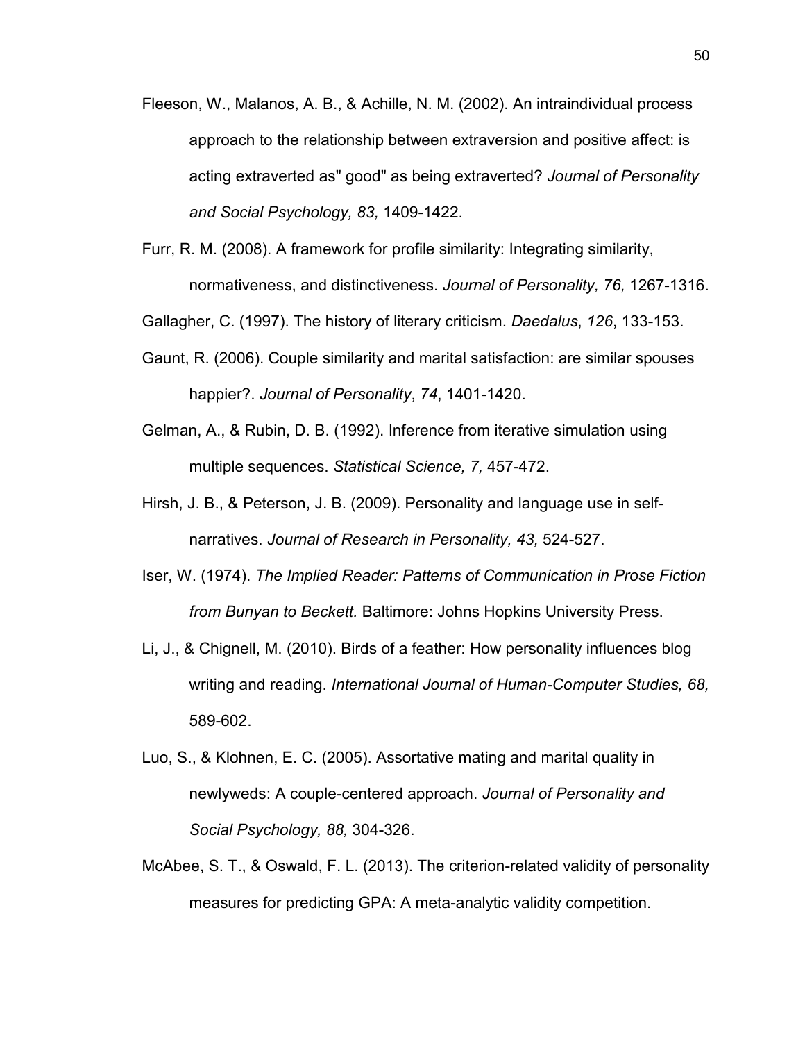Fleeson, W., Malanos, A. B., & Achille, N. M. (2002). An intraindividual process approach to the relationship between extraversion and positive affect: is acting extraverted as" good" as being extraverted? *Journal of Personality and Social Psychology, 83,* 1409-1422.

Furr, R. M. (2008). A framework for profile similarity: Integrating similarity, normativeness, and distinctiveness. *Journal of Personality, 76,* 1267-1316.

Gallagher, C. (1997). The history of literary criticism. *Daedalus*, *126*, 133-153.

Gaunt, R. (2006). Couple similarity and marital satisfaction: are similar spouses happier?. *Journal of Personality*, *74*, 1401-1420.

Gelman, A., & Rubin, D. B. (1992). Inference from iterative simulation using multiple sequences. *Statistical Science, 7,* 457-472.

Hirsh, J. B., & Peterson, J. B. (2009). Personality and language use in self-narratives. *Journal of Research in Personality, 43,* 524-527.

Iser, W. (1974). *The Implied Reader: Patterns of Communication in Prose Fiction from Bunyan to Beckett.* Baltimore: Johns Hopkins University Press.

Li, J., & Chignell, M. (2010). Birds of a feather: How personality influences blog writing and reading. *International Journal of Human-Computer Studies, 68,* 589-602.

Luo, S., & Klohnen, E. C. (2005). Assortative mating and marital quality in newlyweds: A couple-centered approach. *Journal of Personality and Social Psychology, 88,* 304-326.

McAbee, S. T., & Oswald, F. L. (2013). The criterion-related validity of personality measures for predicting GPA: A meta-analytic validity competition.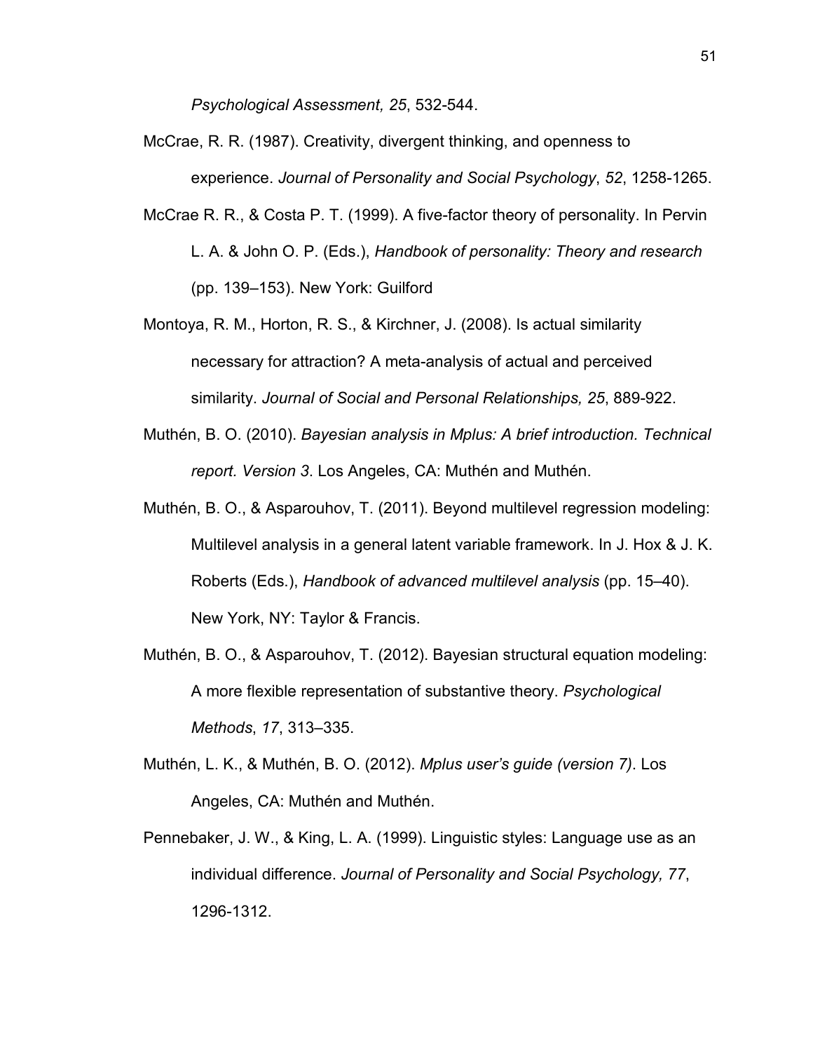*Psychological Assessment, 25*, 532-544.

McCrae, R. R. (1987). Creativity, divergent thinking, and openness to experience. *Journal of Personality and Social Psychology*, *52*, 1258-1265.

McCrae R. R., & Costa P. T. (1999). A five-factor theory of personality. In Pervin L. A. & John O. P. (Eds.), *Handbook of personality: Theory and research* (pp. 139–153). New York: Guilford

Montoya, R. M., Horton, R. S., & Kirchner, J. (2008). Is actual similarity necessary for attraction? A meta-analysis of actual and perceived similarity. *Journal of Social and Personal Relationships, 25*, 889-922.

Muthén, B. O. (2010). *Bayesian analysis in Mplus: A brief introduction. Technical report. Version 3*. Los Angeles, CA: Muthén and Muthén.

Muthén, B. O., & Asparouhov, T. (2011). Beyond multilevel regression modeling: Multilevel analysis in a general latent variable framework. In J. Hox & J. K. Roberts (Eds.), *Handbook of advanced multilevel analysis* (pp. 15–40). New York, NY: Taylor & Francis.

Muthén, B. O., & Asparouhov, T. (2012). Bayesian structural equation modeling: A more flexible representation of substantive theory. *Psychological Methods*, *17*, 313–335.

Muthén, L. K., & Muthén, B. O. (2012). *Mplus user's guide (version 7)*. Los Angeles, CA: Muthén and Muthén.

Pennebaker, J. W., & King, L. A. (1999). Linguistic styles: Language use as an individual difference. *Journal of Personality and Social Psychology, 77*, 1296-1312.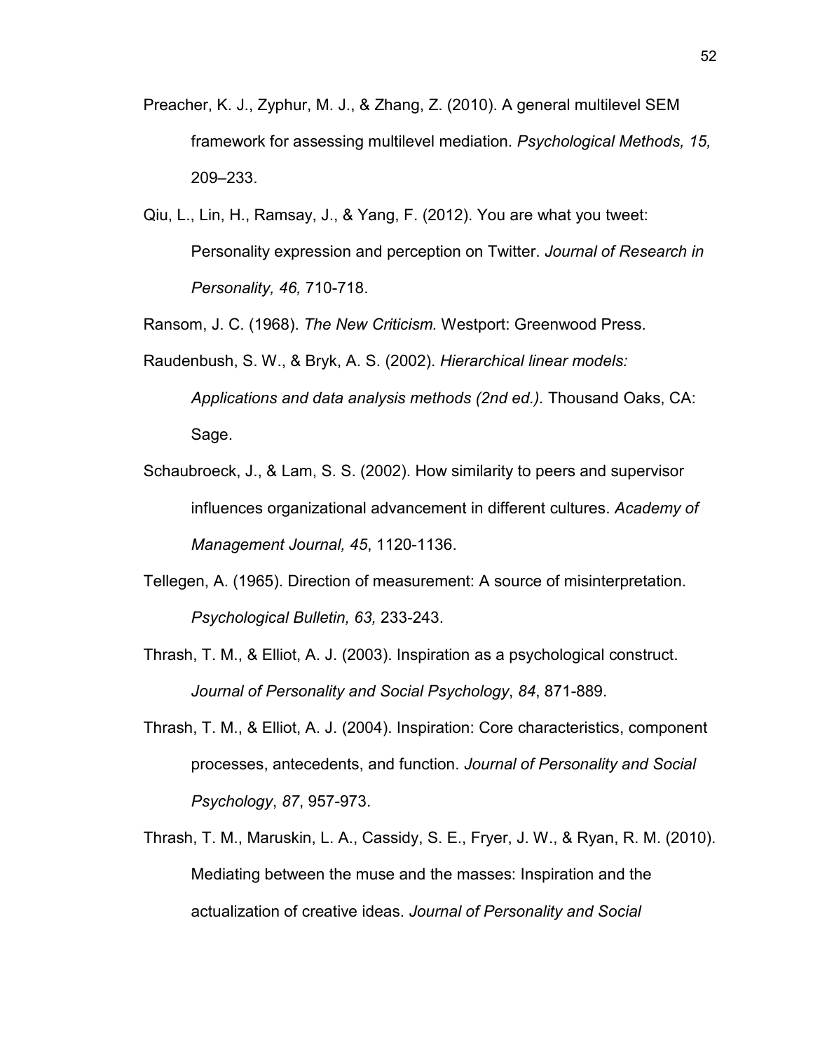Preacher, K. J., Zyphur, M. J., & Zhang, Z. (2010). A general multilevel SEM framework for assessing multilevel mediation. *Psychological Methods, 15,* 209–233.

Qiu, L., Lin, H., Ramsay, J., & Yang, F. (2012). You are what you tweet: Personality expression and perception on Twitter. *Journal of Research in Personality, 46,* 710-718.

Ransom, J. C. (1968). *The New Criticism.* Westport: Greenwood Press.

Raudenbush, S. W., & Bryk, A. S. (2002). *Hierarchical linear models: Applications and data analysis methods (2nd ed.).* Thousand Oaks, CA: Sage.

Schaubroeck, J., & Lam, S. S. (2002). How similarity to peers and supervisor influences organizational advancement in different cultures. *Academy of Management Journal, 45*, 1120-1136.

Tellegen, A. (1965). Direction of measurement: A source of misinterpretation. *Psychological Bulletin, 63,* 233-243.

Thrash, T. M., & Elliot, A. J. (2003). Inspiration as a psychological construct. *Journal of Personality and Social Psychology*, *84*, 871-889.

Thrash, T. M., & Elliot, A. J. (2004). Inspiration: Core characteristics, component processes, antecedents, and function. *Journal of Personality and Social Psychology*, *87*, 957-973.

Thrash, T. M., Maruskin, L. A., Cassidy, S. E., Fryer, J. W., & Ryan, R. M. (2010). Mediating between the muse and the masses: Inspiration and the actualization of creative ideas. *Journal of Personality and Social*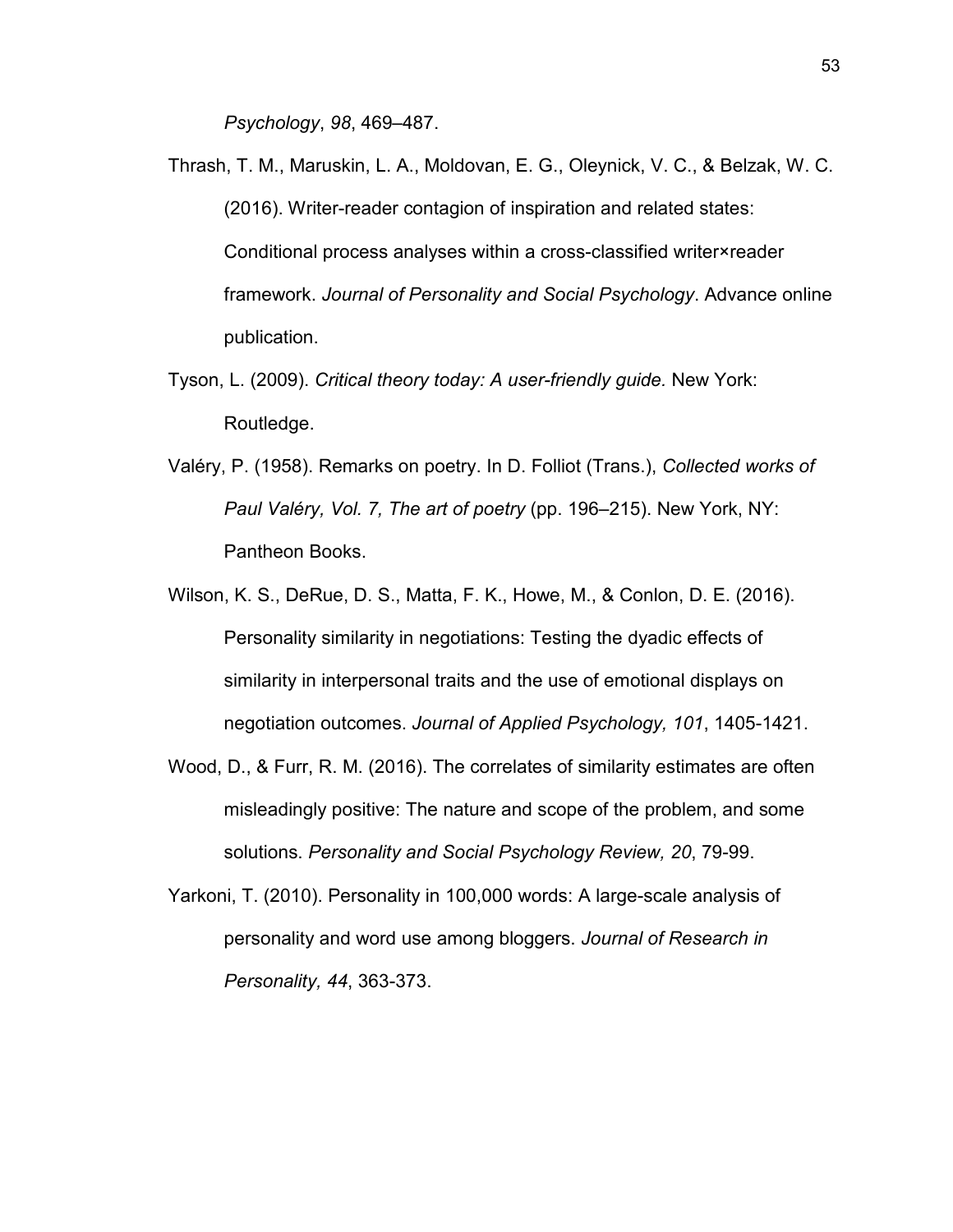*Psychology*, *98*, 469–487.

Thrash, T. M., Maruskin, L. A., Moldovan, E. G., Oleynick, V. C., & Belzak, W. C. (2016). Writer-reader contagion of inspiration and related states: Conditional process analyses within a cross-classified writer×reader framework. *Journal of Personality and Social Psychology*. Advance online publication.

Tyson, L. (2009). *Critical theory today: A user-friendly guide.* New York: Routledge.

Valéry, P. (1958). Remarks on poetry. In D. Folliot (Trans.), *Collected works of Paul Valéry, Vol. 7, The art of poetry* (pp. 196–215). New York, NY: Pantheon Books.

Wilson, K. S., DeRue, D. S., Matta, F. K., Howe, M., & Conlon, D. E. (2016). Personality similarity in negotiations: Testing the dyadic effects of similarity in interpersonal traits and the use of emotional displays on negotiation outcomes. *Journal of Applied Psychology, 101*, 1405-1421.

Wood, D., & Furr, R. M. (2016). The correlates of similarity estimates are often misleadingly positive: The nature and scope of the problem, and some solutions. *Personality and Social Psychology Review, 20*, 79-99.

Yarkoni, T. (2010). Personality in 100,000 words: A large-scale analysis of personality and word use among bloggers. *Journal of Research in Personality, 44*, 363-373.